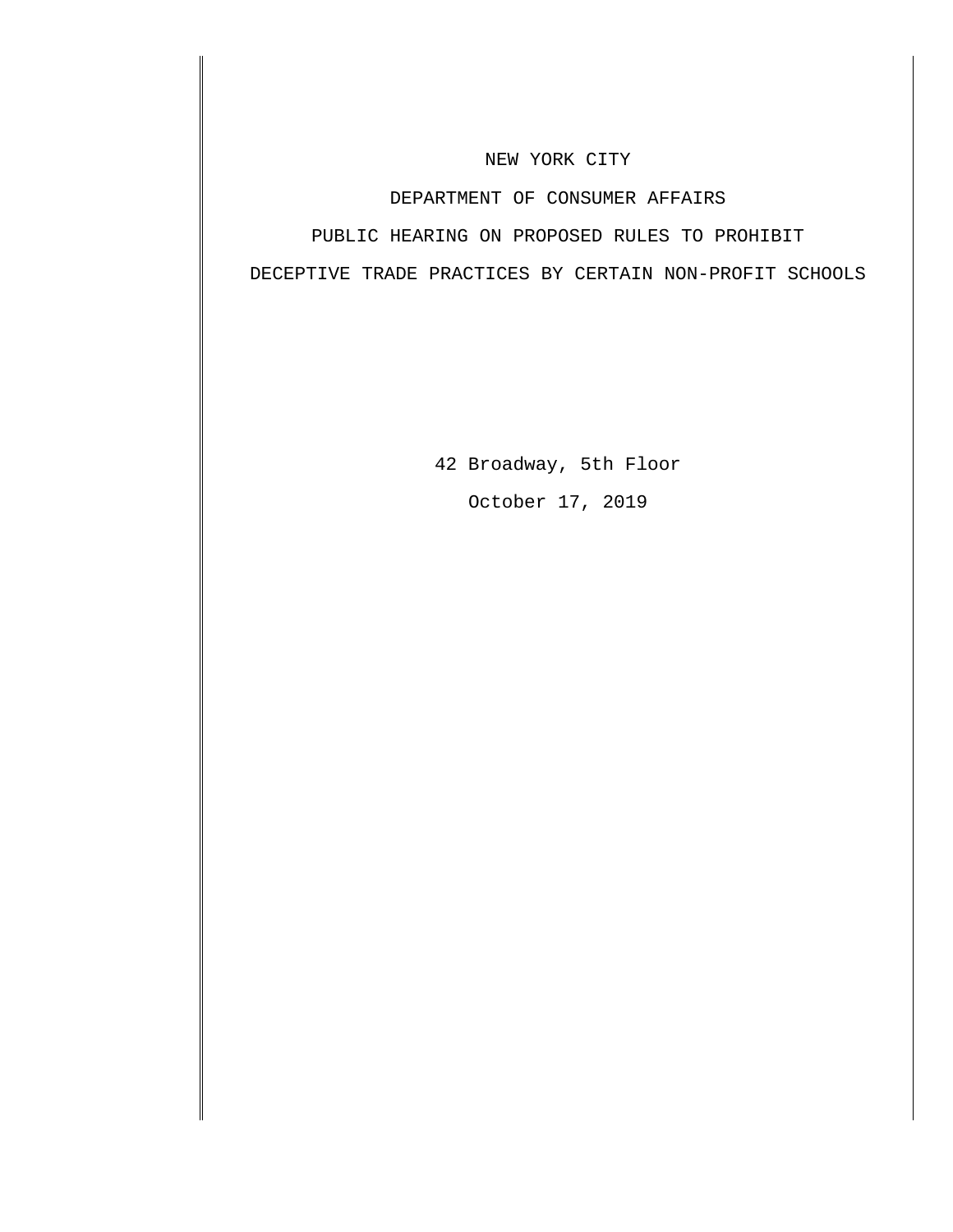NEW YORK CITY

DEPARTMENT OF CONSUMER AFFAIRS

PUBLIC HEARING ON PROPOSED RULES TO PROHIBIT

DECEPTIVE TRADE PRACTICES BY CERTAIN NON-PROFIT SCHOOLS

42 Broadway, 5th Floor

October 17, 2019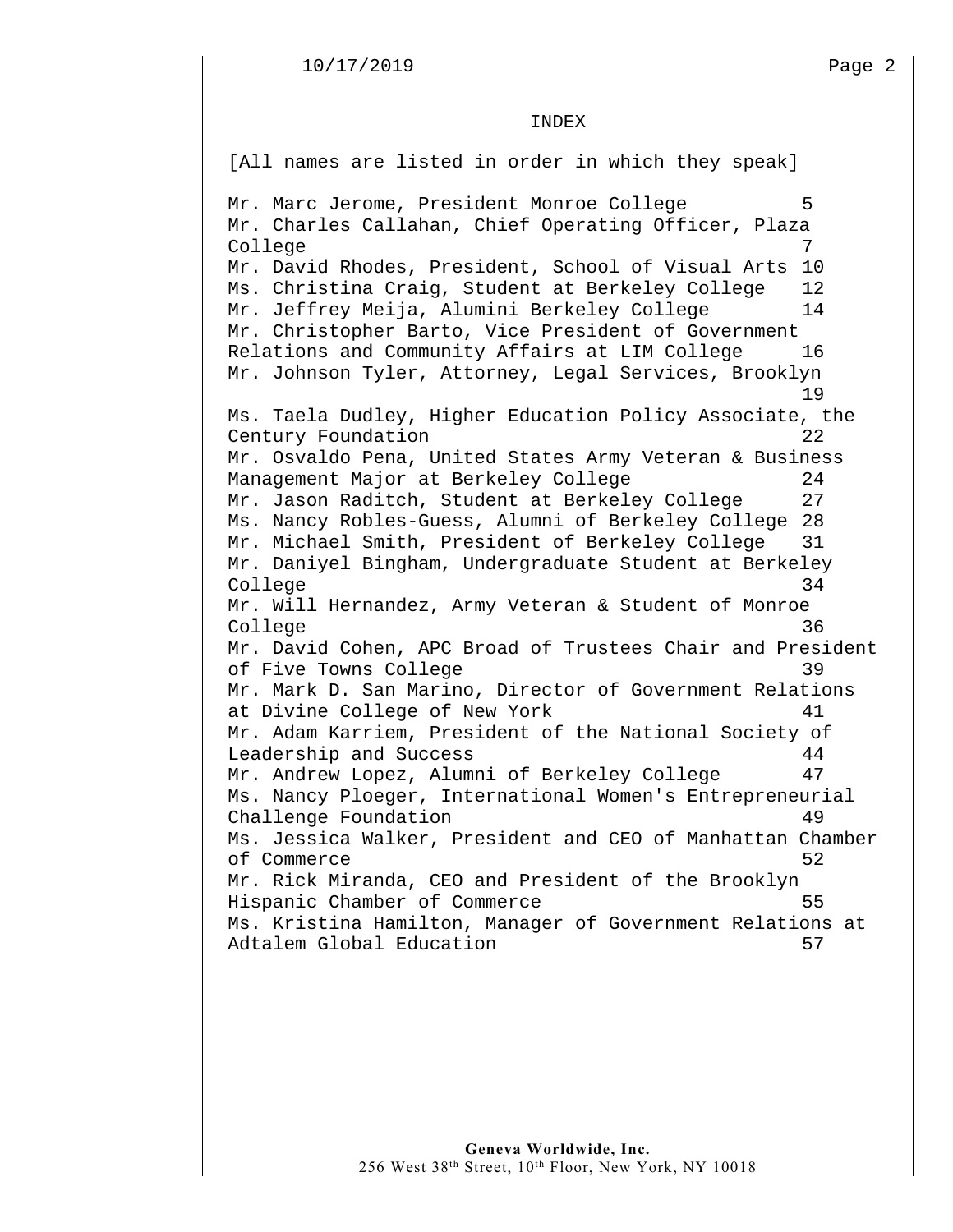# INDEX

[All names are listed in order in which they speak]

| Speaker | Page |
|---|---|
| Mr. Marc Jerome, President Monroe College | 5 |
| Mr. Charles Callahan, Chief Operating Officer, Plaza College | 7 |
| Mr. David Rhodes, President, School of Visual Arts | 10 |
| Ms. Christina Craig, Student at Berkeley College | 12 |
| Mr. Jeffrey Meija, Alumini Berkeley College | 14 |
| Mr. Christopher Barto, Vice President of Government Relations and Community Affairs at LIM College | 16 |
| Mr. Johnson Tyler, Attorney, Legal Services, Brooklyn | 19 |
| Ms. Taela Dudley, Higher Education Policy Associate, the Century Foundation | 22 |
| Mr. Osvaldo Pena, United States Army Veteran & Business Management Major at Berkeley College | 24 |
| Mr. Jason Raditch, Student at Berkeley College | 27 |
| Ms. Nancy Robles-Guess, Alumni of Berkeley College | 28 |
| Mr. Michael Smith, President of Berkeley College | 31 |
| Mr. Daniyel Bingham, Undergraduate Student at Berkeley College | 34 |
| Mr. Will Hernandez, Army Veteran & Student of Monroe College | 36 |
| Mr. David Cohen, APC Broad of Trustees Chair and President of Five Towns College | 39 |
| Mr. Mark D. San Marino, Director of Government Relations at Divine College of New York | 41 |
| Mr. Adam Karriem, President of the National Society of Leadership and Success | 44 |
| Mr. Andrew Lopez, Alumni of Berkeley College | 47 |
| Ms. Nancy Ploeger, International Women's Entrepreneurial Challenge Foundation | 49 |
| Ms. Jessica Walker, President and CEO of Manhattan Chamber of Commerce | 52 |
| Mr. Rick Miranda, CEO and President of the Brooklyn Hispanic Chamber of Commerce | 55 |
| Ms. Kristina Hamilton, Manager of Government Relations at Adtalem Global Education | 57 |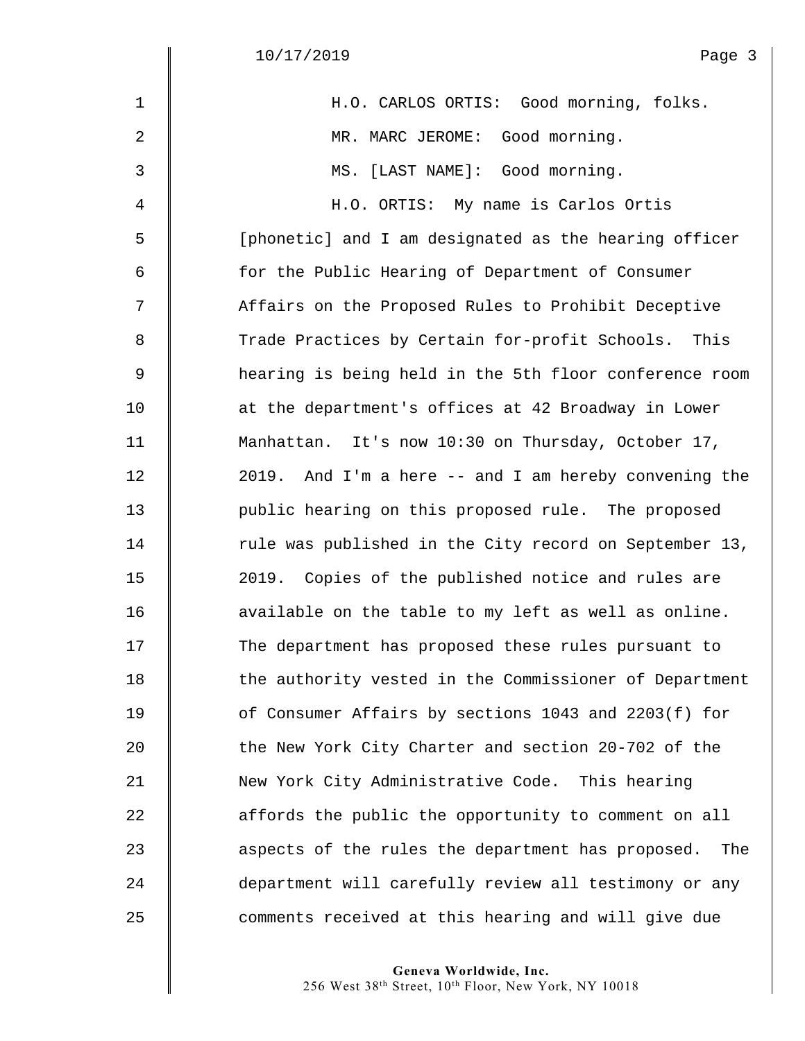H.O. CARLOS ORTIS: Good morning, folks.

MR. MARC JEROME: Good morning.

MS. [LAST NAME]: Good morning.

H.O. ORTIS: My name is Carlos Ortis [phonetic] and I am designated as the hearing officer for the Public Hearing of Department of Consumer Affairs on the Proposed Rules to Prohibit Deceptive Trade Practices by Certain for-profit Schools. This hearing is being held in the 5th floor conference room at the department's offices at 42 Broadway in Lower Manhattan. It's now 10:30 on Thursday, October 17, 2019. And I'm a here -- and I am hereby convening the public hearing on this proposed rule. The proposed rule was published in the City record on September 13, 2019. Copies of the published notice and rules are available on the table to my left as well as online. The department has proposed these rules pursuant to the authority vested in the Commissioner of Department of Consumer Affairs by sections 1043 and 2203(f) for the New York City Charter and section 20-702 of the New York City Administrative Code. This hearing affords the public the opportunity to comment on all aspects of the rules the department has proposed. The department will carefully review all testimony or any comments received at this hearing and will give due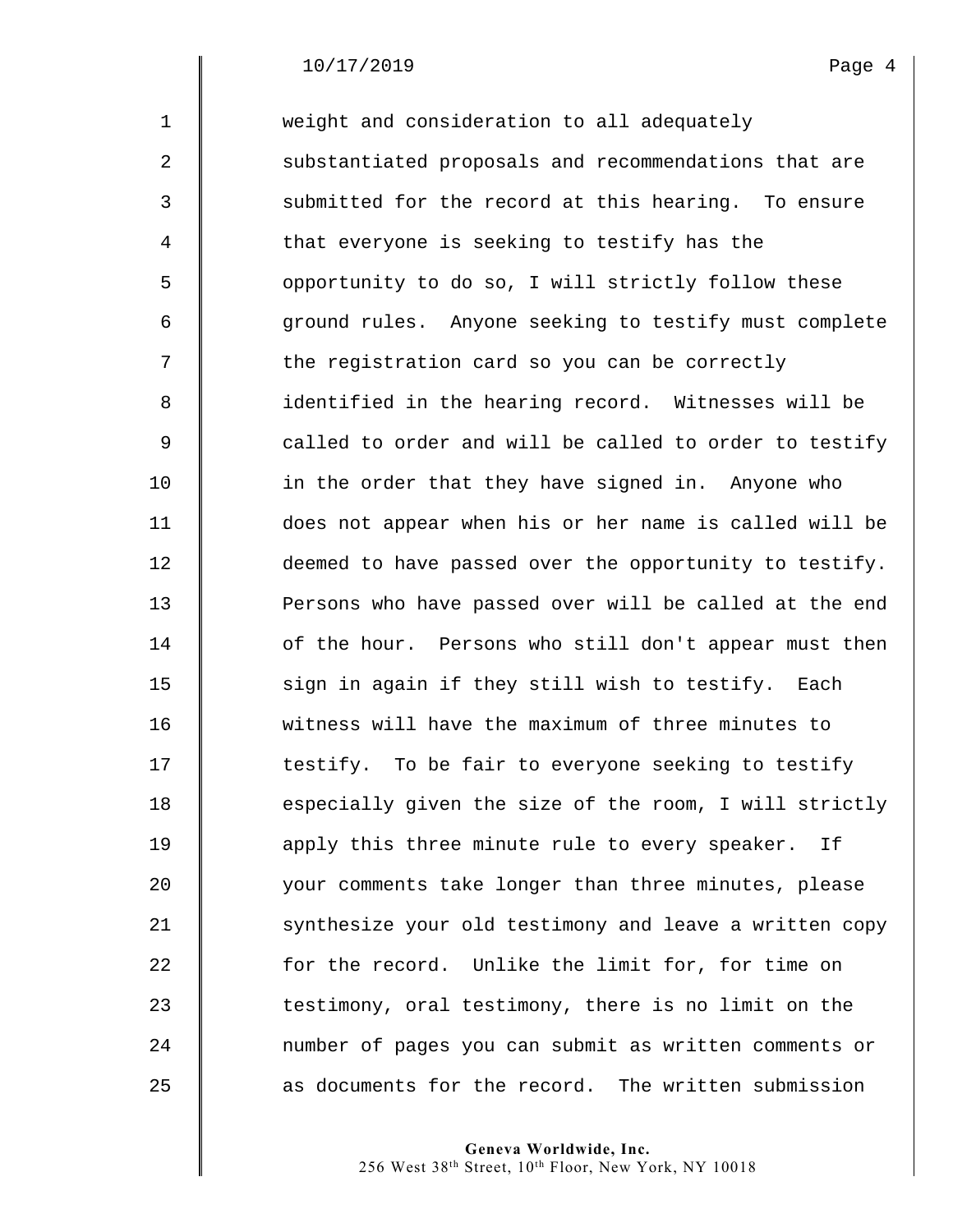weight and consideration to all adequately substantiated proposals and recommendations that are submitted for the record at this hearing. To ensure that everyone is seeking to testify has the opportunity to do so, I will strictly follow these ground rules. Anyone seeking to testify must complete the registration card so you can be correctly identified in the hearing record. Witnesses will be called to order and will be called to order to testify in the order that they have signed in. Anyone who does not appear when his or her name is called will be deemed to have passed over the opportunity to testify. Persons who have passed over will be called at the end of the hour. Persons who still don't appear must then sign in again if they still wish to testify. Each witness will have the maximum of three minutes to testify. To be fair to everyone seeking to testify especially given the size of the room, I will strictly apply this three minute rule to every speaker. If your comments take longer than three minutes, please synthesize your old testimony and leave a written copy for the record. Unlike the limit for, for time on testimony, oral testimony, there is no limit on the number of pages you can submit as written comments or as documents for the record. The written submission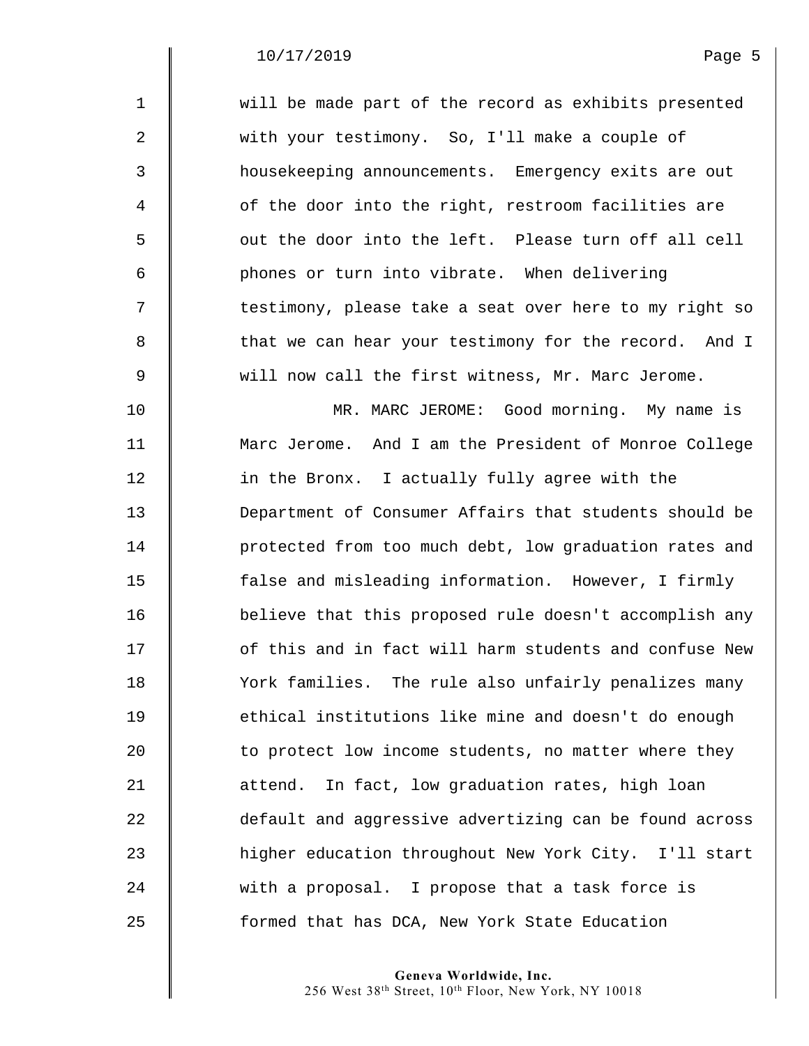will be made part of the record as exhibits presented with your testimony. So, I'll make a couple of housekeeping announcements. Emergency exits are out of the door into the right, restroom facilities are out the door into the left. Please turn off all cell phones or turn into vibrate. When delivering testimony, please take a seat over here to my right so that we can hear your testimony for the record. And I will now call the first witness, Mr. Marc Jerome.

MR. MARC JEROME: Good morning. My name is Marc Jerome. And I am the President of Monroe College in the Bronx. I actually fully agree with the Department of Consumer Affairs that students should be protected from too much debt, low graduation rates and false and misleading information. However, I firmly believe that this proposed rule doesn't accomplish any of this and in fact will harm students and confuse New York families. The rule also unfairly penalizes many ethical institutions like mine and doesn't do enough to protect low income students, no matter where they attend. In fact, low graduation rates, high loan default and aggressive advertizing can be found across higher education throughout New York City. I'll start with a proposal. I propose that a task force is formed that has DCA, New York State Education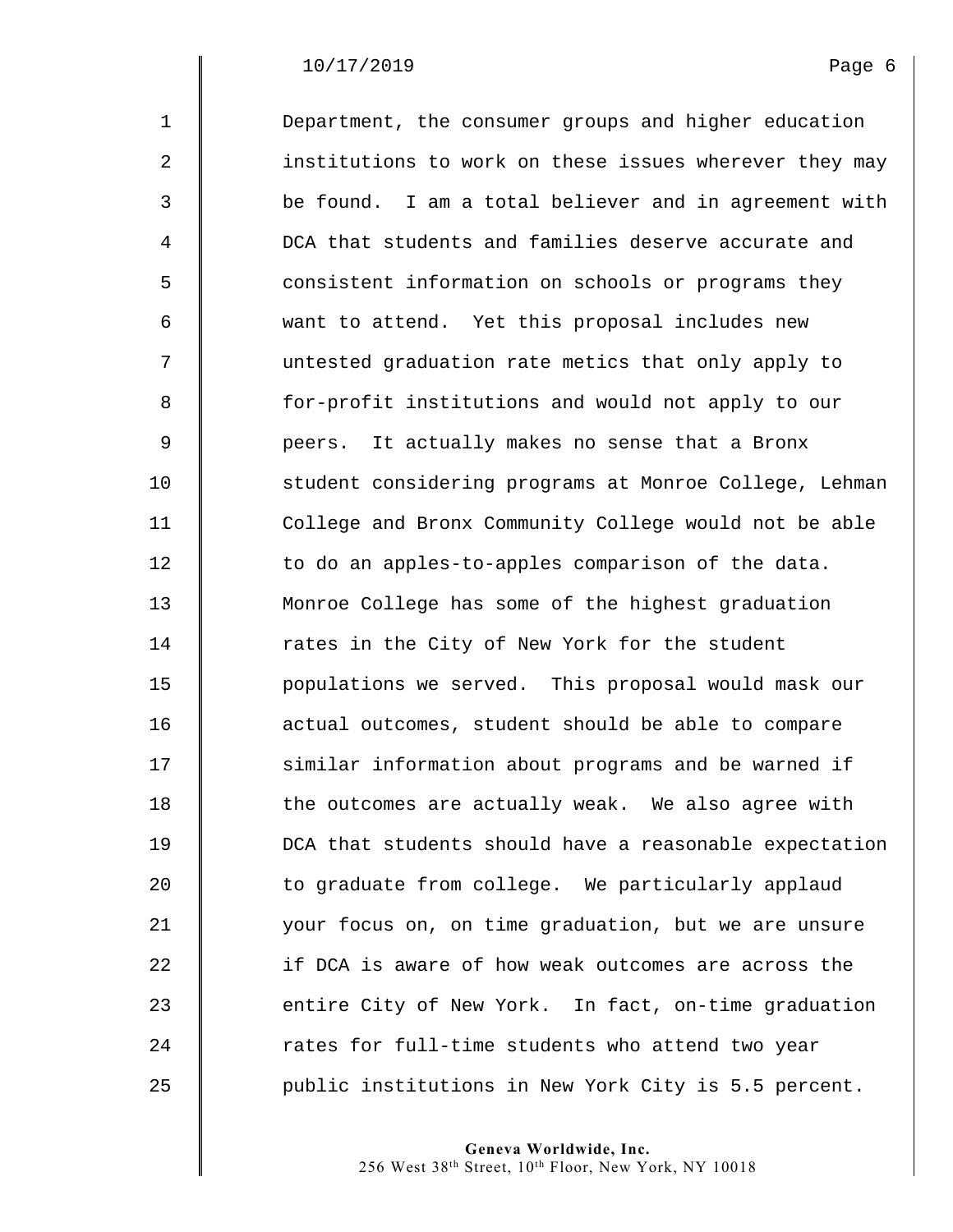Department, the consumer groups and higher education institutions to work on these issues wherever they may be found. I am a total believer and in agreement with DCA that students and families deserve accurate and consistent information on schools or programs they want to attend. Yet this proposal includes new untested graduation rate metics that only apply to for-profit institutions and would not apply to our peers. It actually makes no sense that a Bronx student considering programs at Monroe College, Lehman College and Bronx Community College would not be able to do an apples-to-apples comparison of the data. Monroe College has some of the highest graduation rates in the City of New York for the student populations we served. This proposal would mask our actual outcomes, student should be able to compare similar information about programs and be warned if the outcomes are actually weak. We also agree with DCA that students should have a reasonable expectation to graduate from college. We particularly applaud your focus on, on time graduation, but we are unsure if DCA is aware of how weak outcomes are across the entire City of New York. In fact, on-time graduation rates for full-time students who attend two year public institutions in New York City is 5.5 percent.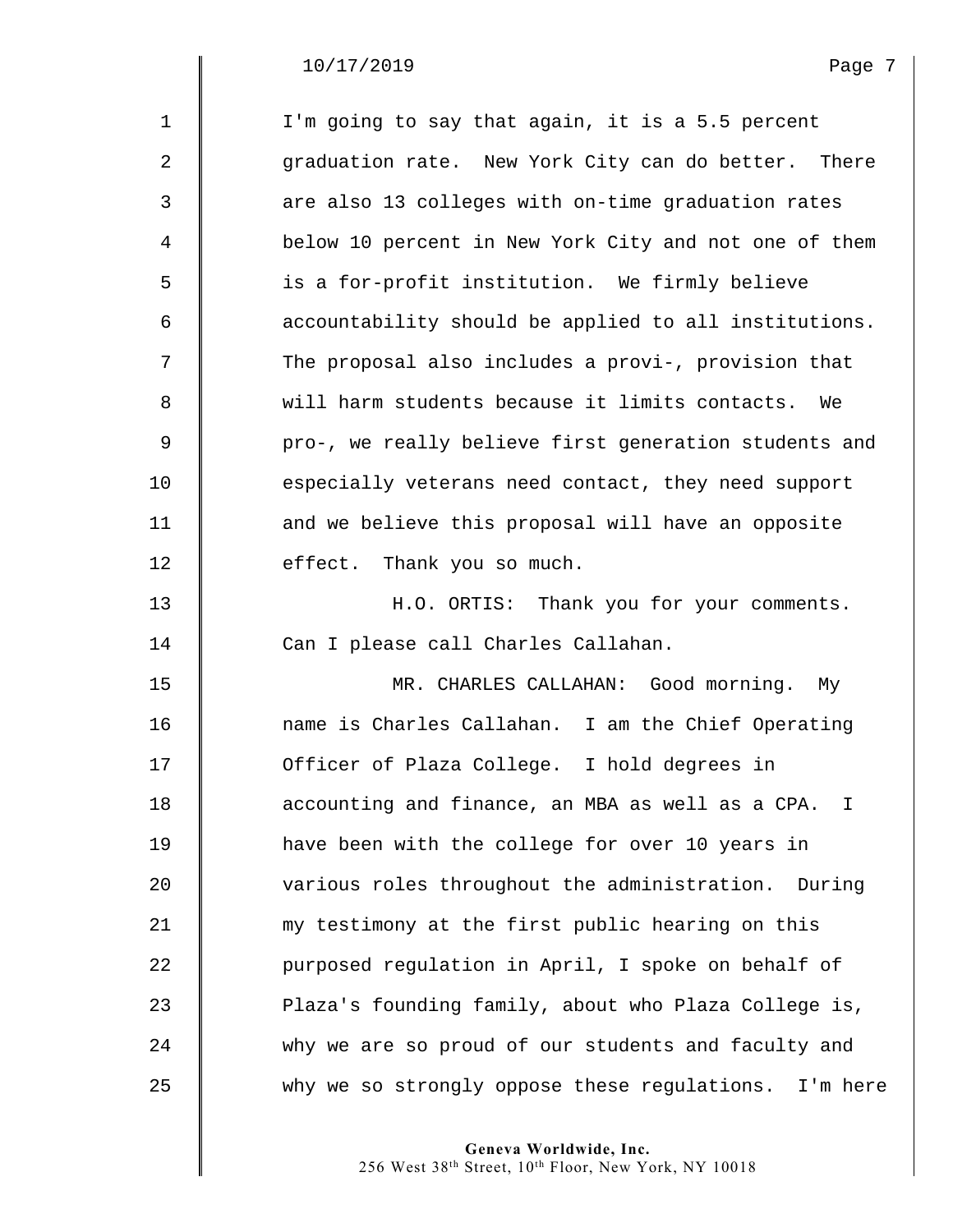I'm going to say that again, it is a 5.5 percent graduation rate. New York City can do better. There are also 13 colleges with on-time graduation rates below 10 percent in New York City and not one of them is a for-profit institution. We firmly believe accountability should be applied to all institutions. The proposal also includes a provi-, provision that will harm students because it limits contacts. We pro-, we really believe first generation students and especially veterans need contact, they need support and we believe this proposal will have an opposite effect. Thank you so much.

H.O. ORTIS: Thank you for your comments. Can I please call Charles Callahan.

MR. CHARLES CALLAHAN: Good morning. My name is Charles Callahan. I am the Chief Operating Officer of Plaza College. I hold degrees in accounting and finance, an MBA as well as a CPA. I have been with the college for over 10 years in various roles throughout the administration. During my testimony at the first public hearing on this purposed regulation in April, I spoke on behalf of Plaza's founding family, about who Plaza College is, why we are so proud of our students and faculty and why we so strongly oppose these regulations. I'm here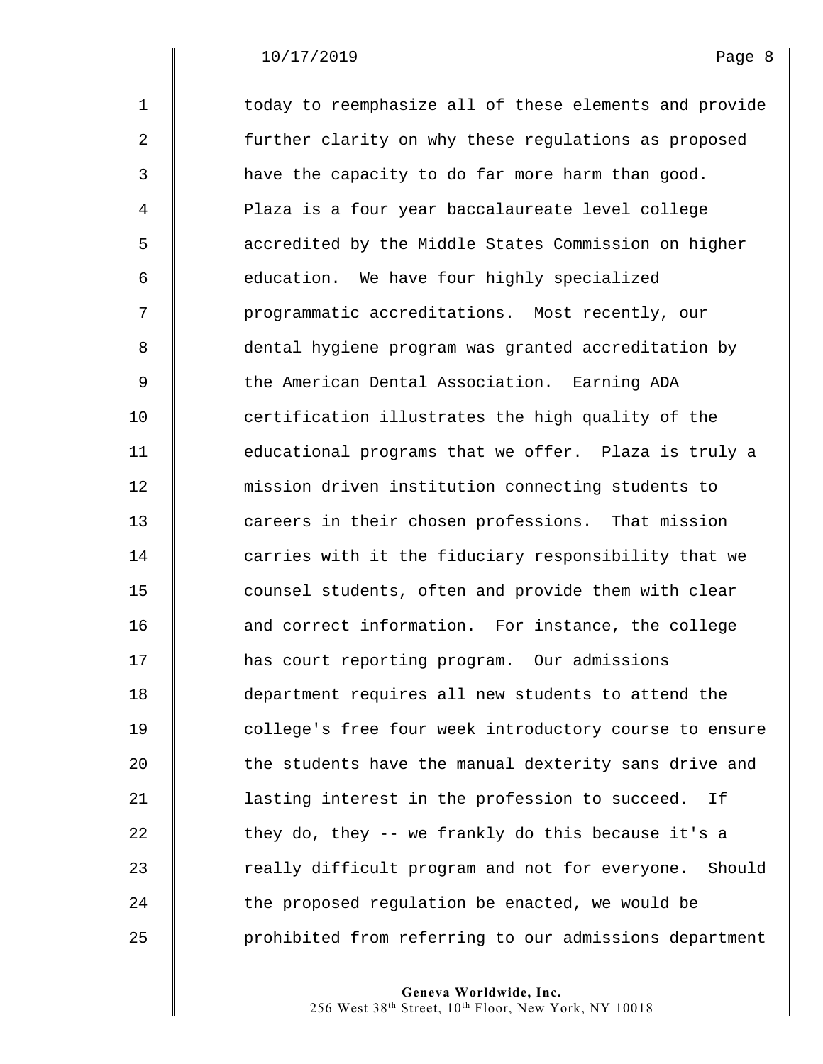today to reemphasize all of these elements and provide further clarity on why these regulations as proposed have the capacity to do far more harm than good. Plaza is a four year baccalaureate level college accredited by the Middle States Commission on higher education. We have four highly specialized programmatic accreditations. Most recently, our dental hygiene program was granted accreditation by the American Dental Association. Earning ADA certification illustrates the high quality of the educational programs that we offer. Plaza is truly a mission driven institution connecting students to careers in their chosen professions. That mission carries with it the fiduciary responsibility that we counsel students, often and provide them with clear and correct information. For instance, the college has court reporting program. Our admissions department requires all new students to attend the college's free four week introductory course to ensure the students have the manual dexterity sans drive and lasting interest in the profession to succeed. If they do, they -- we frankly do this because it's a really difficult program and not for everyone. Should the proposed regulation be enacted, we would be prohibited from referring to our admissions department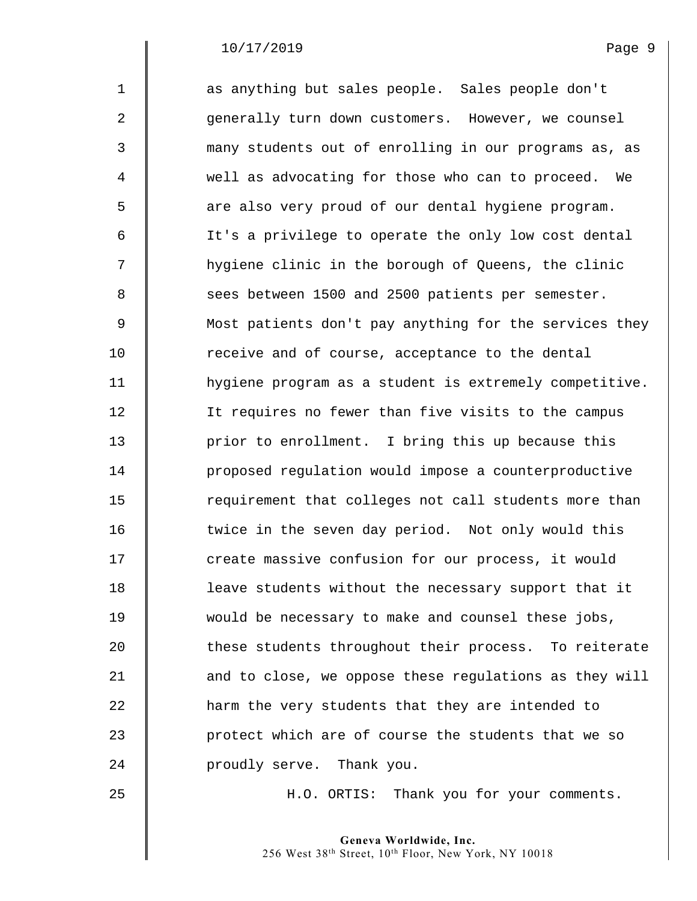as anything but sales people. Sales people don't generally turn down customers. However, we counsel many students out of enrolling in our programs as, as well as advocating for those who can to proceed. We are also very proud of our dental hygiene program. It's a privilege to operate the only low cost dental hygiene clinic in the borough of Queens, the clinic sees between 1500 and 2500 patients per semester. Most patients don't pay anything for the services they receive and of course, acceptance to the dental hygiene program as a student is extremely competitive. It requires no fewer than five visits to the campus prior to enrollment. I bring this up because this proposed regulation would impose a counterproductive requirement that colleges not call students more than twice in the seven day period. Not only would this create massive confusion for our process, it would leave students without the necessary support that it would be necessary to make and counsel these jobs, these students throughout their process. To reiterate and to close, we oppose these regulations as they will harm the very students that they are intended to protect which are of course the students that we so proudly serve. Thank you.

H.O. ORTIS: Thank you for your comments.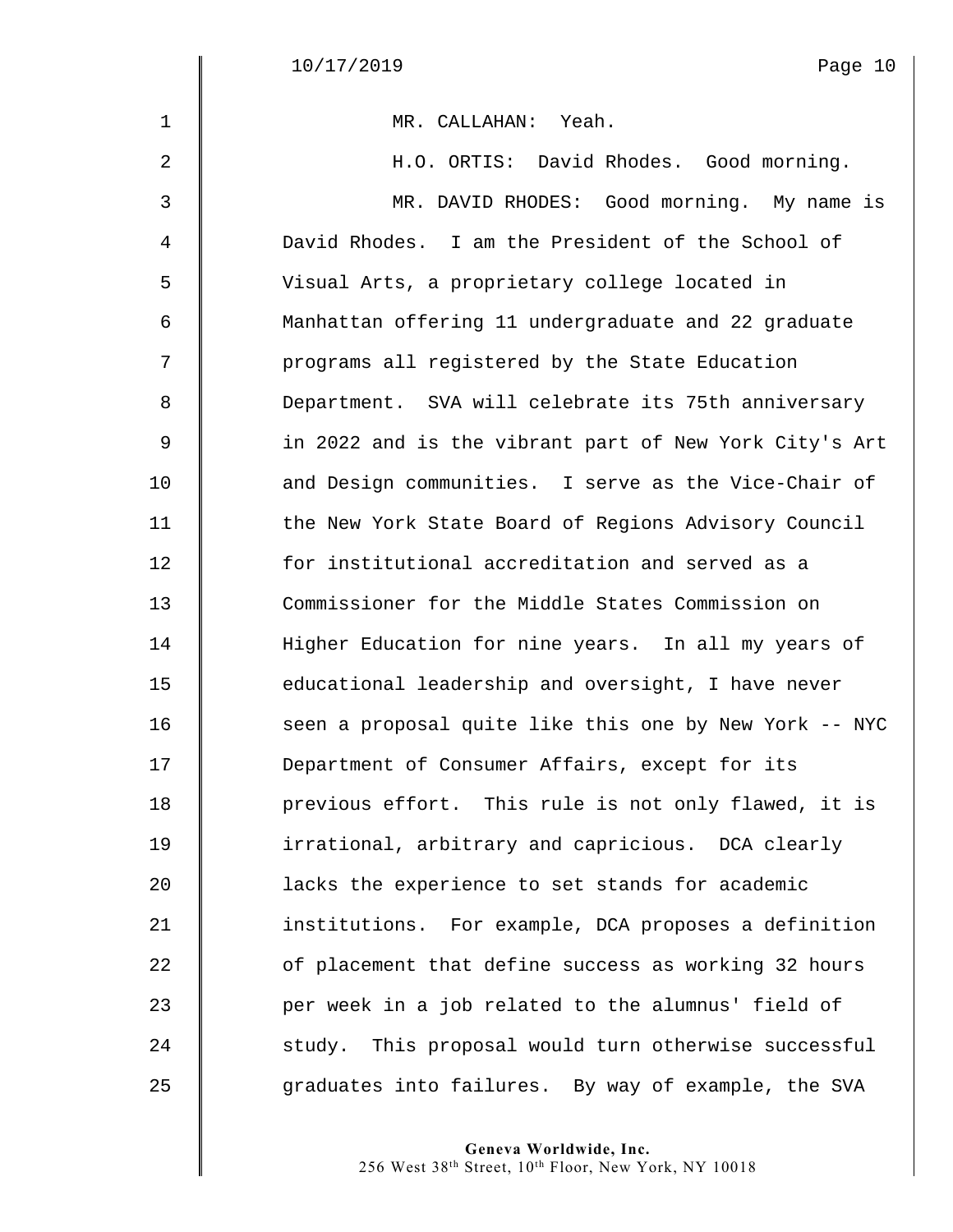MR. CALLAHAN: Yeah.

H.O. ORTIS: David Rhodes. Good morning.

MR. DAVID RHODES: Good morning. My name is David Rhodes. I am the President of the School of Visual Arts, a proprietary college located in Manhattan offering 11 undergraduate and 22 graduate programs all registered by the State Education Department. SVA will celebrate its 75th anniversary in 2022 and is the vibrant part of New York City's Art and Design communities. I serve as the Vice-Chair of the New York State Board of Regions Advisory Council for institutional accreditation and served as a Commissioner for the Middle States Commission on Higher Education for nine years. In all my years of educational leadership and oversight, I have never seen a proposal quite like this one by New York -- NYC Department of Consumer Affairs, except for its previous effort. This rule is not only flawed, it is irrational, arbitrary and capricious. DCA clearly lacks the experience to set stands for academic institutions. For example, DCA proposes a definition of placement that define success as working 32 hours per week in a job related to the alumnus' field of study. This proposal would turn otherwise successful graduates into failures. By way of example, the SVA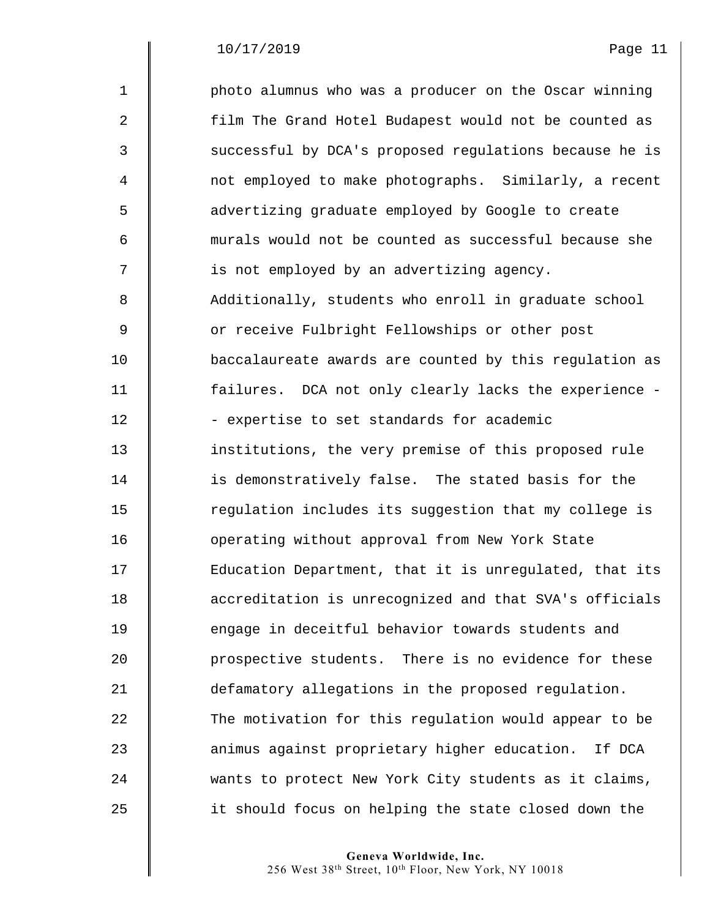photo alumnus who was a producer on the Oscar winning film The Grand Hotel Budapest would not be counted as successful by DCA's proposed regulations because he is not employed to make photographs. Similarly, a recent advertizing graduate employed by Google to create murals would not be counted as successful because she is not employed by an advertizing agency. Additionally, students who enroll in graduate school or receive Fulbright Fellowships or other post baccalaureate awards are counted by this regulation as failures. DCA not only clearly lacks the experience -- expertise to set standards for academic institutions, the very premise of this proposed rule is demonstratively false. The stated basis for the regulation includes its suggestion that my college is operating without approval from New York State Education Department, that it is unregulated, that its accreditation is unrecognized and that SVA's officials engage in deceitful behavior towards students and prospective students. There is no evidence for these defamatory allegations in the proposed regulation. The motivation for this regulation would appear to be animus against proprietary higher education. If DCA wants to protect New York City students as it claims, it should focus on helping the state closed down the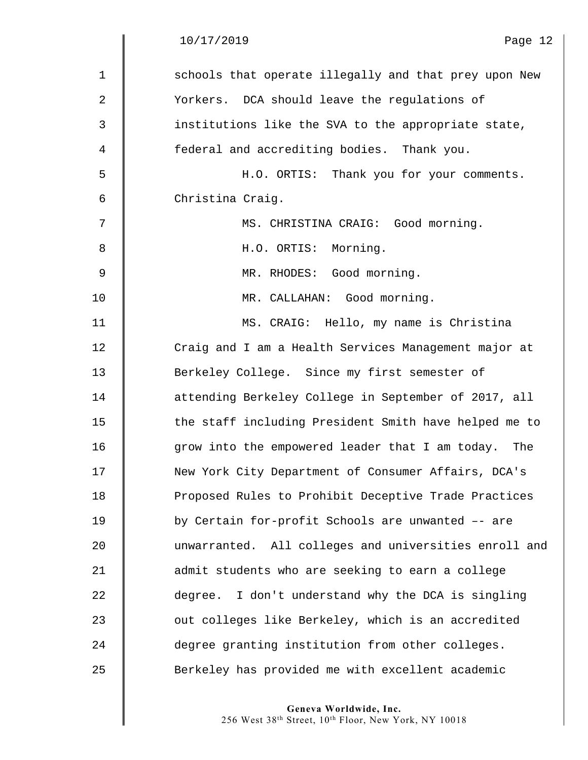schools that operate illegally and that prey upon New Yorkers. DCA should leave the regulations of institutions like the SVA to the appropriate state, federal and accrediting bodies. Thank you.

H.O. ORTIS: Thank you for your comments. Christina Craig.

MS. CHRISTINA CRAIG: Good morning.

H.O. ORTIS: Morning.

MR. RHODES: Good morning.

MR. CALLAHAN: Good morning.

MS. CRAIG: Hello, my name is Christina Craig and I am a Health Services Management major at Berkeley College. Since my first semester of attending Berkeley College in September of 2017, all the staff including President Smith have helped me to grow into the empowered leader that I am today. The New York City Department of Consumer Affairs, DCA's Proposed Rules to Prohibit Deceptive Trade Practices by Certain for-profit Schools are unwanted –- are unwarranted. All colleges and universities enroll and admit students who are seeking to earn a college degree. I don't understand why the DCA is singling out colleges like Berkeley, which is an accredited degree granting institution from other colleges. Berkeley has provided me with excellent academic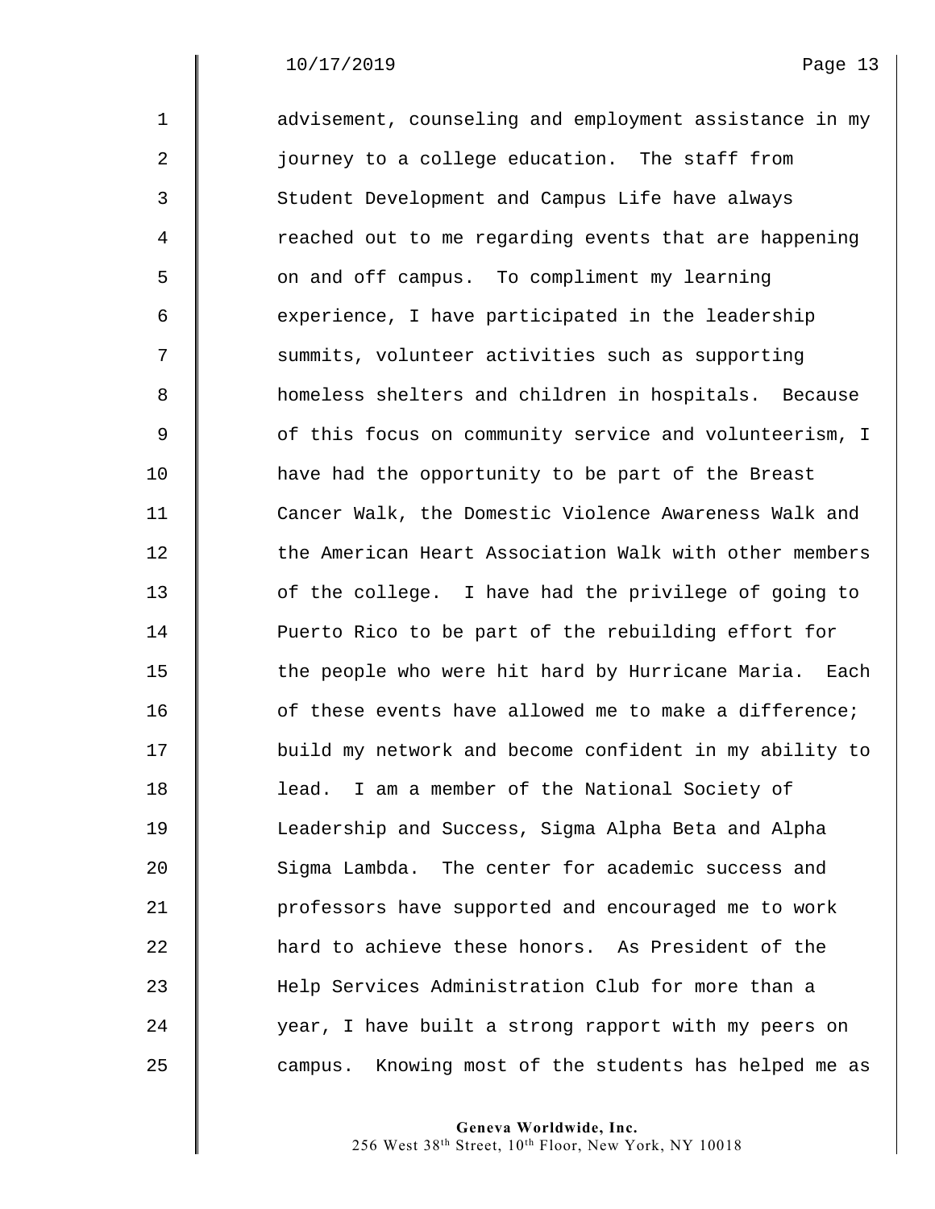advisement, counseling and employment assistance in my journey to a college education. The staff from Student Development and Campus Life have always reached out to me regarding events that are happening on and off campus. To compliment my learning experience, I have participated in the leadership summits, volunteer activities such as supporting homeless shelters and children in hospitals. Because of this focus on community service and volunteerism, I have had the opportunity to be part of the Breast Cancer Walk, the Domestic Violence Awareness Walk and the American Heart Association Walk with other members of the college. I have had the privilege of going to Puerto Rico to be part of the rebuilding effort for the people who were hit hard by Hurricane Maria. Each of these events have allowed me to make a difference; build my network and become confident in my ability to lead. I am a member of the National Society of Leadership and Success, Sigma Alpha Beta and Alpha Sigma Lambda. The center for academic success and professors have supported and encouraged me to work hard to achieve these honors. As President of the Help Services Administration Club for more than a year, I have built a strong rapport with my peers on campus. Knowing most of the students has helped me as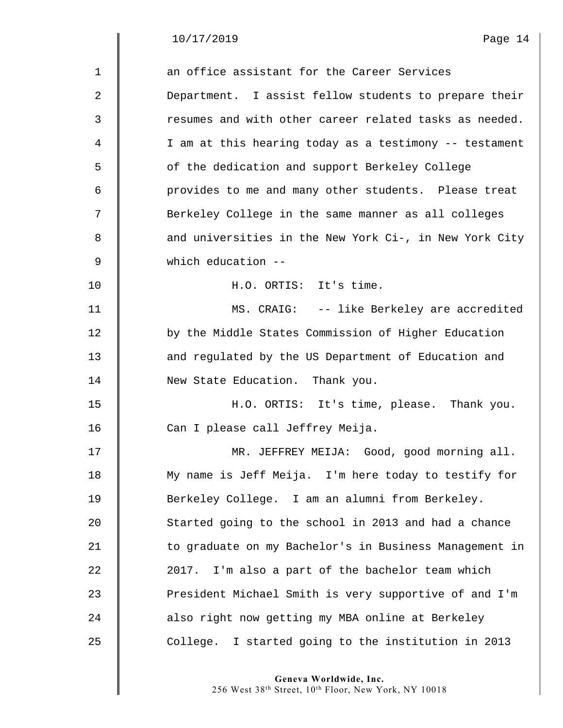an office assistant for the Career Services Department. I assist fellow students to prepare their resumes and with other career related tasks as needed. I am at this hearing today as a testimony -- testament of the dedication and support Berkeley College provides to me and many other students. Please treat Berkeley College in the same manner as all colleges and universities in the New York Ci-, in New York City which education --

H.O. ORTIS: It's time.

MS. CRAIG: -- like Berkeley are accredited by the Middle States Commission of Higher Education and regulated by the US Department of Education and New State Education. Thank you.

H.O. ORTIS: It's time, please. Thank you. Can I please call Jeffrey Meija.

MR. JEFFREY MEIJA: Good, good morning all. My name is Jeff Meija. I'm here today to testify for Berkeley College. I am an alumni from Berkeley. Started going to the school in 2013 and had a chance to graduate on my Bachelor's in Business Management in 2017. I'm also a part of the bachelor team which President Michael Smith is very supportive of and I'm also right now getting my MBA online at Berkeley College. I started going to the institution in 2013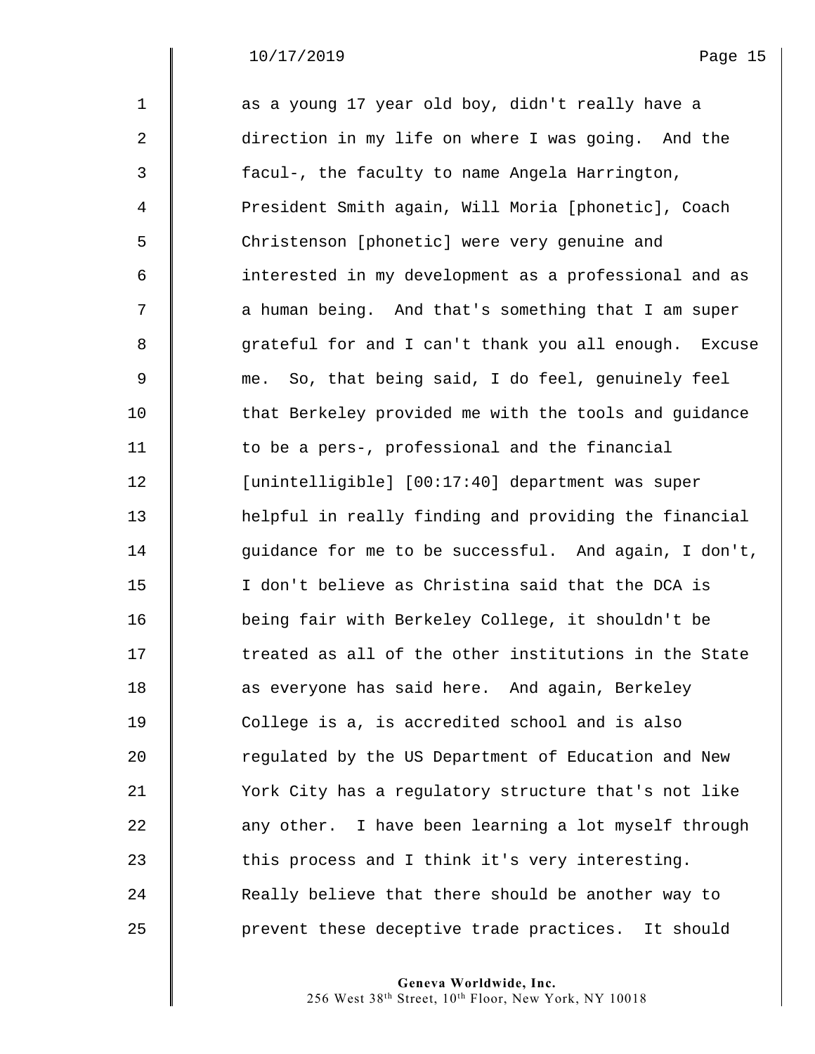as a young 17 year old boy, didn't really have a direction in my life on where I was going. And the facul-, the faculty to name Angela Harrington, President Smith again, Will Moria [phonetic], Coach Christenson [phonetic] were very genuine and interested in my development as a professional and as a human being. And that's something that I am super grateful for and I can't thank you all enough. Excuse me. So, that being said, I do feel, genuinely feel that Berkeley provided me with the tools and guidance to be a pers-, professional and the financial [unintelligible] [00:17:40] department was super helpful in really finding and providing the financial guidance for me to be successful. And again, I don't, I don't believe as Christina said that the DCA is being fair with Berkeley College, it shouldn't be treated as all of the other institutions in the State as everyone has said here. And again, Berkeley College is a, is accredited school and is also regulated by the US Department of Education and New York City has a regulatory structure that's not like any other. I have been learning a lot myself through this process and I think it's very interesting. Really believe that there should be another way to prevent these deceptive trade practices. It should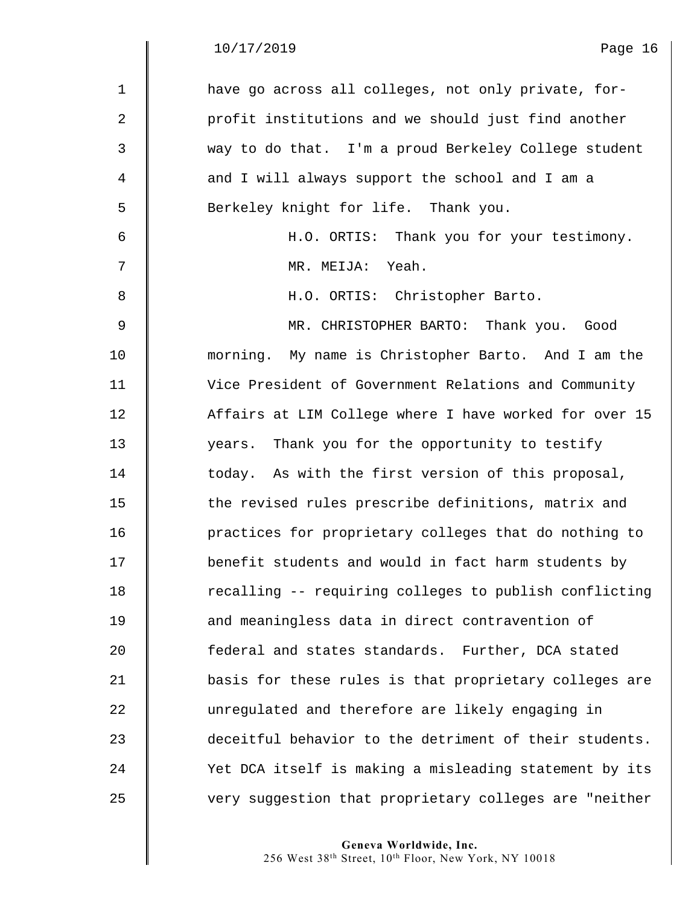have go across all colleges, not only private, for-profit institutions and we should just find another way to do that. I'm a proud Berkeley College student and I will always support the school and I am a Berkeley knight for life. Thank you.

H.O. ORTIS: Thank you for your testimony.

MR. MEIJA: Yeah.

H.O. ORTIS: Christopher Barto.

MR. CHRISTOPHER BARTO: Thank you. Good morning. My name is Christopher Barto. And I am the Vice President of Government Relations and Community Affairs at LIM College where I have worked for over 15 years. Thank you for the opportunity to testify today. As with the first version of this proposal, the revised rules prescribe definitions, matrix and practices for proprietary colleges that do nothing to benefit students and would in fact harm students by recalling -- requiring colleges to publish conflicting and meaningless data in direct contravention of federal and states standards. Further, DCA stated basis for these rules is that proprietary colleges are unregulated and therefore are likely engaging in deceitful behavior to the detriment of their students. Yet DCA itself is making a misleading statement by its very suggestion that proprietary colleges are "neither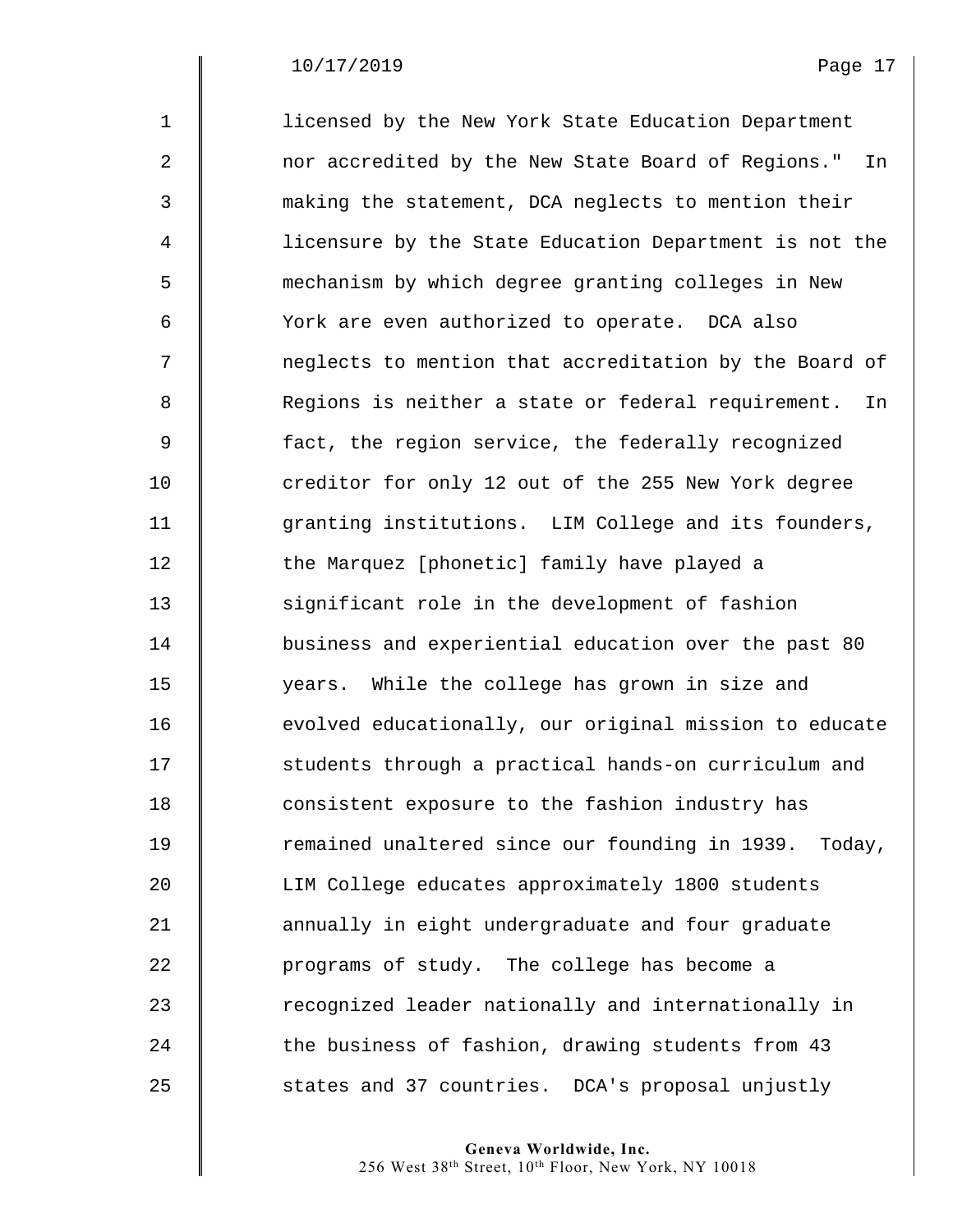licensed by the New York State Education Department nor accredited by the New State Board of Regions." In making the statement, DCA neglects to mention their licensure by the State Education Department is not the mechanism by which degree granting colleges in New York are even authorized to operate. DCA also neglects to mention that accreditation by the Board of Regions is neither a state or federal requirement. In fact, the region service, the federally recognized creditor for only 12 out of the 255 New York degree granting institutions. LIM College and its founders, the Marquez [phonetic] family have played a significant role in the development of fashion business and experiential education over the past 80 years. While the college has grown in size and evolved educationally, our original mission to educate students through a practical hands-on curriculum and consistent exposure to the fashion industry has remained unaltered since our founding in 1939. Today, LIM College educates approximately 1800 students annually in eight undergraduate and four graduate programs of study. The college has become a recognized leader nationally and internationally in the business of fashion, drawing students from 43 states and 37 countries. DCA's proposal unjustly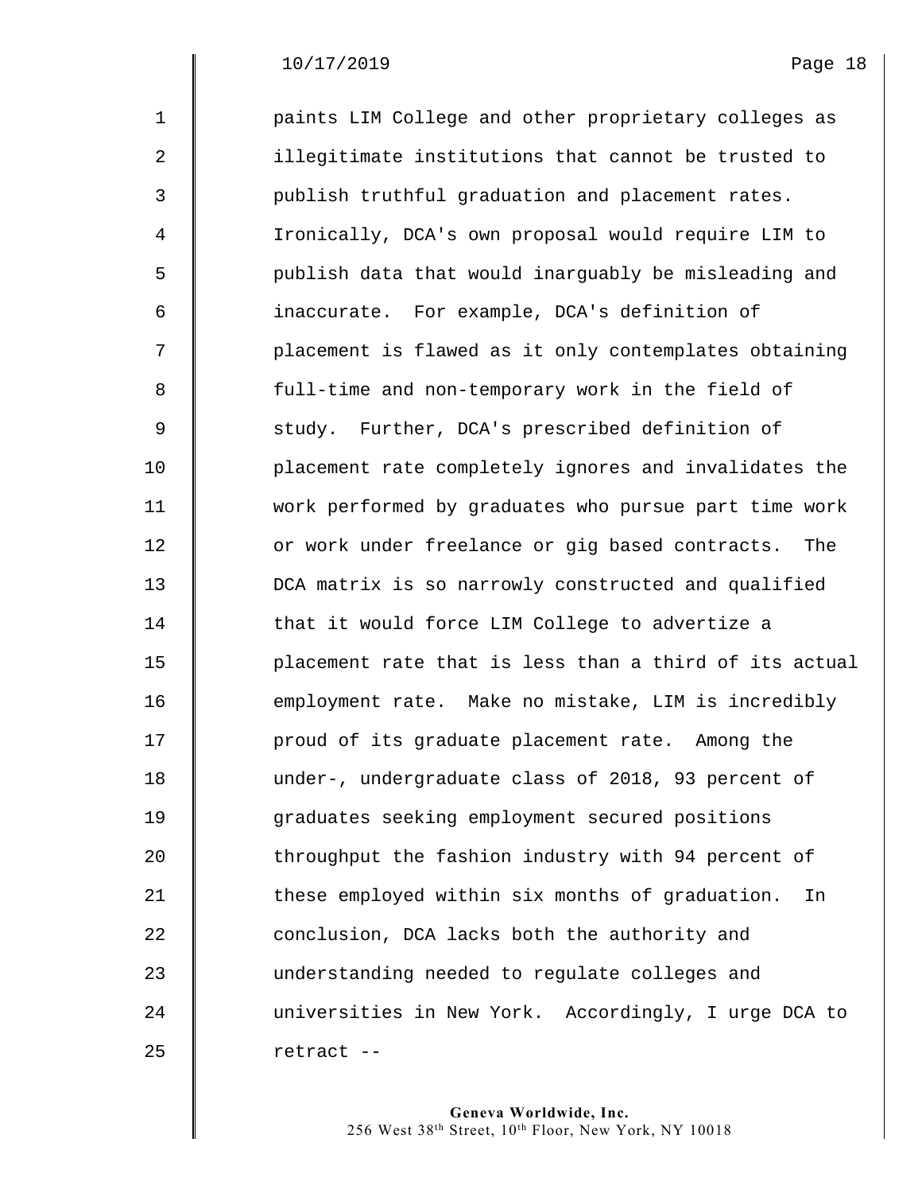paints LIM College and other proprietary colleges as illegitimate institutions that cannot be trusted to publish truthful graduation and placement rates. Ironically, DCA's own proposal would require LIM to publish data that would inarguably be misleading and inaccurate. For example, DCA's definition of placement is flawed as it only contemplates obtaining full-time and non-temporary work in the field of study. Further, DCA's prescribed definition of placement rate completely ignores and invalidates the work performed by graduates who pursue part time work or work under freelance or gig based contracts. The DCA matrix is so narrowly constructed and qualified that it would force LIM College to advertize a placement rate that is less than a third of its actual employment rate. Make no mistake, LIM is incredibly proud of its graduate placement rate. Among the under-, undergraduate class of 2018, 93 percent of graduates seeking employment secured positions throughput the fashion industry with 94 percent of these employed within six months of graduation. In conclusion, DCA lacks both the authority and understanding needed to regulate colleges and universities in New York. Accordingly, I urge DCA to retract --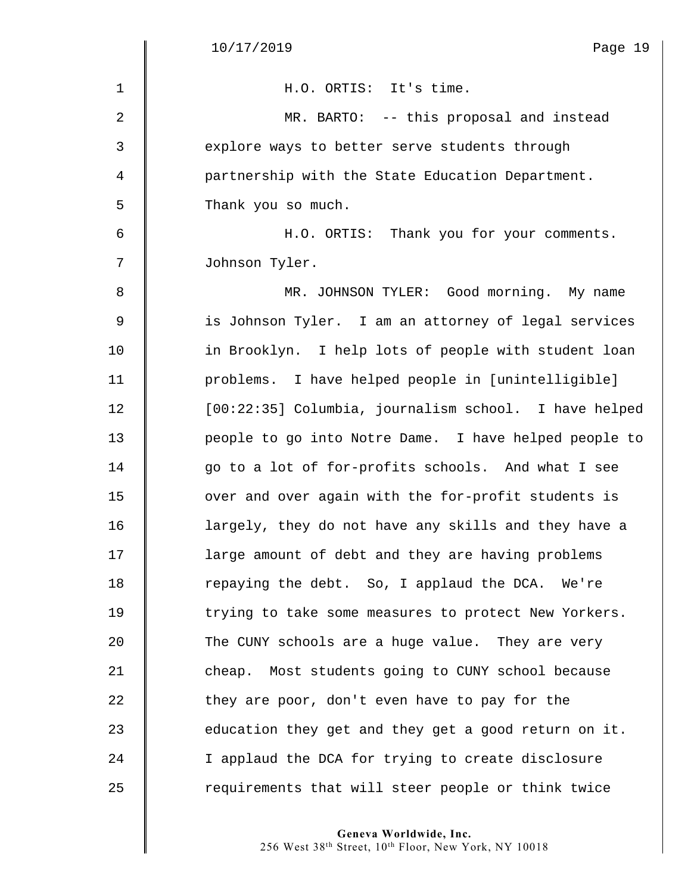H.O. ORTIS: It's time.

MR. BARTO: -- this proposal and instead explore ways to better serve students through partnership with the State Education Department. Thank you so much.

H.O. ORTIS: Thank you for your comments. Johnson Tyler.

MR. JOHNSON TYLER: Good morning. My name is Johnson Tyler. I am an attorney of legal services in Brooklyn. I help lots of people with student loan problems. I have helped people in [unintelligible] [00:22:35] Columbia, journalism school. I have helped people to go into Notre Dame. I have helped people to go to a lot of for-profits schools. And what I see over and over again with the for-profit students is largely, they do not have any skills and they have a large amount of debt and they are having problems repaying the debt. So, I applaud the DCA. We're trying to take some measures to protect New Yorkers. The CUNY schools are a huge value. They are very cheap. Most students going to CUNY school because they are poor, don't even have to pay for the education they get and they get a good return on it. I applaud the DCA for trying to create disclosure requirements that will steer people or think twice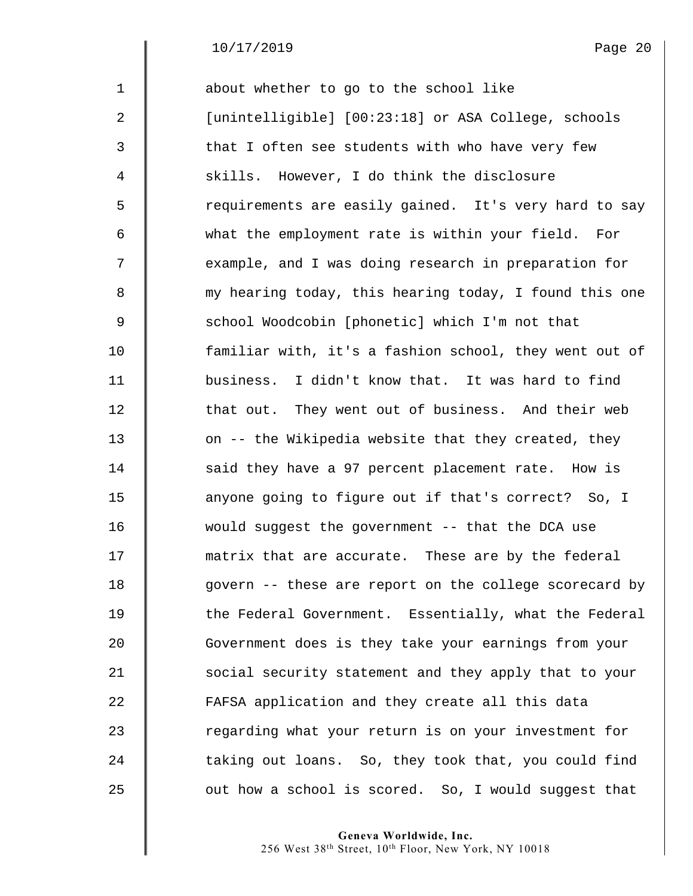about whether to go to the school like [unintelligible] [00:23:18] or ASA College, schools that I often see students with who have very few skills. However, I do think the disclosure requirements are easily gained. It's very hard to say what the employment rate is within your field. For example, and I was doing research in preparation for my hearing today, this hearing today, I found this one school Woodcobin [phonetic] which I'm not that familiar with, it's a fashion school, they went out of business. I didn't know that. It was hard to find that out. They went out of business. And their web on -- the Wikipedia website that they created, they said they have a 97 percent placement rate. How is anyone going to figure out if that's correct? So, I would suggest the government -- that the DCA use matrix that are accurate. These are by the federal govern -- these are report on the college scorecard by the Federal Government. Essentially, what the Federal Government does is they take your earnings from your social security statement and they apply that to your FAFSA application and they create all this data regarding what your return is on your investment for taking out loans. So, they took that, you could find out how a school is scored. So, I would suggest that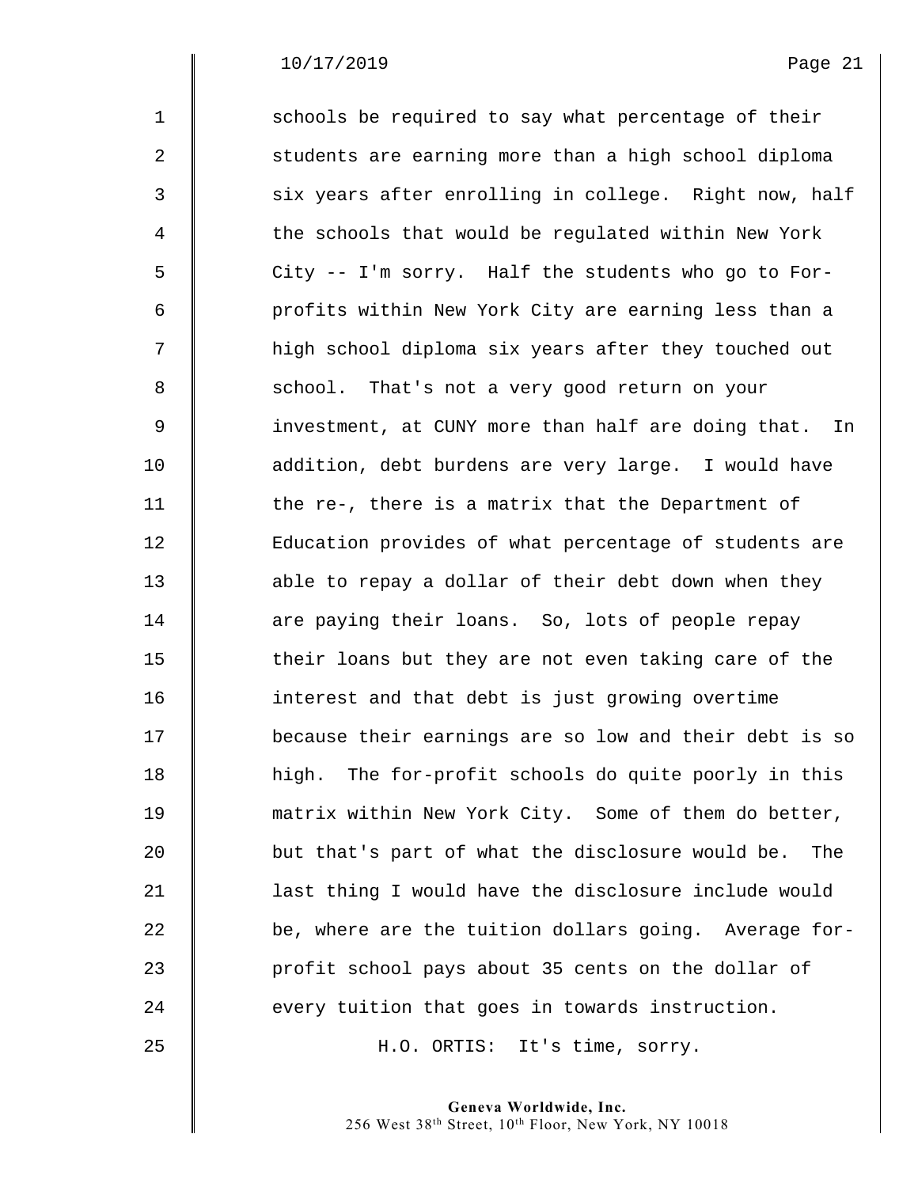schools be required to say what percentage of their students are earning more than a high school diploma six years after enrolling in college. Right now, half the schools that would be regulated within New York City -- I'm sorry. Half the students who go to For-profits within New York City are earning less than a high school diploma six years after they touched out school. That's not a very good return on your investment, at CUNY more than half are doing that. In addition, debt burdens are very large. I would have the re-, there is a matrix that the Department of Education provides of what percentage of students are able to repay a dollar of their debt down when they are paying their loans. So, lots of people repay their loans but they are not even taking care of the interest and that debt is just growing overtime because their earnings are so low and their debt is so high. The for-profit schools do quite poorly in this matrix within New York City. Some of them do better, but that's part of what the disclosure would be. The last thing I would have the disclosure include would be, where are the tuition dollars going. Average for-profit school pays about 35 cents on the dollar of every tuition that goes in towards instruction.

H.O. ORTIS: It's time, sorry.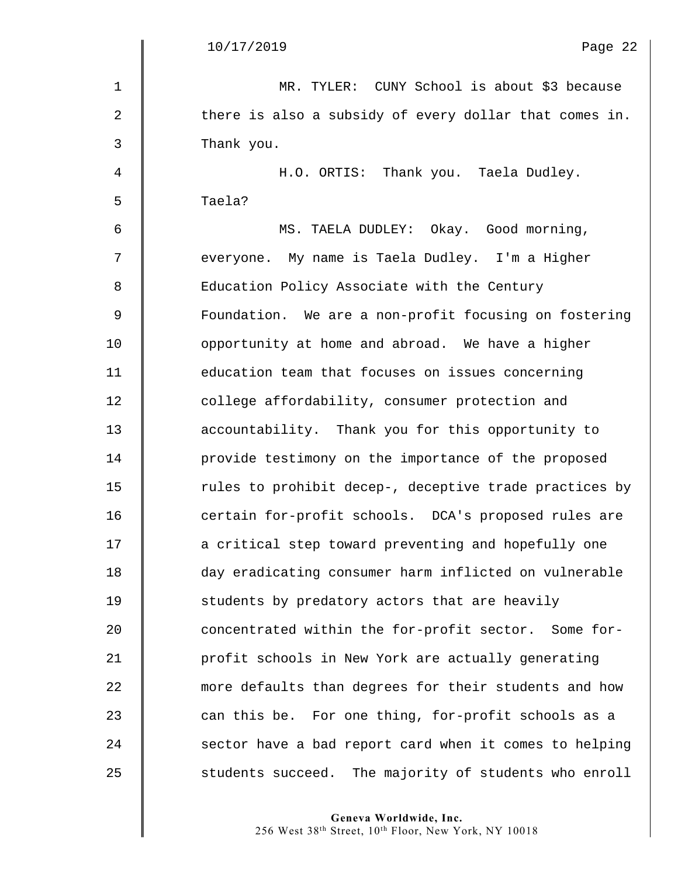MR. TYLER: CUNY School is about $3 because there is also a subsidy of every dollar that comes in. Thank you.

H.O. ORTIS: Thank you. Taela Dudley. Taela?

MS. TAELA DUDLEY: Okay. Good morning, everyone. My name is Taela Dudley. I'm a Higher Education Policy Associate with the Century Foundation. We are a non-profit focusing on fostering opportunity at home and abroad. We have a higher education team that focuses on issues concerning college affordability, consumer protection and accountability. Thank you for this opportunity to provide testimony on the importance of the proposed rules to prohibit decep-, deceptive trade practices by certain for-profit schools. DCA's proposed rules are a critical step toward preventing and hopefully one day eradicating consumer harm inflicted on vulnerable students by predatory actors that are heavily concentrated within the for-profit sector. Some for-profit schools in New York are actually generating more defaults than degrees for their students and how can this be. For one thing, for-profit schools as a sector have a bad report card when it comes to helping students succeed. The majority of students who enroll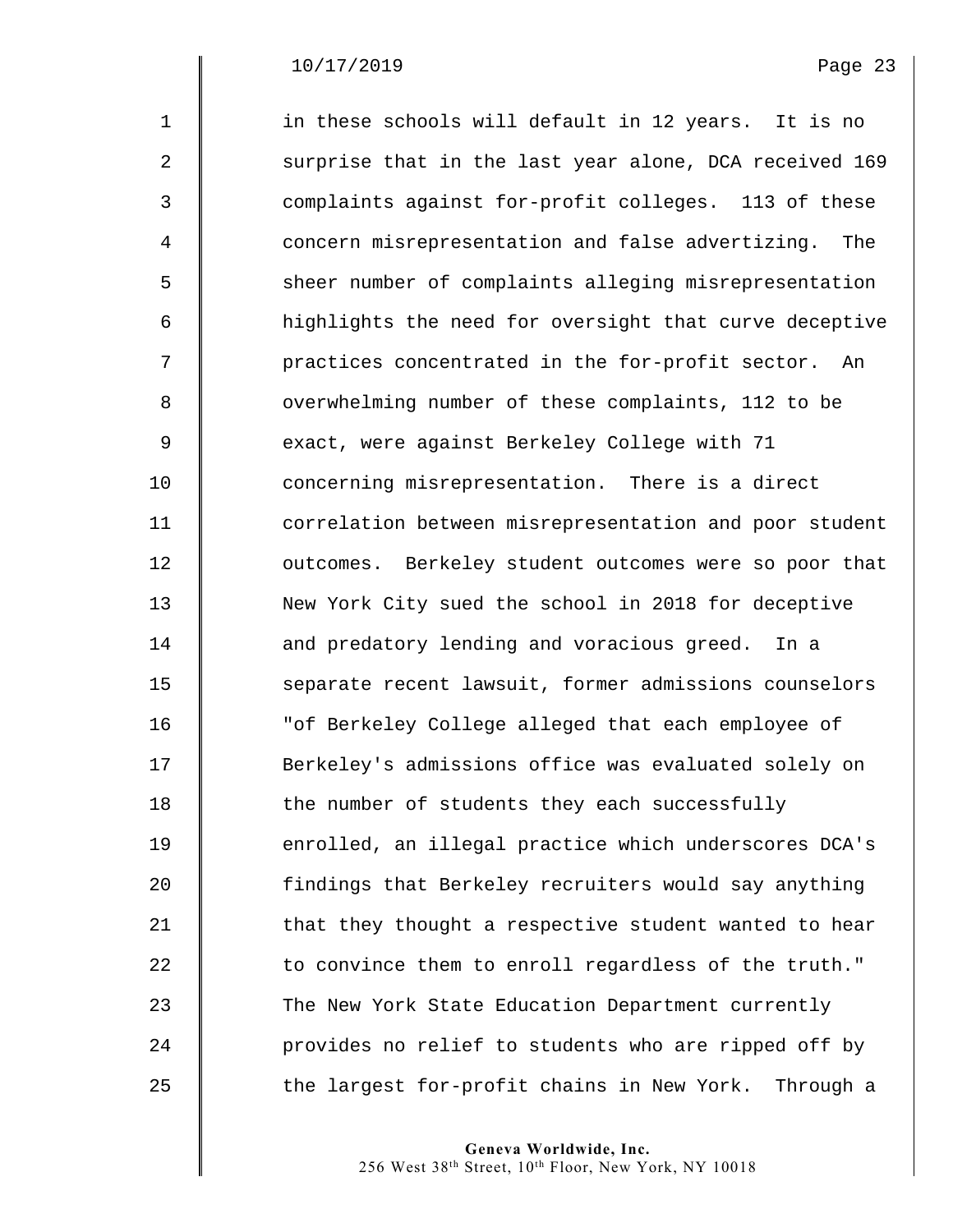in these schools will default in 12 years. It is no surprise that in the last year alone, DCA received 169 complaints against for-profit colleges. 113 of these concern misrepresentation and false advertizing. The sheer number of complaints alleging misrepresentation highlights the need for oversight that curve deceptive practices concentrated in the for-profit sector. An overwhelming number of these complaints, 112 to be exact, were against Berkeley College with 71 concerning misrepresentation. There is a direct correlation between misrepresentation and poor student outcomes. Berkeley student outcomes were so poor that New York City sued the school in 2018 for deceptive and predatory lending and voracious greed. In a separate recent lawsuit, former admissions counselors "of Berkeley College alleged that each employee of Berkeley's admissions office was evaluated solely on the number of students they each successfully enrolled, an illegal practice which underscores DCA's findings that Berkeley recruiters would say anything that they thought a respective student wanted to hear to convince them to enroll regardless of the truth." The New York State Education Department currently provides no relief to students who are ripped off by the largest for-profit chains in New York. Through a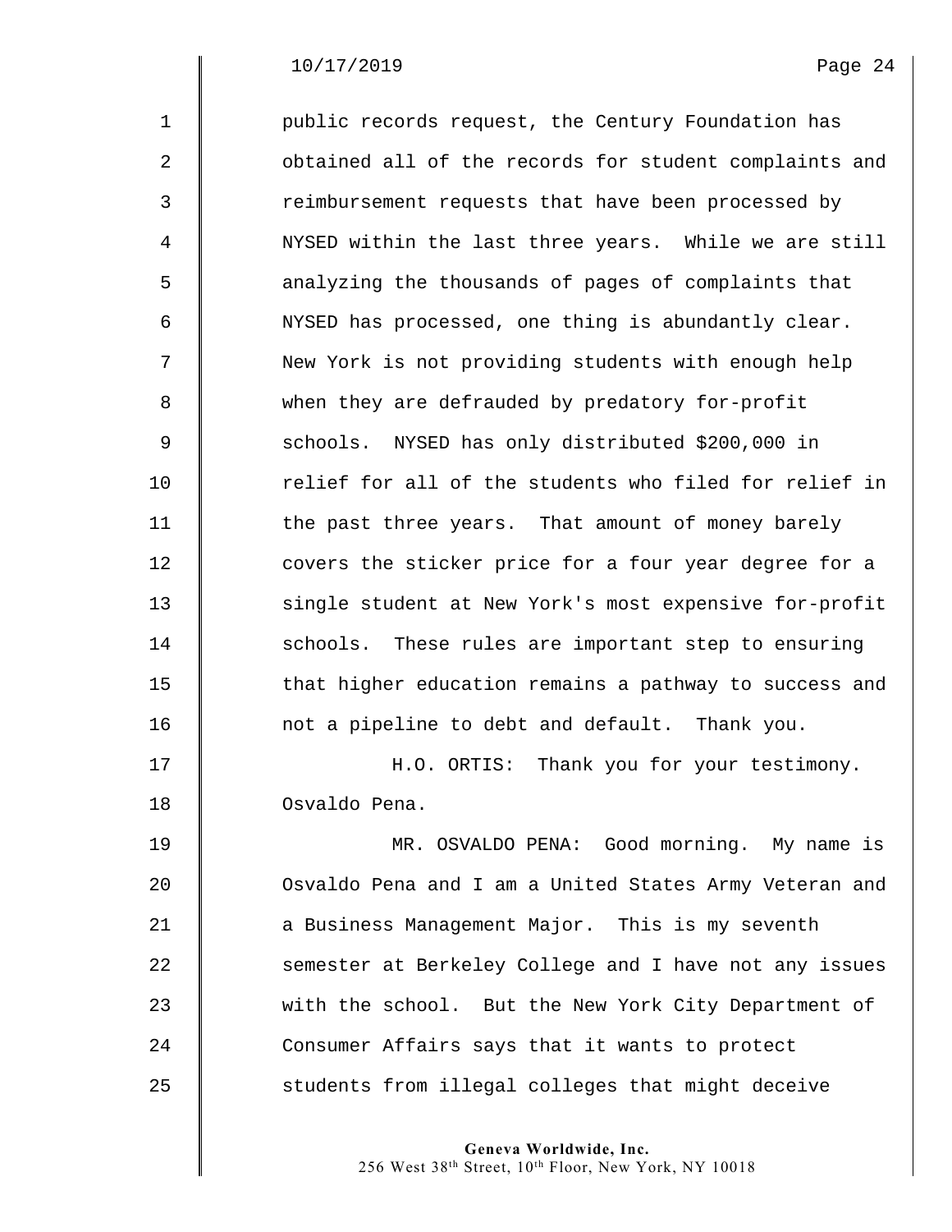public records request, the Century Foundation has obtained all of the records for student complaints and reimbursement requests that have been processed by NYSED within the last three years. While we are still analyzing the thousands of pages of complaints that NYSED has processed, one thing is abundantly clear. New York is not providing students with enough help when they are defrauded by predatory for-profit schools. NYSED has only distributed $200,000 in relief for all of the students who filed for relief in the past three years. That amount of money barely covers the sticker price for a four year degree for a single student at New York's most expensive for-profit schools. These rules are important step to ensuring that higher education remains a pathway to success and not a pipeline to debt and default. Thank you.

H.O. ORTIS: Thank you for your testimony. Osvaldo Pena.

MR. OSVALDO PENA: Good morning. My name is Osvaldo Pena and I am a United States Army Veteran and a Business Management Major. This is my seventh semester at Berkeley College and I have not any issues with the school. But the New York City Department of Consumer Affairs says that it wants to protect students from illegal colleges that might deceive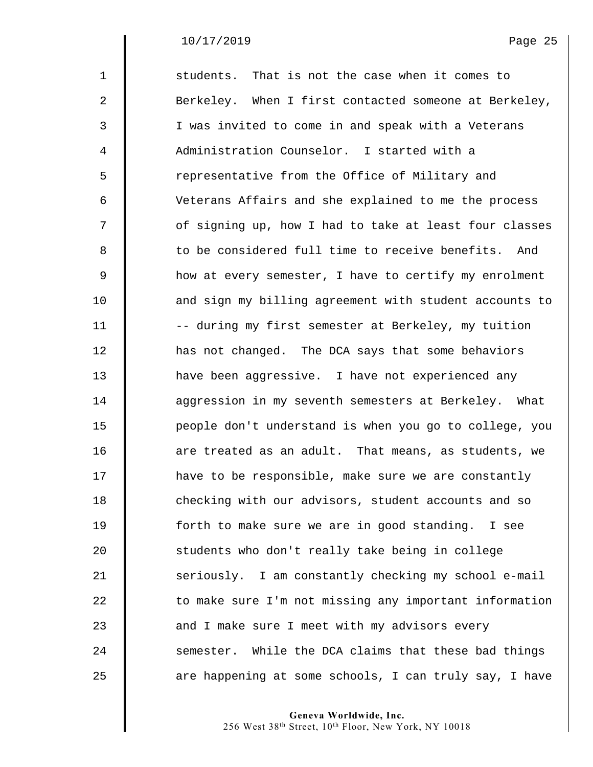students. That is not the case when it comes to Berkeley. When I first contacted someone at Berkeley, I was invited to come in and speak with a Veterans Administration Counselor. I started with a representative from the Office of Military and Veterans Affairs and she explained to me the process of signing up, how I had to take at least four classes to be considered full time to receive benefits. And how at every semester, I have to certify my enrolment and sign my billing agreement with student accounts to -- during my first semester at Berkeley, my tuition has not changed. The DCA says that some behaviors have been aggressive. I have not experienced any aggression in my seventh semesters at Berkeley. What people don't understand is when you go to college, you are treated as an adult. That means, as students, we have to be responsible, make sure we are constantly checking with our advisors, student accounts and so forth to make sure we are in good standing. I see students who don't really take being in college seriously. I am constantly checking my school e-mail to make sure I'm not missing any important information and I make sure I meet with my advisors every semester. While the DCA claims that these bad things are happening at some schools, I can truly say, I have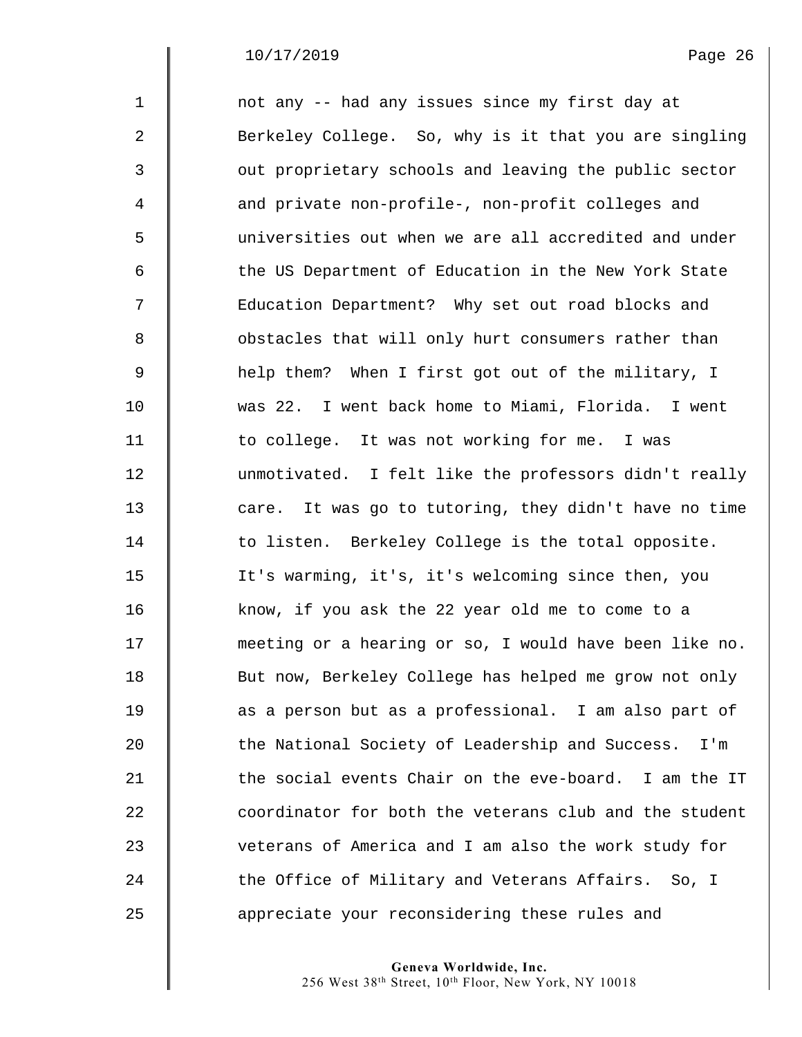not any -- had any issues since my first day at Berkeley College. So, why is it that you are singling out proprietary schools and leaving the public sector and private non-profile-, non-profit colleges and universities out when we are all accredited and under the US Department of Education in the New York State Education Department? Why set out road blocks and obstacles that will only hurt consumers rather than help them? When I first got out of the military, I was 22. I went back home to Miami, Florida. I went to college. It was not working for me. I was unmotivated. I felt like the professors didn't really care. It was go to tutoring, they didn't have no time to listen. Berkeley College is the total opposite. It's warming, it's, it's welcoming since then, you know, if you ask the 22 year old me to come to a meeting or a hearing or so, I would have been like no. But now, Berkeley College has helped me grow not only as a person but as a professional. I am also part of the National Society of Leadership and Success. I'm the social events Chair on the eve-board. I am the IT coordinator for both the veterans club and the student veterans of America and I am also the work study for the Office of Military and Veterans Affairs. So, I appreciate your reconsidering these rules and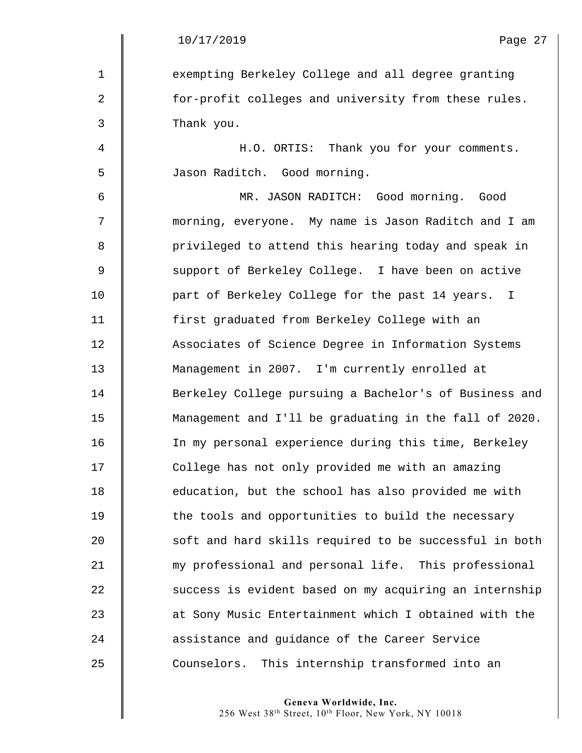exempting Berkeley College and all degree granting for-profit colleges and university from these rules. Thank you.

H.O. ORTIS: Thank you for your comments. Jason Raditch. Good morning.

MR. JASON RADITCH: Good morning. Good morning, everyone. My name is Jason Raditch and I am privileged to attend this hearing today and speak in support of Berkeley College. I have been on active part of Berkeley College for the past 14 years. I first graduated from Berkeley College with an Associates of Science Degree in Information Systems Management in 2007. I'm currently enrolled at Berkeley College pursuing a Bachelor's of Business and Management and I'll be graduating in the fall of 2020. In my personal experience during this time, Berkeley College has not only provided me with an amazing education, but the school has also provided me with the tools and opportunities to build the necessary soft and hard skills required to be successful in both my professional and personal life. This professional success is evident based on my acquiring an internship at Sony Music Entertainment which I obtained with the assistance and guidance of the Career Service Counselors. This internship transformed into an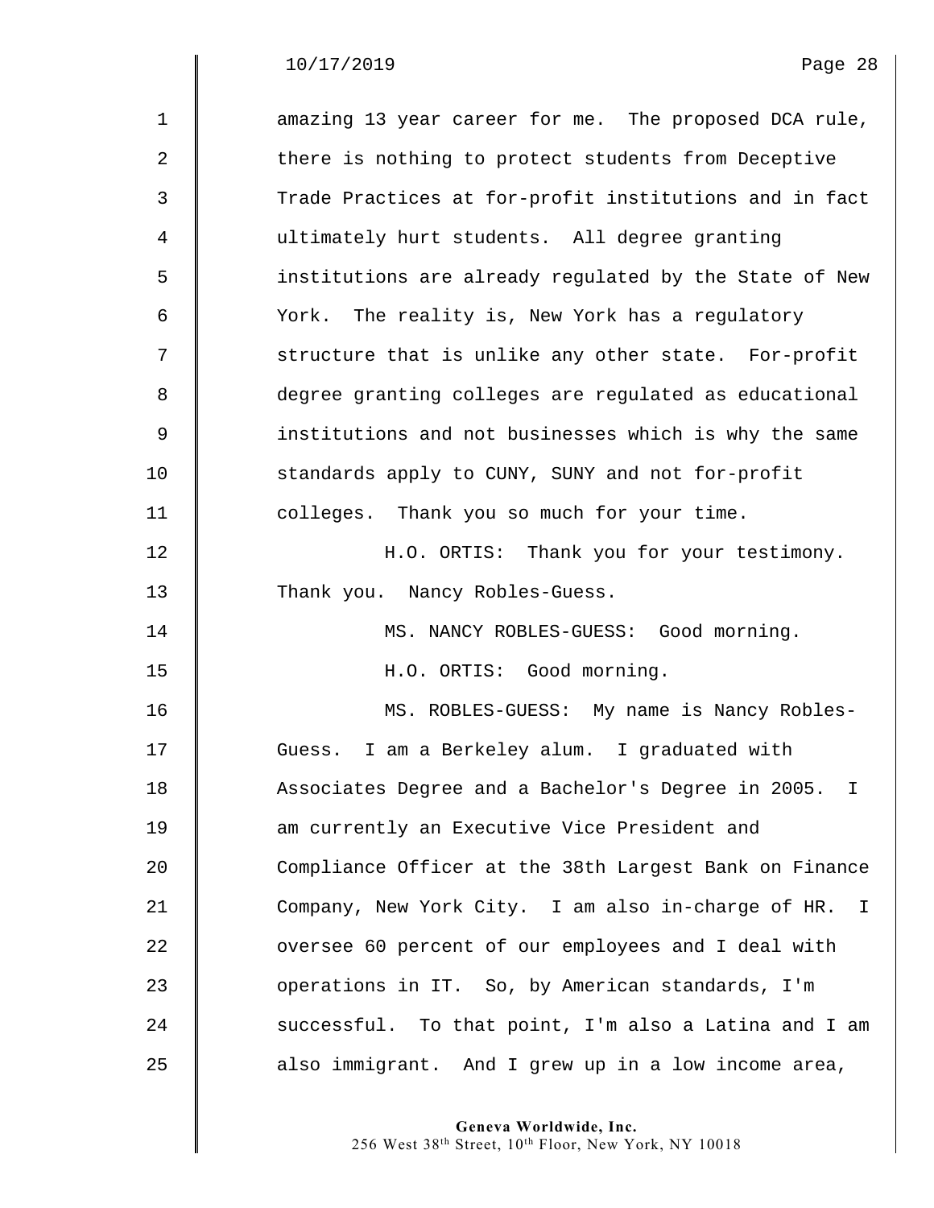amazing 13 year career for me. The proposed DCA rule, there is nothing to protect students from Deceptive Trade Practices at for-profit institutions and in fact ultimately hurt students. All degree granting institutions are already regulated by the State of New York. The reality is, New York has a regulatory structure that is unlike any other state. For-profit degree granting colleges are regulated as educational institutions and not businesses which is why the same standards apply to CUNY, SUNY and not for-profit colleges. Thank you so much for your time.

H.O. ORTIS: Thank you for your testimony. Thank you. Nancy Robles-Guess.

MS. NANCY ROBLES-GUESS: Good morning.

H.O. ORTIS: Good morning.

MS. ROBLES-GUESS: My name is Nancy Robles-Guess. I am a Berkeley alum. I graduated with Associates Degree and a Bachelor's Degree in 2005. I am currently an Executive Vice President and Compliance Officer at the 38th Largest Bank on Finance Company, New York City. I am also in-charge of HR. I oversee 60 percent of our employees and I deal with operations in IT. So, by American standards, I'm successful. To that point, I'm also a Latina and I am also immigrant. And I grew up in a low income area,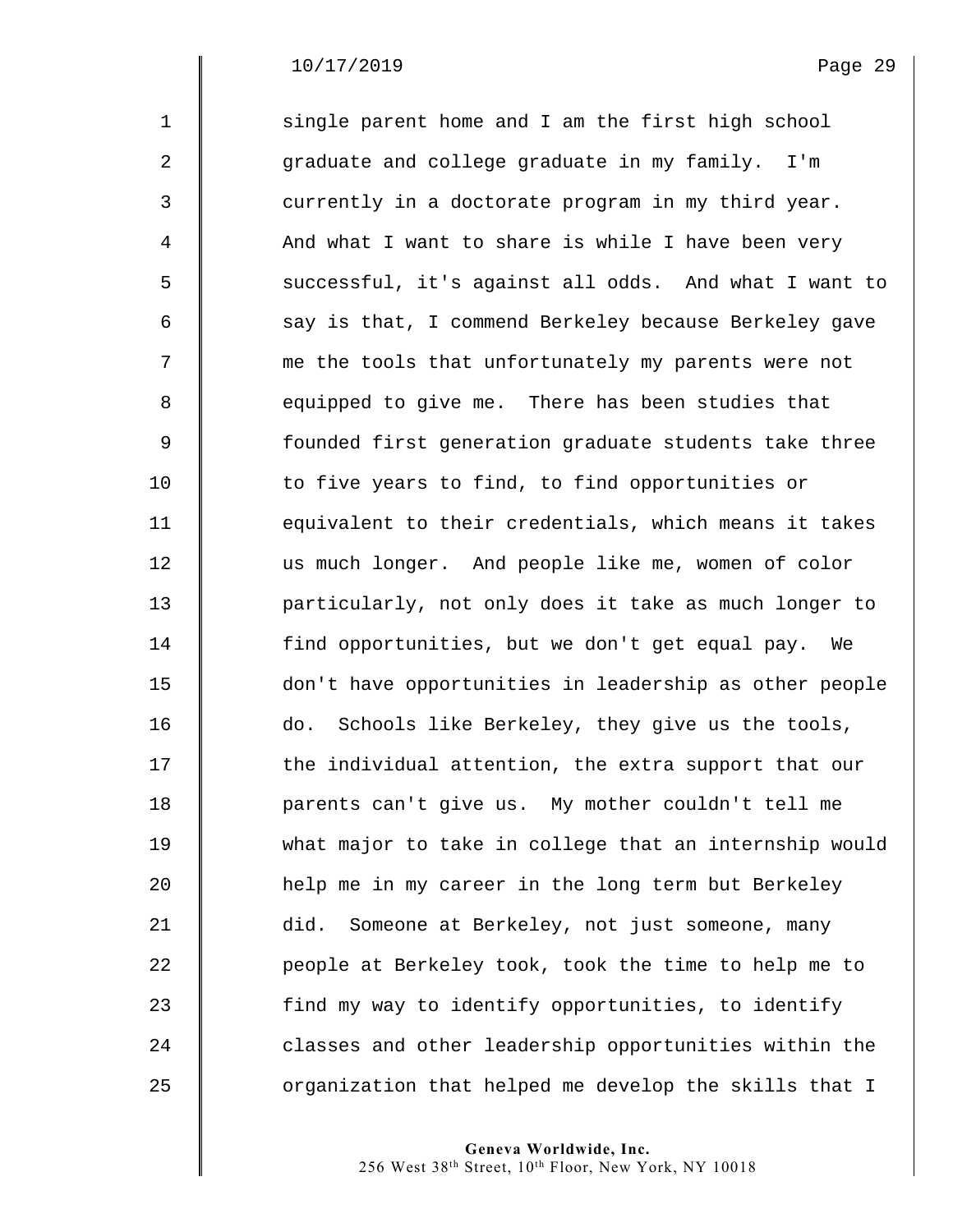single parent home and I am the first high school graduate and college graduate in my family. I'm currently in a doctorate program in my third year. And what I want to share is while I have been very successful, it's against all odds. And what I want to say is that, I commend Berkeley because Berkeley gave me the tools that unfortunately my parents were not equipped to give me. There has been studies that founded first generation graduate students take three to five years to find, to find opportunities or equivalent to their credentials, which means it takes us much longer. And people like me, women of color particularly, not only does it take as much longer to find opportunities, but we don't get equal pay. We don't have opportunities in leadership as other people do. Schools like Berkeley, they give us the tools, the individual attention, the extra support that our parents can't give us. My mother couldn't tell me what major to take in college that an internship would help me in my career in the long term but Berkeley did. Someone at Berkeley, not just someone, many people at Berkeley took, took the time to help me to find my way to identify opportunities, to identify classes and other leadership opportunities within the organization that helped me develop the skills that I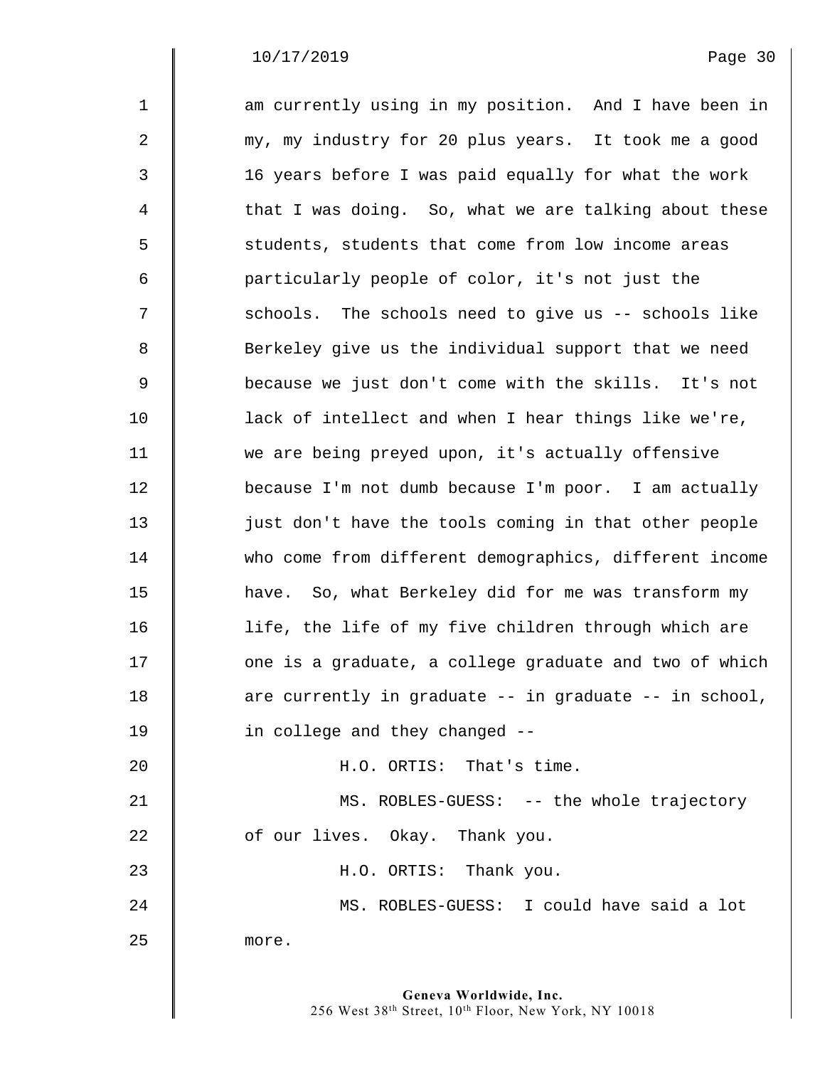am currently using in my position. And I have been in my, my industry for 20 plus years. It took me a good 16 years before I was paid equally for what the work that I was doing. So, what we are talking about these students, students that come from low income areas particularly people of color, it's not just the schools. The schools need to give us -- schools like Berkeley give us the individual support that we need because we just don't come with the skills. It's not lack of intellect and when I hear things like we're, we are being preyed upon, it's actually offensive because I'm not dumb because I'm poor. I am actually just don't have the tools coming in that other people who come from different demographics, different income have. So, what Berkeley did for me was transform my life, the life of my five children through which are one is a graduate, a college graduate and two of which are currently in graduate -- in graduate -- in school, in college and they changed --

H.O. ORTIS: That's time.

MS. ROBLES-GUESS: -- the whole trajectory of our lives. Okay. Thank you.

H.O. ORTIS: Thank you.

MS. ROBLES-GUESS: I could have said a lot more.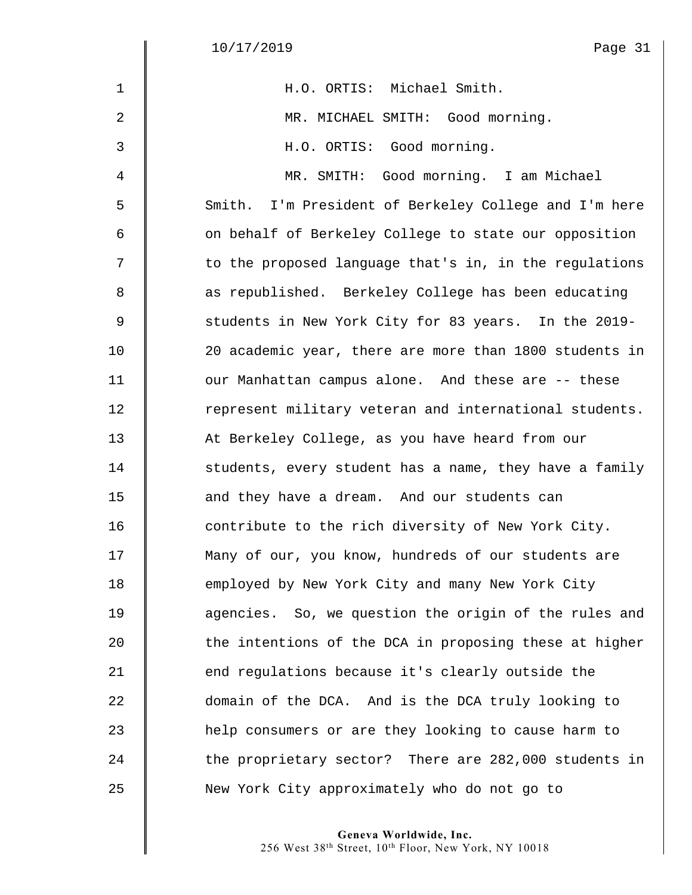H.O. ORTIS: Michael Smith.

MR. MICHAEL SMITH: Good morning.

H.O. ORTIS: Good morning.

MR. SMITH: Good morning. I am Michael Smith. I'm President of Berkeley College and I'm here on behalf of Berkeley College to state our opposition to the proposed language that's in, in the regulations as republished. Berkeley College has been educating students in New York City for 83 years. In the 2019-20 academic year, there are more than 1800 students in our Manhattan campus alone. And these are -- these represent military veteran and international students. At Berkeley College, as you have heard from our students, every student has a name, they have a family and they have a dream. And our students can contribute to the rich diversity of New York City. Many of our, you know, hundreds of our students are employed by New York City and many New York City agencies. So, we question the origin of the rules and the intentions of the DCA in proposing these at higher end regulations because it's clearly outside the domain of the DCA. And is the DCA truly looking to help consumers or are they looking to cause harm to the proprietary sector? There are 282,000 students in New York City approximately who do not go to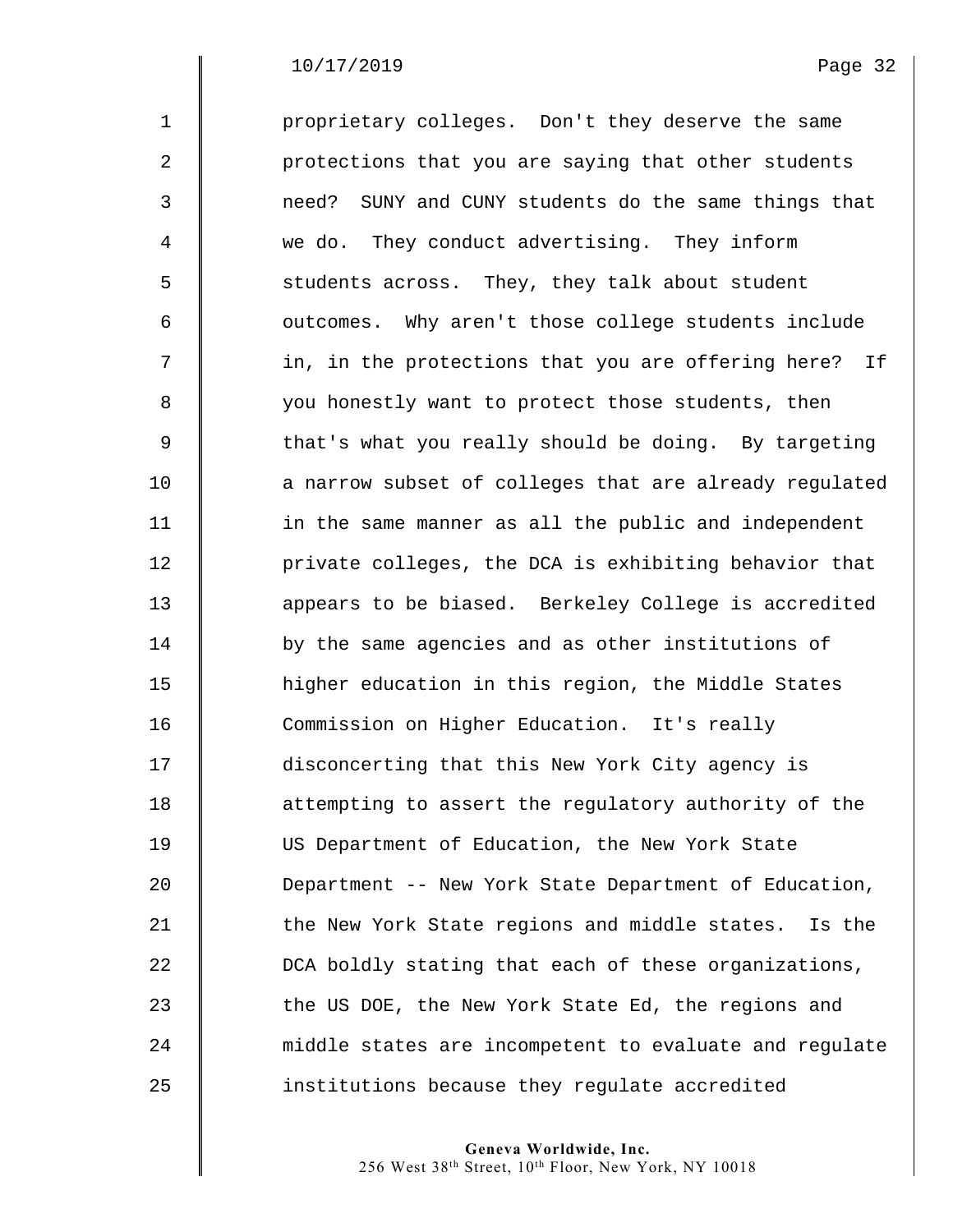proprietary colleges. Don't they deserve the same protections that you are saying that other students need? SUNY and CUNY students do the same things that we do. They conduct advertising. They inform students across. They, they talk about student outcomes. Why aren't those college students include in, in the protections that you are offering here? If you honestly want to protect those students, then that's what you really should be doing. By targeting a narrow subset of colleges that are already regulated in the same manner as all the public and independent private colleges, the DCA is exhibiting behavior that appears to be biased. Berkeley College is accredited by the same agencies and as other institutions of higher education in this region, the Middle States Commission on Higher Education. It's really disconcerting that this New York City agency is attempting to assert the regulatory authority of the US Department of Education, the New York State Department -- New York State Department of Education, the New York State regions and middle states. Is the DCA boldly stating that each of these organizations, the US DOE, the New York State Ed, the regions and middle states are incompetent to evaluate and regulate institutions because they regulate accredited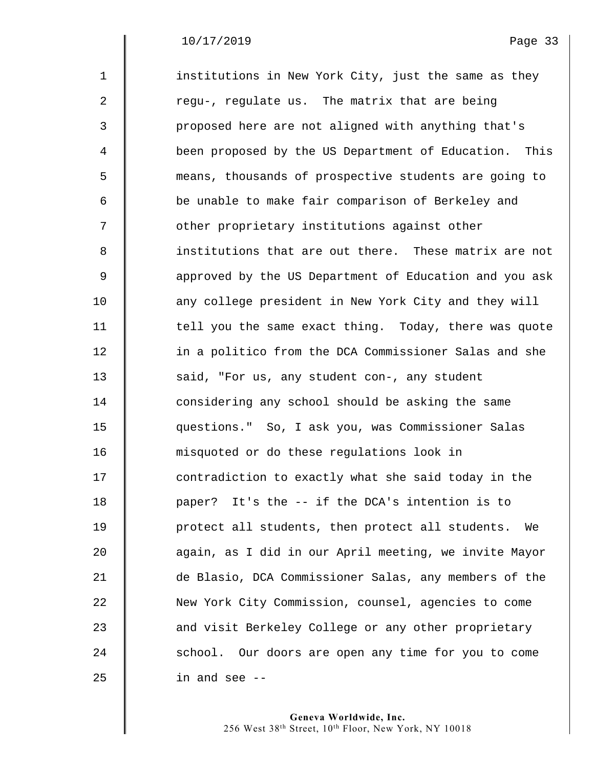institutions in New York City, just the same as they regu-, regulate us. The matrix that are being proposed here are not aligned with anything that's been proposed by the US Department of Education. This means, thousands of prospective students are going to be unable to make fair comparison of Berkeley and other proprietary institutions against other institutions that are out there. These matrix are not approved by the US Department of Education and you ask any college president in New York City and they will tell you the same exact thing. Today, there was quote in a politico from the DCA Commissioner Salas and she said, "For us, any student con-, any student considering any school should be asking the same questions." So, I ask you, was Commissioner Salas misquoted or do these regulations look in contradiction to exactly what she said today in the paper? It's the -- if the DCA's intention is to protect all students, then protect all students. We again, as I did in our April meeting, we invite Mayor de Blasio, DCA Commissioner Salas, any members of the New York City Commission, counsel, agencies to come and visit Berkeley College or any other proprietary school. Our doors are open any time for you to come in and see --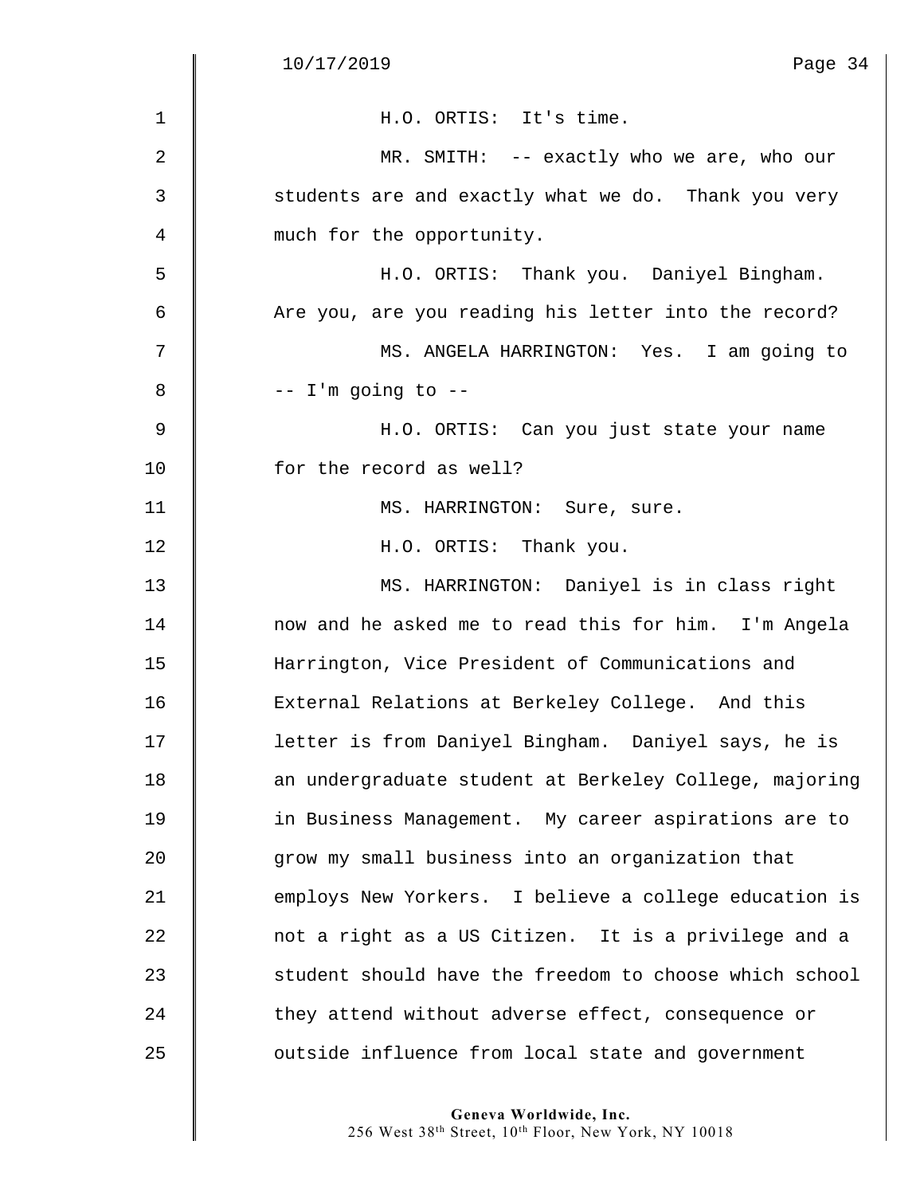H.O. ORTIS: It's time.

MR. SMITH: -- exactly who we are, who our students are and exactly what we do. Thank you very much for the opportunity.

H.O. ORTIS: Thank you. Daniyel Bingham. Are you, are you reading his letter into the record?

MS. ANGELA HARRINGTON: Yes. I am going to -- I'm going to --

H.O. ORTIS: Can you just state your name for the record as well?

MS. HARRINGTON: Sure, sure.

H.O. ORTIS: Thank you.

MS. HARRINGTON: Daniyel is in class right now and he asked me to read this for him. I'm Angela Harrington, Vice President of Communications and External Relations at Berkeley College. And this letter is from Daniyel Bingham. Daniyel says, he is an undergraduate student at Berkeley College, majoring in Business Management. My career aspirations are to grow my small business into an organization that employs New Yorkers. I believe a college education is not a right as a US Citizen. It is a privilege and a student should have the freedom to choose which school they attend without adverse effect, consequence or outside influence from local state and government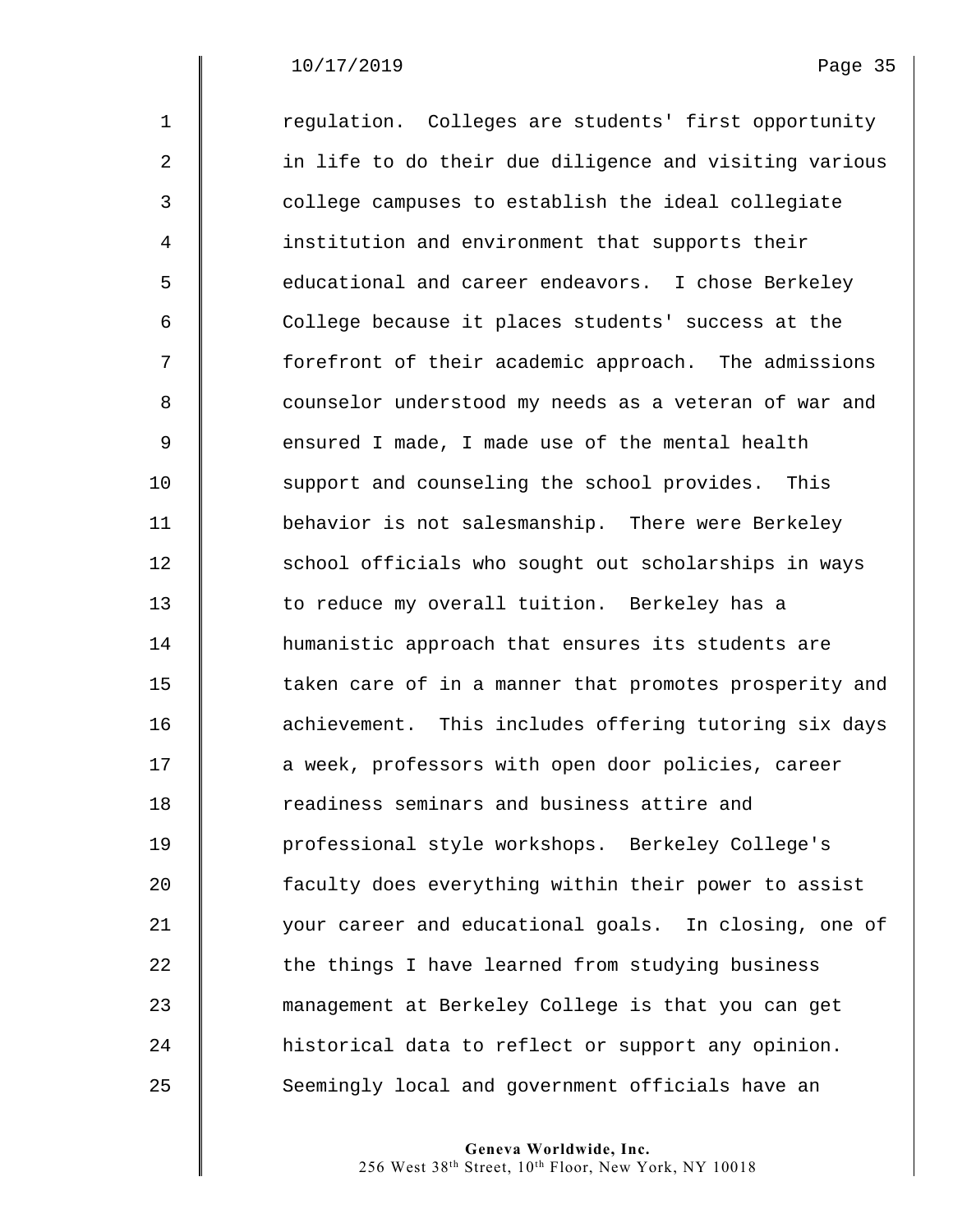regulation. Colleges are students' first opportunity in life to do their due diligence and visiting various college campuses to establish the ideal collegiate institution and environment that supports their educational and career endeavors. I chose Berkeley College because it places students' success at the forefront of their academic approach. The admissions counselor understood my needs as a veteran of war and ensured I made, I made use of the mental health support and counseling the school provides. This behavior is not salesmanship. There were Berkeley school officials who sought out scholarships in ways to reduce my overall tuition. Berkeley has a humanistic approach that ensures its students are taken care of in a manner that promotes prosperity and achievement. This includes offering tutoring six days a week, professors with open door policies, career readiness seminars and business attire and professional style workshops. Berkeley College's faculty does everything within their power to assist your career and educational goals. In closing, one of the things I have learned from studying business management at Berkeley College is that you can get historical data to reflect or support any opinion. Seemingly local and government officials have an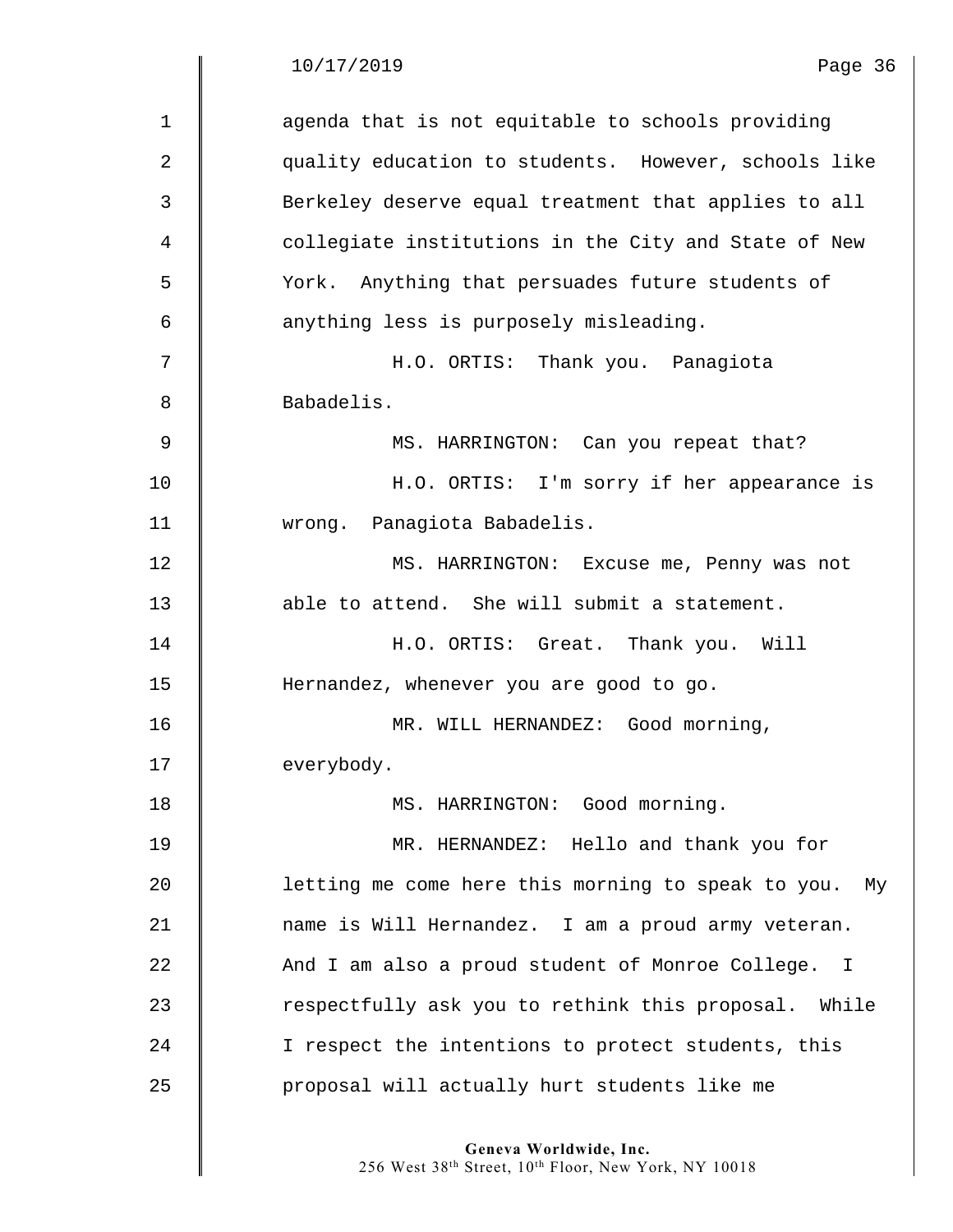agenda that is not equitable to schools providing quality education to students. However, schools like Berkeley deserve equal treatment that applies to all collegiate institutions in the City and State of New York. Anything that persuades future students of anything less is purposely misleading.

H.O. ORTIS: Thank you. Panagiota Babadelis.

MS. HARRINGTON: Can you repeat that?

H.O. ORTIS: I'm sorry if her appearance is wrong. Panagiota Babadelis.

MS. HARRINGTON: Excuse me, Penny was not able to attend. She will submit a statement.

H.O. ORTIS: Great. Thank you. Will Hernandez, whenever you are good to go.

MR. WILL HERNANDEZ: Good morning, everybody.

MS. HARRINGTON: Good morning.

MR. HERNANDEZ: Hello and thank you for letting me come here this morning to speak to you. My name is Will Hernandez. I am a proud army veteran. And I am also a proud student of Monroe College. I respectfully ask you to rethink this proposal. While I respect the intentions to protect students, this proposal will actually hurt students like me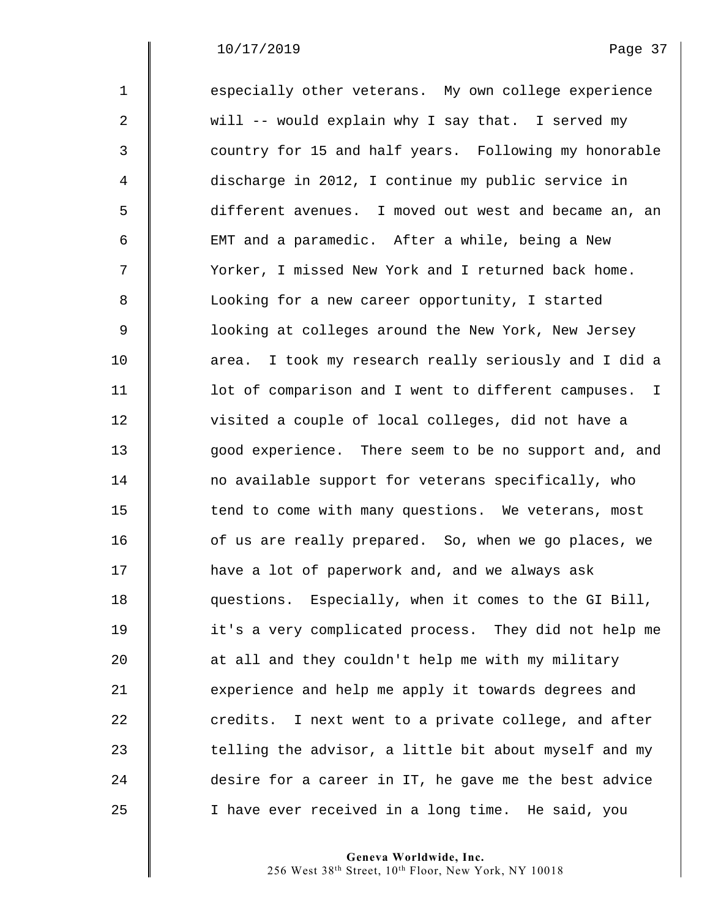especially other veterans. My own college experience will -- would explain why I say that. I served my country for 15 and half years. Following my honorable discharge in 2012, I continue my public service in different avenues. I moved out west and became an, an EMT and a paramedic. After a while, being a New Yorker, I missed New York and I returned back home. Looking for a new career opportunity, I started looking at colleges around the New York, New Jersey area. I took my research really seriously and I did a lot of comparison and I went to different campuses. I visited a couple of local colleges, did not have a good experience. There seem to be no support and, and no available support for veterans specifically, who tend to come with many questions. We veterans, most of us are really prepared. So, when we go places, we have a lot of paperwork and, and we always ask questions. Especially, when it comes to the GI Bill, it's a very complicated process. They did not help me at all and they couldn't help me with my military experience and help me apply it towards degrees and credits. I next went to a private college, and after telling the advisor, a little bit about myself and my desire for a career in IT, he gave me the best advice I have ever received in a long time. He said, you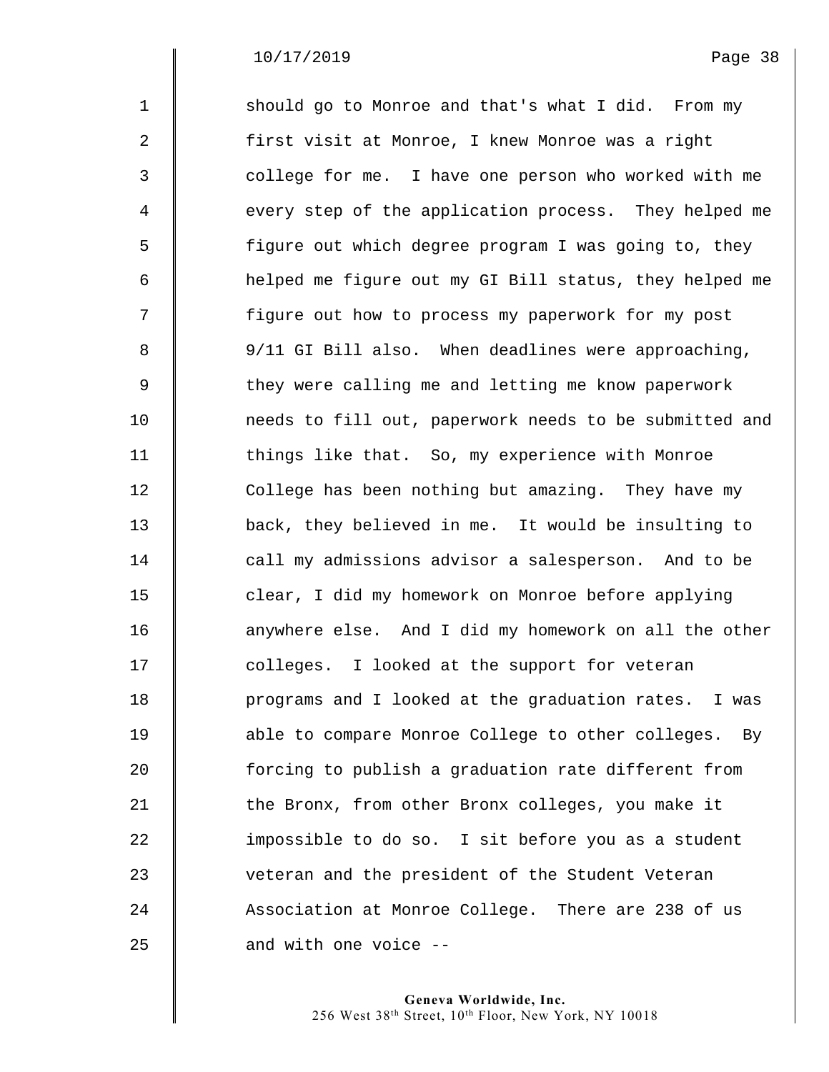should go to Monroe and that's what I did. From my first visit at Monroe, I knew Monroe was a right college for me. I have one person who worked with me every step of the application process. They helped me figure out which degree program I was going to, they helped me figure out my GI Bill status, they helped me figure out how to process my paperwork for my post 9/11 GI Bill also. When deadlines were approaching, they were calling me and letting me know paperwork needs to fill out, paperwork needs to be submitted and things like that. So, my experience with Monroe College has been nothing but amazing. They have my back, they believed in me. It would be insulting to call my admissions advisor a salesperson. And to be clear, I did my homework on Monroe before applying anywhere else. And I did my homework on all the other colleges. I looked at the support for veteran programs and I looked at the graduation rates. I was able to compare Monroe College to other colleges. By forcing to publish a graduation rate different from the Bronx, from other Bronx colleges, you make it impossible to do so. I sit before you as a student veteran and the president of the Student Veteran Association at Monroe College. There are 238 of us and with one voice --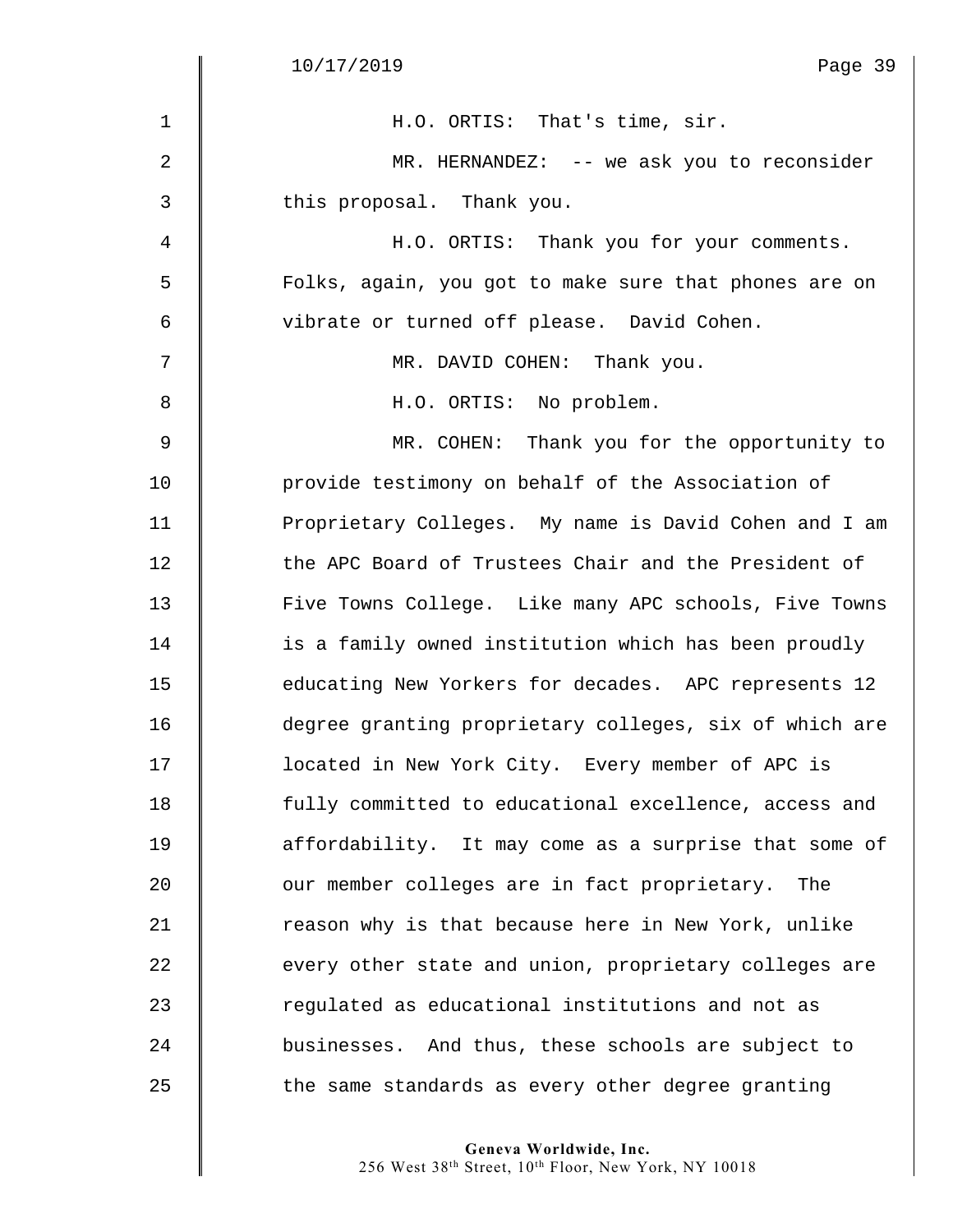H.O. ORTIS: That's time, sir.

MR. HERNANDEZ: -- we ask you to reconsider this proposal. Thank you.

H.O. ORTIS: Thank you for your comments. Folks, again, you got to make sure that phones are on vibrate or turned off please. David Cohen.

MR. DAVID COHEN: Thank you.

H.O. ORTIS: No problem.

MR. COHEN: Thank you for the opportunity to provide testimony on behalf of the Association of Proprietary Colleges. My name is David Cohen and I am the APC Board of Trustees Chair and the President of Five Towns College. Like many APC schools, Five Towns is a family owned institution which has been proudly educating New Yorkers for decades. APC represents 12 degree granting proprietary colleges, six of which are located in New York City. Every member of APC is fully committed to educational excellence, access and affordability. It may come as a surprise that some of our member colleges are in fact proprietary. The reason why is that because here in New York, unlike every other state and union, proprietary colleges are regulated as educational institutions and not as businesses. And thus, these schools are subject to the same standards as every other degree granting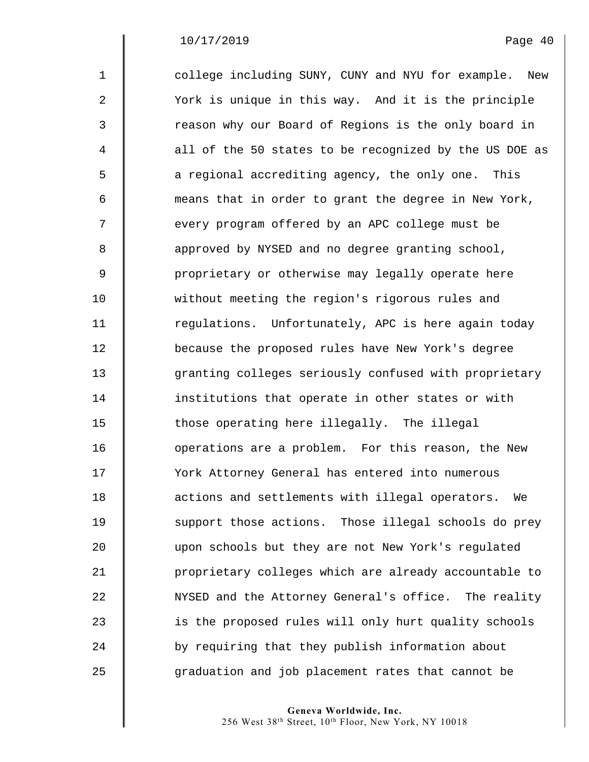college including SUNY, CUNY and NYU for example. New York is unique in this way. And it is the principle reason why our Board of Regions is the only board in all of the 50 states to be recognized by the US DOE as a regional accrediting agency, the only one. This means that in order to grant the degree in New York, every program offered by an APC college must be approved by NYSED and no degree granting school, proprietary or otherwise may legally operate here without meeting the region's rigorous rules and regulations. Unfortunately, APC is here again today because the proposed rules have New York's degree granting colleges seriously confused with proprietary institutions that operate in other states or with those operating here illegally. The illegal operations are a problem. For this reason, the New York Attorney General has entered into numerous actions and settlements with illegal operators. We support those actions. Those illegal schools do prey upon schools but they are not New York's regulated proprietary colleges which are already accountable to NYSED and the Attorney General's office. The reality is the proposed rules will only hurt quality schools by requiring that they publish information about graduation and job placement rates that cannot be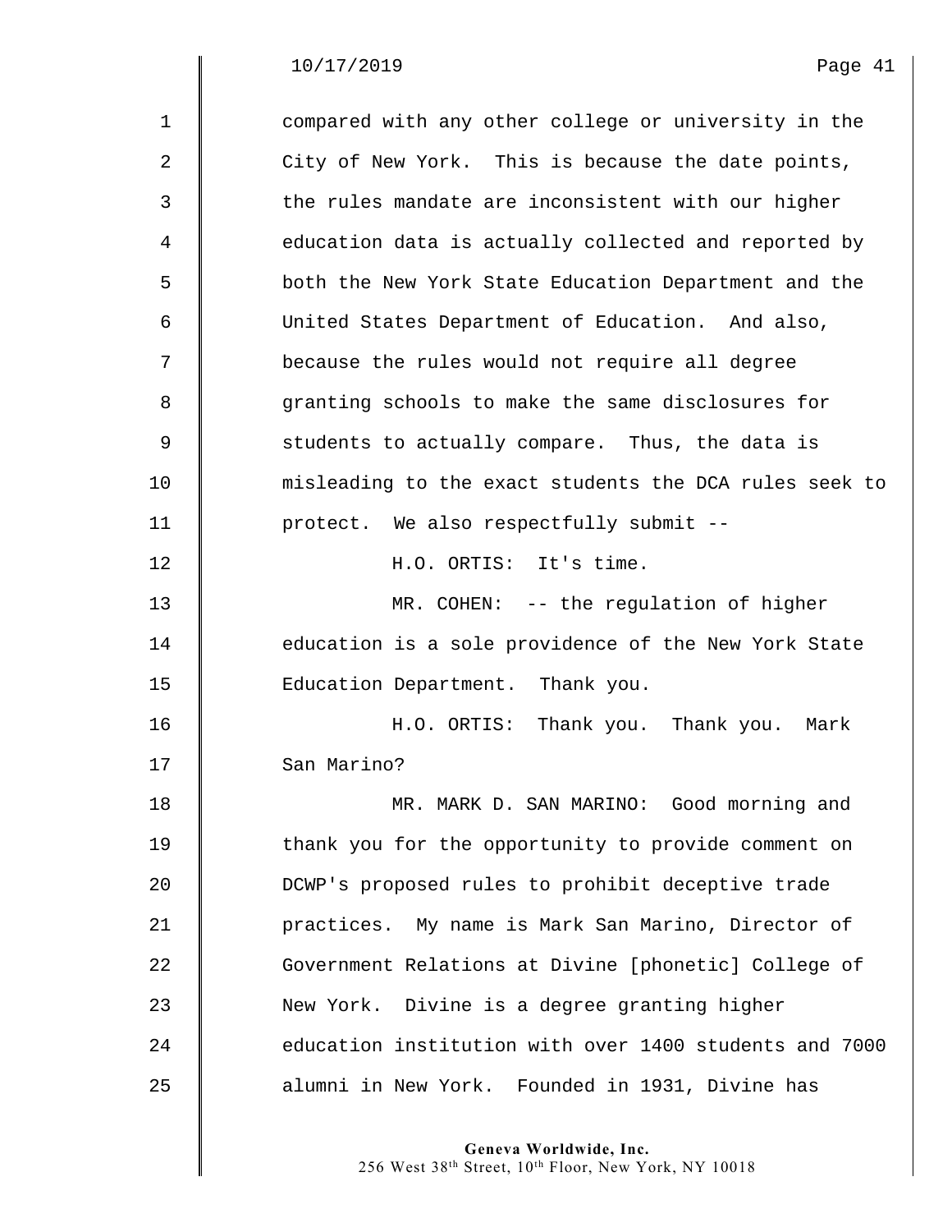compared with any other college or university in the City of New York. This is because the date points, the rules mandate are inconsistent with our higher education data is actually collected and reported by both the New York State Education Department and the United States Department of Education. And also, because the rules would not require all degree granting schools to make the same disclosures for students to actually compare. Thus, the data is misleading to the exact students the DCA rules seek to protect. We also respectfully submit --

H.O. ORTIS: It's time.

MR. COHEN: -- the regulation of higher education is a sole providence of the New York State Education Department. Thank you.

H.O. ORTIS: Thank you. Thank you. Mark San Marino?

MR. MARK D. SAN MARINO: Good morning and thank you for the opportunity to provide comment on DCWP's proposed rules to prohibit deceptive trade practices. My name is Mark San Marino, Director of Government Relations at Divine [phonetic] College of New York. Divine is a degree granting higher education institution with over 1400 students and 7000 alumni in New York. Founded in 1931, Divine has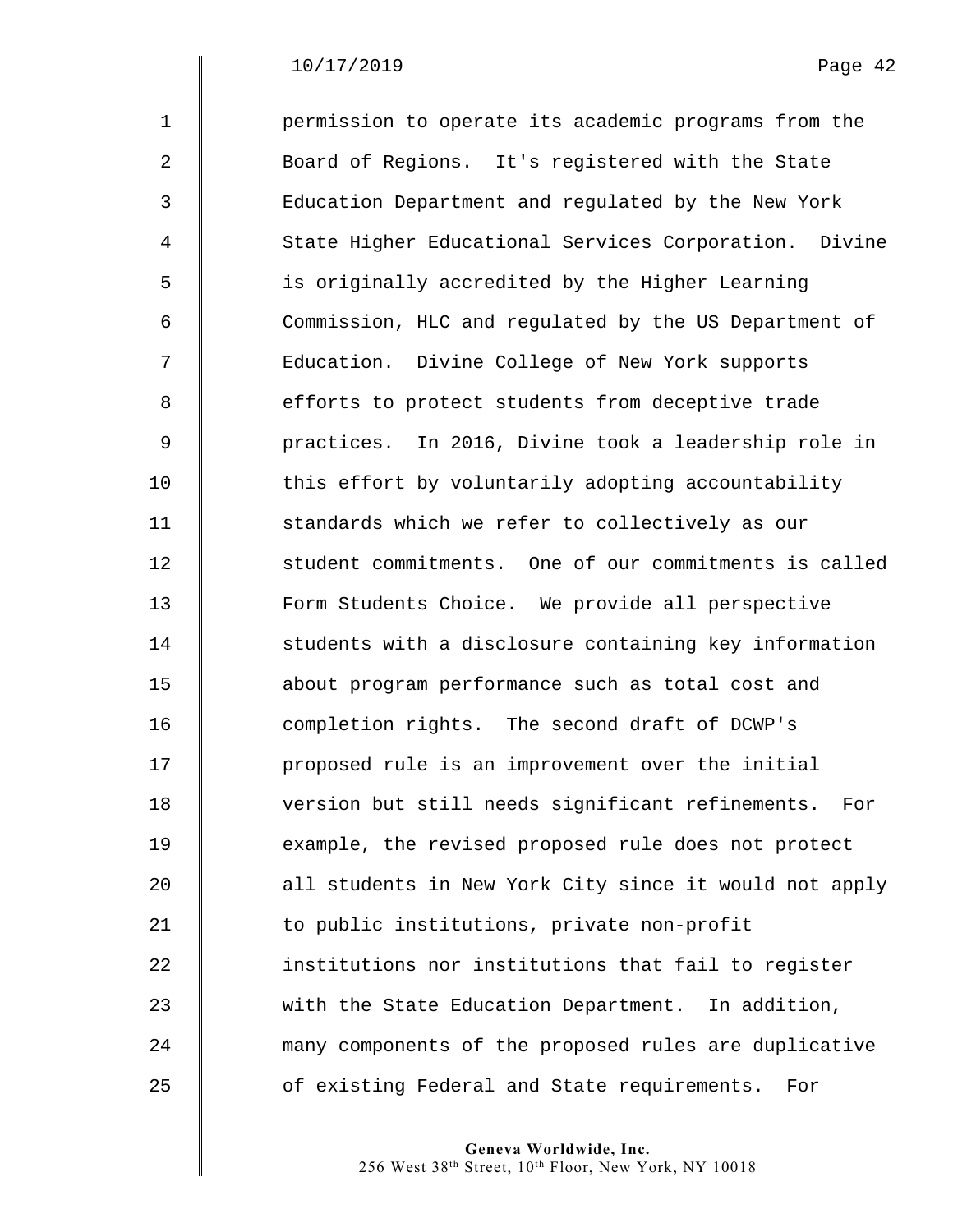permission to operate its academic programs from the Board of Regions. It's registered with the State Education Department and regulated by the New York State Higher Educational Services Corporation. Divine is originally accredited by the Higher Learning Commission, HLC and regulated by the US Department of Education. Divine College of New York supports efforts to protect students from deceptive trade practices. In 2016, Divine took a leadership role in this effort by voluntarily adopting accountability standards which we refer to collectively as our student commitments. One of our commitments is called Form Students Choice. We provide all perspective students with a disclosure containing key information about program performance such as total cost and completion rights. The second draft of DCWP's proposed rule is an improvement over the initial version but still needs significant refinements. For example, the revised proposed rule does not protect all students in New York City since it would not apply to public institutions, private non-profit institutions nor institutions that fail to register with the State Education Department. In addition, many components of the proposed rules are duplicative of existing Federal and State requirements. For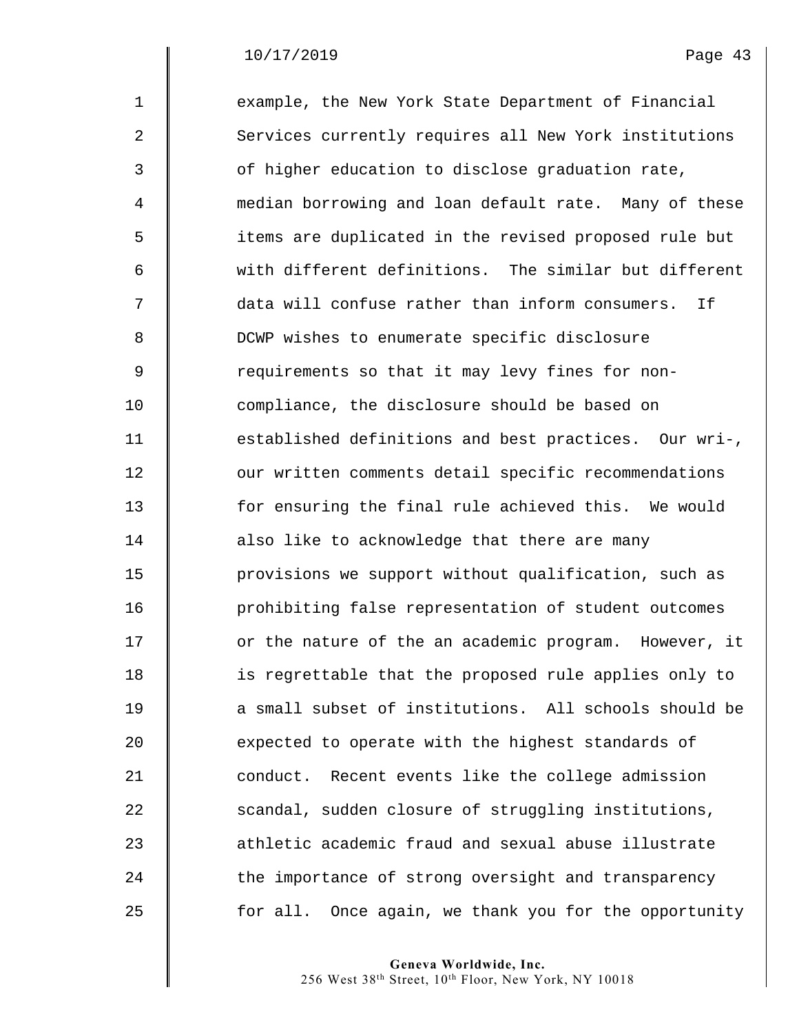example, the New York State Department of Financial Services currently requires all New York institutions of higher education to disclose graduation rate, median borrowing and loan default rate. Many of these items are duplicated in the revised proposed rule but with different definitions. The similar but different data will confuse rather than inform consumers. If DCWP wishes to enumerate specific disclosure requirements so that it may levy fines for non-compliance, the disclosure should be based on established definitions and best practices. Our wri-, our written comments detail specific recommendations for ensuring the final rule achieved this. We would also like to acknowledge that there are many provisions we support without qualification, such as prohibiting false representation of student outcomes or the nature of the an academic program. However, it is regrettable that the proposed rule applies only to a small subset of institutions. All schools should be expected to operate with the highest standards of conduct. Recent events like the college admission scandal, sudden closure of struggling institutions, athletic academic fraud and sexual abuse illustrate the importance of strong oversight and transparency for all. Once again, we thank you for the opportunity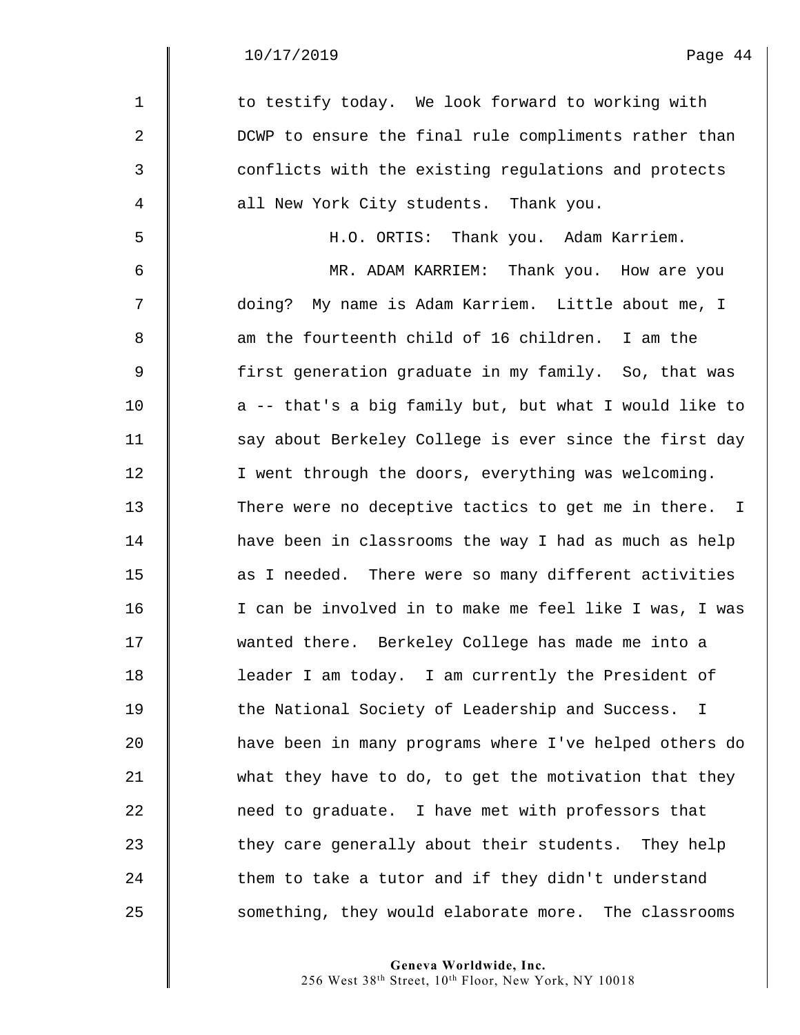to testify today. We look forward to working with DCWP to ensure the final rule compliments rather than conflicts with the existing regulations and protects all New York City students. Thank you.

H.O. ORTIS: Thank you. Adam Karriem.

MR. ADAM KARRIEM: Thank you. How are you doing? My name is Adam Karriem. Little about me, I am the fourteenth child of 16 children. I am the first generation graduate in my family. So, that was a -- that's a big family but, but what I would like to say about Berkeley College is ever since the first day I went through the doors, everything was welcoming. There were no deceptive tactics to get me in there. I have been in classrooms the way I had as much as help as I needed. There were so many different activities I can be involved in to make me feel like I was, I was wanted there. Berkeley College has made me into a leader I am today. I am currently the President of the National Society of Leadership and Success. I have been in many programs where I've helped others do what they have to do, to get the motivation that they need to graduate. I have met with professors that they care generally about their students. They help them to take a tutor and if they didn't understand something, they would elaborate more. The classrooms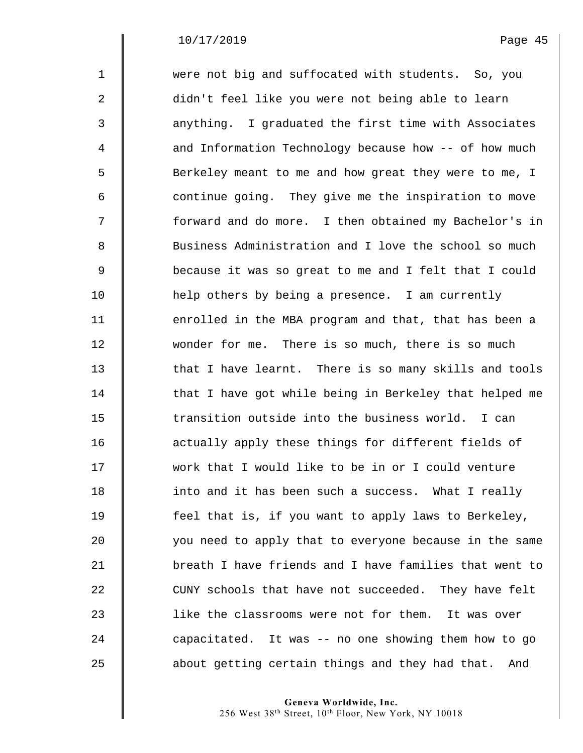were not big and suffocated with students. So, you didn't feel like you were not being able to learn anything. I graduated the first time with Associates and Information Technology because how -- of how much Berkeley meant to me and how great they were to me, I continue going. They give me the inspiration to move forward and do more. I then obtained my Bachelor's in Business Administration and I love the school so much because it was so great to me and I felt that I could help others by being a presence. I am currently enrolled in the MBA program and that, that has been a wonder for me. There is so much, there is so much that I have learnt. There is so many skills and tools that I have got while being in Berkeley that helped me transition outside into the business world. I can actually apply these things for different fields of work that I would like to be in or I could venture into and it has been such a success. What I really feel that is, if you want to apply laws to Berkeley, you need to apply that to everyone because in the same breath I have friends and I have families that went to CUNY schools that have not succeeded. They have felt like the classrooms were not for them. It was over capacitated. It was -- no one showing them how to go about getting certain things and they had that. And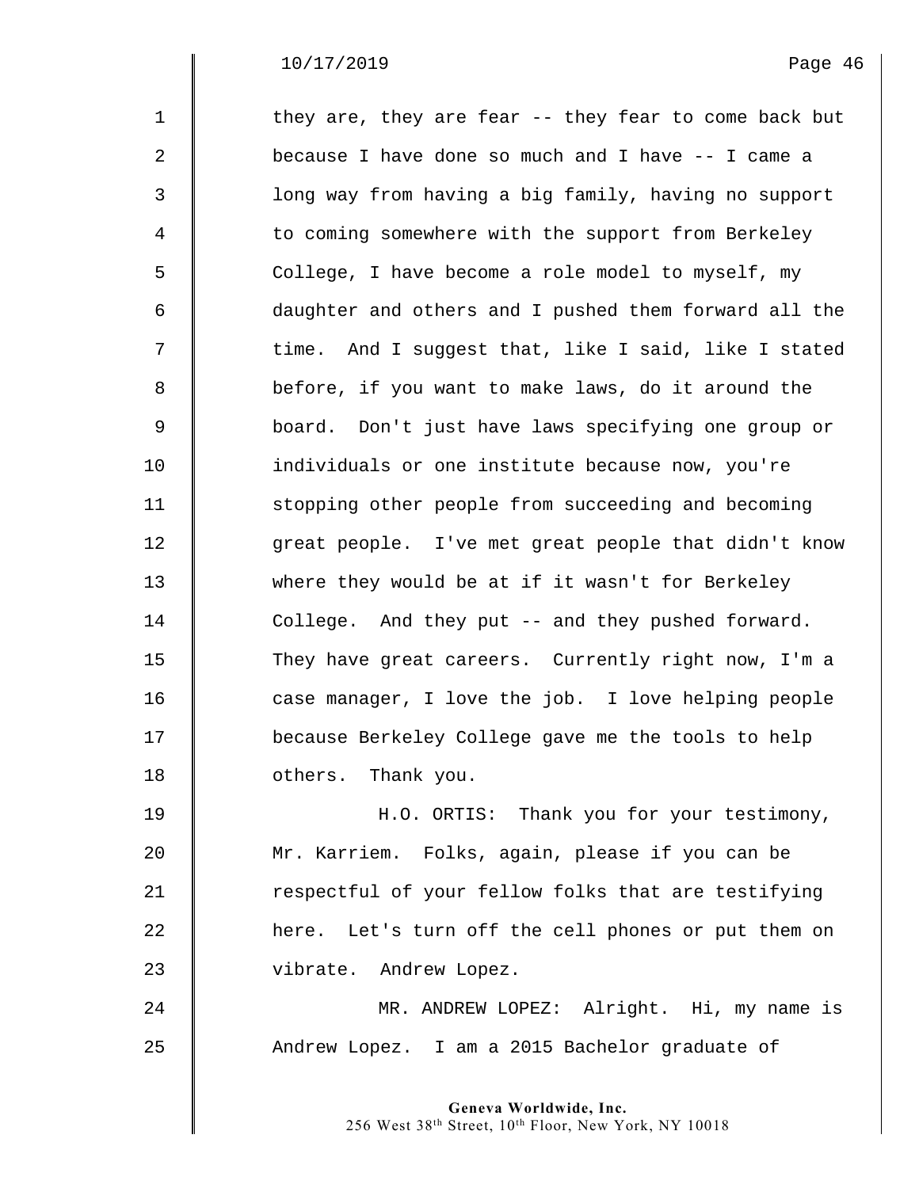they are, they are fear -- they fear to come back but because I have done so much and I have -- I came a long way from having a big family, having no support to coming somewhere with the support from Berkeley College, I have become a role model to myself, my daughter and others and I pushed them forward all the time. And I suggest that, like I said, like I stated before, if you want to make laws, do it around the board. Don't just have laws specifying one group or individuals or one institute because now, you're stopping other people from succeeding and becoming great people. I've met great people that didn't know where they would be at if it wasn't for Berkeley College. And they put -- and they pushed forward. They have great careers. Currently right now, I'm a case manager, I love the job. I love helping people because Berkeley College gave me the tools to help others. Thank you.

H.O. ORTIS: Thank you for your testimony, Mr. Karriem. Folks, again, please if you can be respectful of your fellow folks that are testifying here. Let's turn off the cell phones or put them on vibrate. Andrew Lopez.

MR. ANDREW LOPEZ: Alright. Hi, my name is Andrew Lopez. I am a 2015 Bachelor graduate of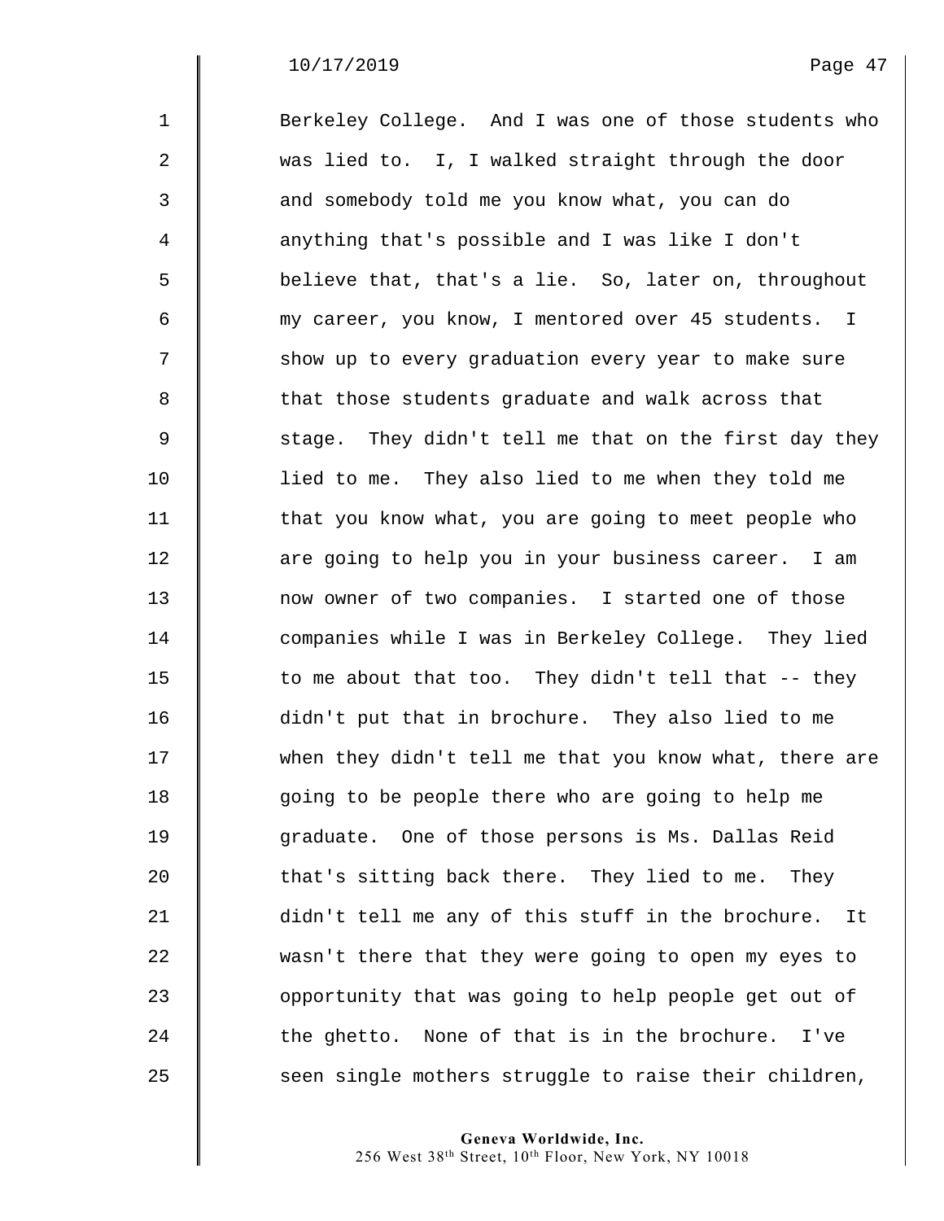Berkeley College. And I was one of those students who was lied to. I, I walked straight through the door and somebody told me you know what, you can do anything that's possible and I was like I don't believe that, that's a lie. So, later on, throughout my career, you know, I mentored over 45 students. I show up to every graduation every year to make sure that those students graduate and walk across that stage. They didn't tell me that on the first day they lied to me. They also lied to me when they told me that you know what, you are going to meet people who are going to help you in your business career. I am now owner of two companies. I started one of those companies while I was in Berkeley College. They lied to me about that too. They didn't tell that -- they didn't put that in brochure. They also lied to me when they didn't tell me that you know what, there are going to be people there who are going to help me graduate. One of those persons is Ms. Dallas Reid that's sitting back there. They lied to me. They didn't tell me any of this stuff in the brochure. It wasn't there that they were going to open my eyes to opportunity that was going to help people get out of the ghetto. None of that is in the brochure. I've seen single mothers struggle to raise their children,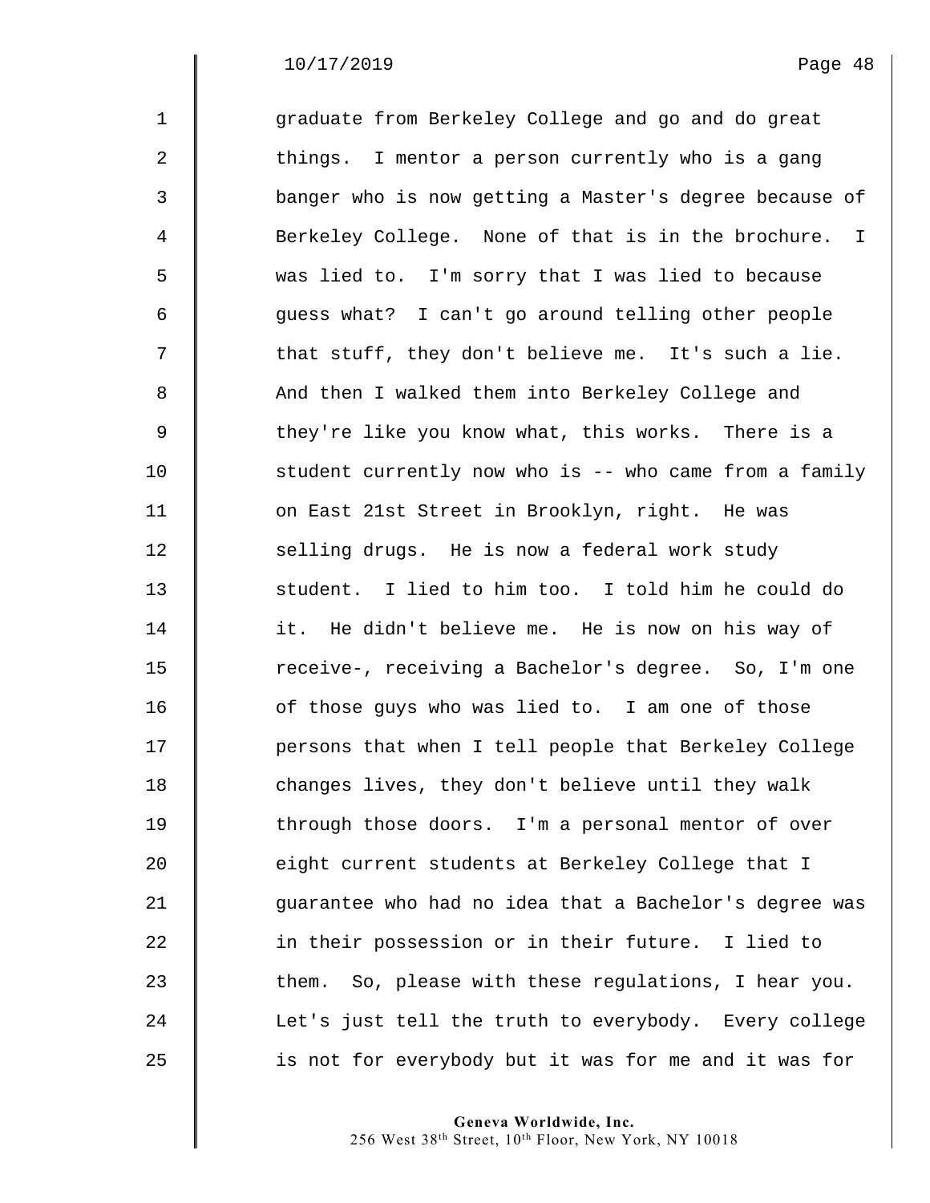graduate from Berkeley College and go and do great things. I mentor a person currently who is a gang banger who is now getting a Master's degree because of Berkeley College. None of that is in the brochure. I was lied to. I'm sorry that I was lied to because guess what? I can't go around telling other people that stuff, they don't believe me. It's such a lie. And then I walked them into Berkeley College and they're like you know what, this works. There is a student currently now who is -- who came from a family on East 21st Street in Brooklyn, right. He was selling drugs. He is now a federal work study student. I lied to him too. I told him he could do it. He didn't believe me. He is now on his way of receive-, receiving a Bachelor's degree. So, I'm one of those guys who was lied to. I am one of those persons that when I tell people that Berkeley College changes lives, they don't believe until they walk through those doors. I'm a personal mentor of over eight current students at Berkeley College that I guarantee who had no idea that a Bachelor's degree was in their possession or in their future. I lied to them. So, please with these regulations, I hear you. Let's just tell the truth to everybody. Every college is not for everybody but it was for me and it was for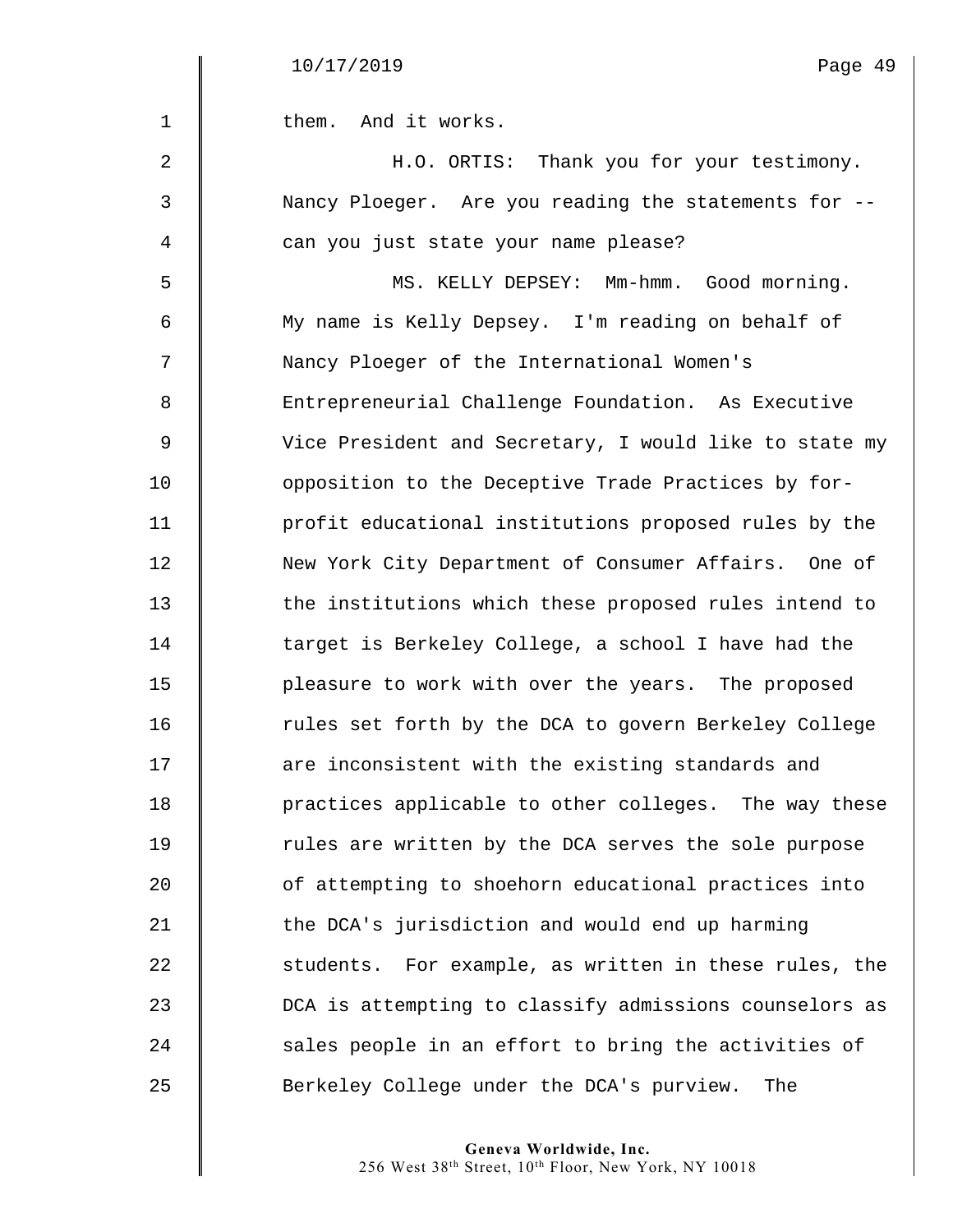them. And it works.

H.O. ORTIS: Thank you for your testimony. Nancy Ploeger. Are you reading the statements for -- can you just state your name please?

MS. KELLY DEPSEY: Mm-hmm. Good morning. My name is Kelly Depsey. I'm reading on behalf of Nancy Ploeger of the International Women's Entrepreneurial Challenge Foundation. As Executive Vice President and Secretary, I would like to state my opposition to the Deceptive Trade Practices by for-profit educational institutions proposed rules by the New York City Department of Consumer Affairs. One of the institutions which these proposed rules intend to target is Berkeley College, a school I have had the pleasure to work with over the years. The proposed rules set forth by the DCA to govern Berkeley College are inconsistent with the existing standards and practices applicable to other colleges. The way these rules are written by the DCA serves the sole purpose of attempting to shoehorn educational practices into the DCA's jurisdiction and would end up harming students. For example, as written in these rules, the DCA is attempting to classify admissions counselors as sales people in an effort to bring the activities of Berkeley College under the DCA's purview. The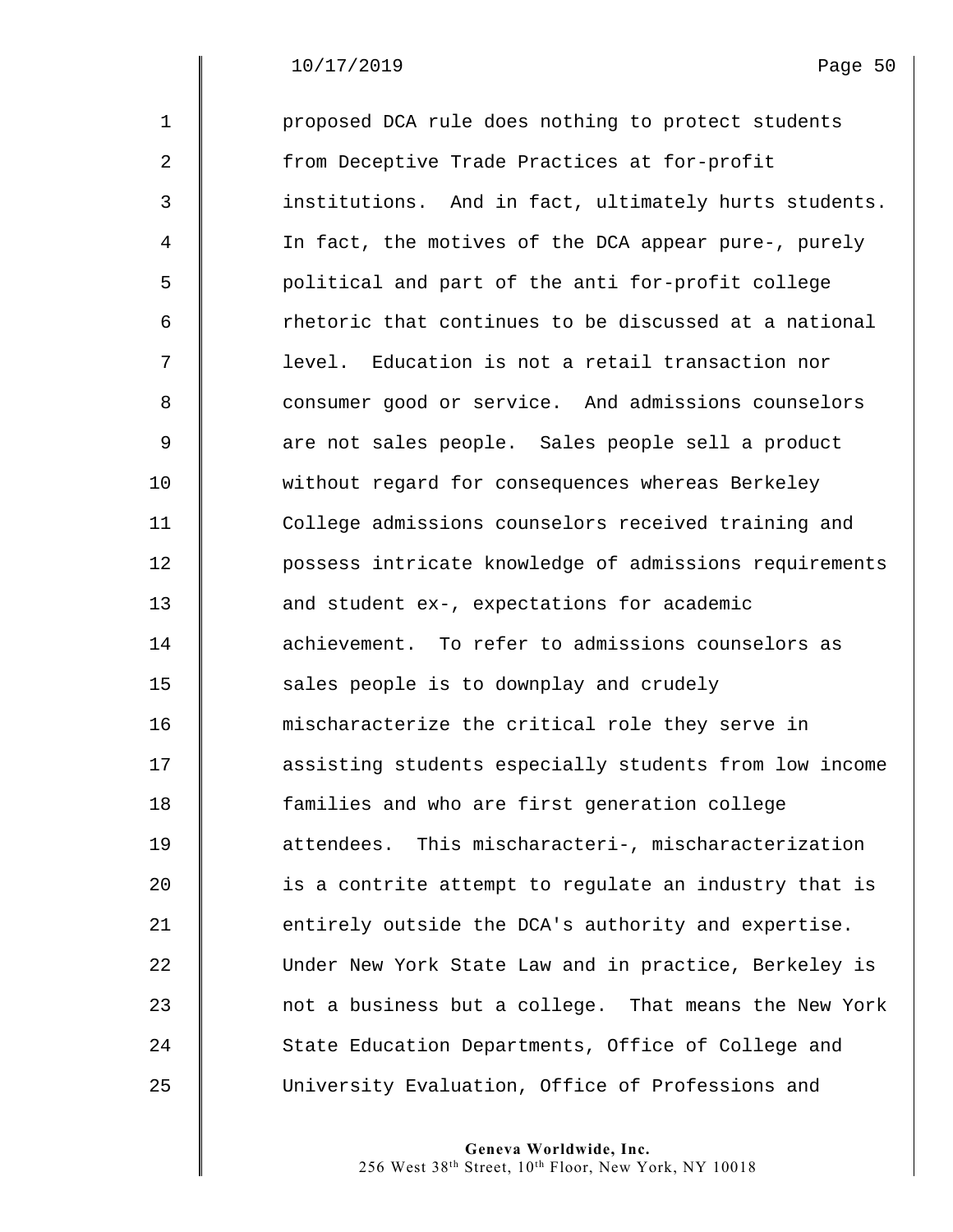proposed DCA rule does nothing to protect students from Deceptive Trade Practices at for-profit institutions. And in fact, ultimately hurts students. In fact, the motives of the DCA appear pure-, purely political and part of the anti for-profit college rhetoric that continues to be discussed at a national level. Education is not a retail transaction nor consumer good or service. And admissions counselors are not sales people. Sales people sell a product without regard for consequences whereas Berkeley College admissions counselors received training and possess intricate knowledge of admissions requirements and student ex-, expectations for academic achievement. To refer to admissions counselors as sales people is to downplay and crudely mischaracterize the critical role they serve in assisting students especially students from low income families and who are first generation college attendees. This mischaracteri-, mischaracterization is a contrite attempt to regulate an industry that is entirely outside the DCA's authority and expertise. Under New York State Law and in practice, Berkeley is not a business but a college. That means the New York State Education Departments, Office of College and University Evaluation, Office of Professions and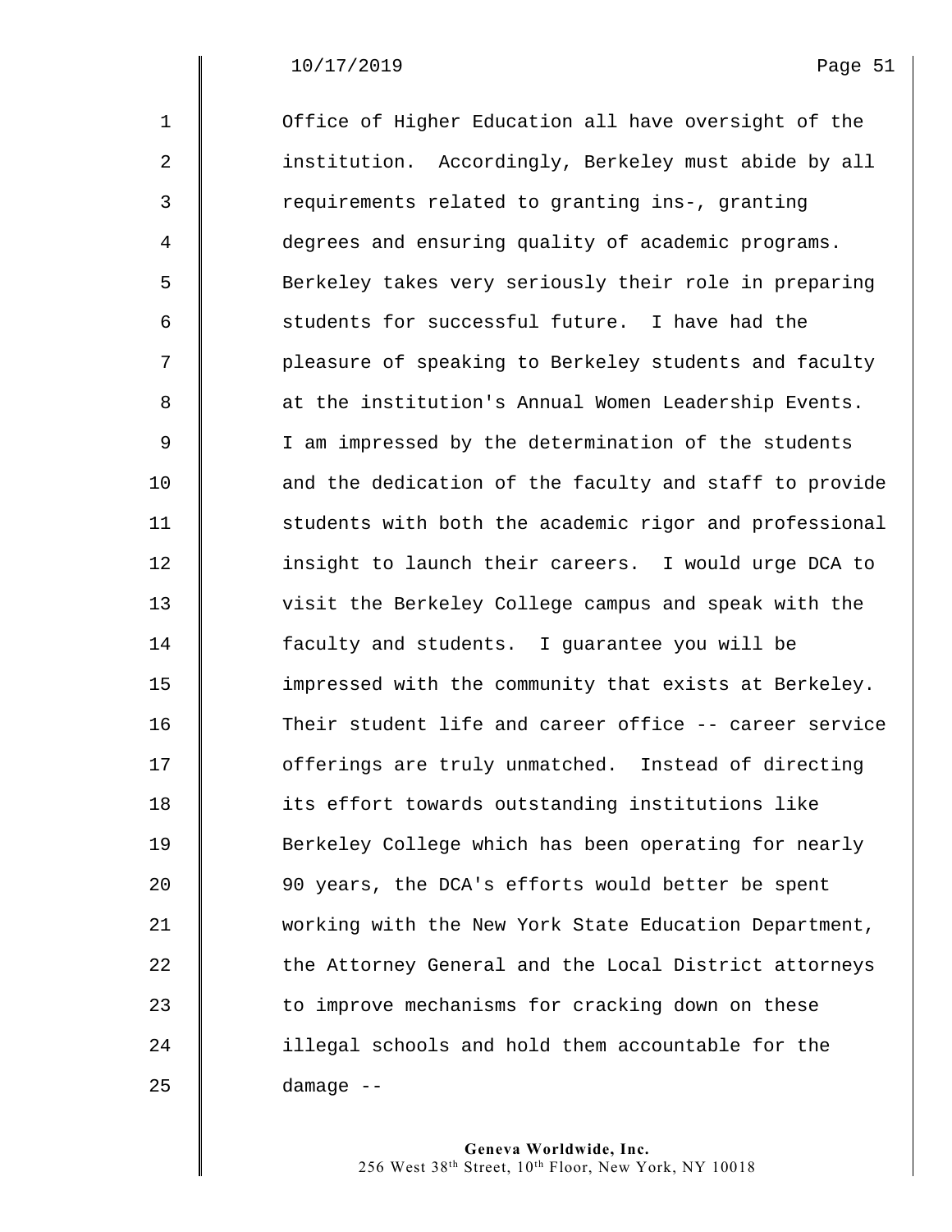Office of Higher Education all have oversight of the institution. Accordingly, Berkeley must abide by all requirements related to granting ins-, granting degrees and ensuring quality of academic programs. Berkeley takes very seriously their role in preparing students for successful future. I have had the pleasure of speaking to Berkeley students and faculty at the institution's Annual Women Leadership Events. I am impressed by the determination of the students and the dedication of the faculty and staff to provide students with both the academic rigor and professional insight to launch their careers. I would urge DCA to visit the Berkeley College campus and speak with the faculty and students. I guarantee you will be impressed with the community that exists at Berkeley. Their student life and career office -- career service offerings are truly unmatched. Instead of directing its effort towards outstanding institutions like Berkeley College which has been operating for nearly 90 years, the DCA's efforts would better be spent working with the New York State Education Department, the Attorney General and the Local District attorneys to improve mechanisms for cracking down on these illegal schools and hold them accountable for the damage --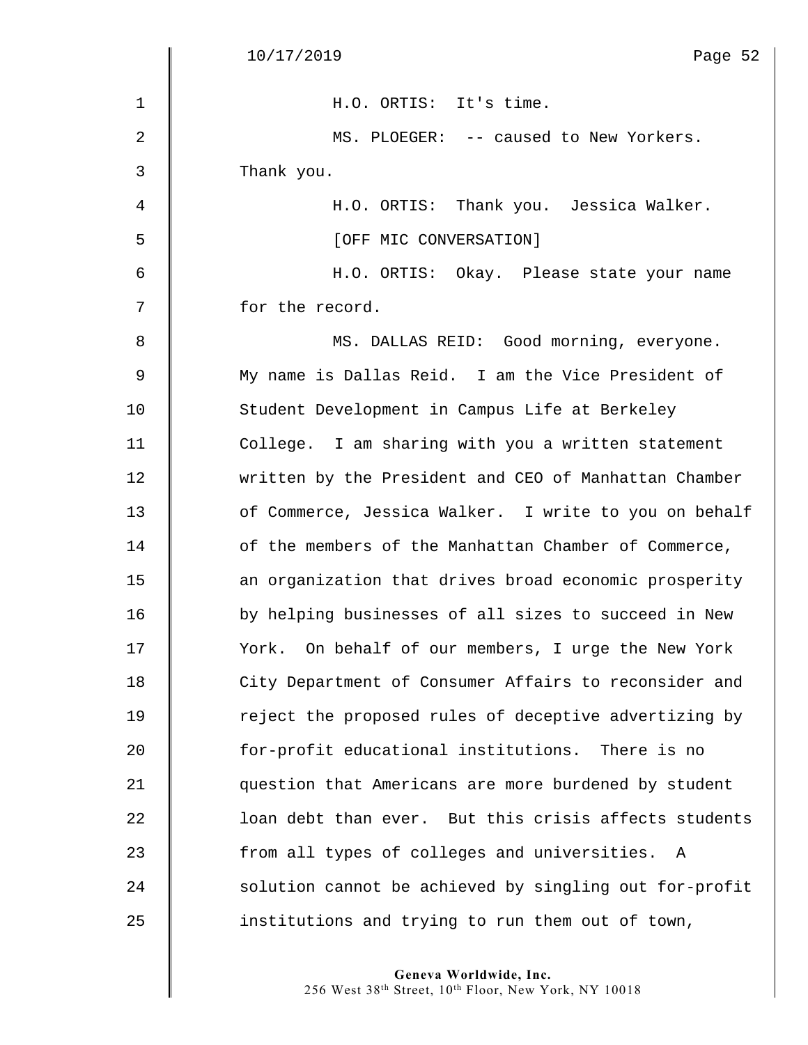H.O. ORTIS: It's time.

MS. PLOEGER: -- caused to New Yorkers. Thank you.

H.O. ORTIS: Thank you. Jessica Walker.

[OFF MIC CONVERSATION]

H.O. ORTIS: Okay. Please state your name for the record.

MS. DALLAS REID: Good morning, everyone. My name is Dallas Reid. I am the Vice President of Student Development in Campus Life at Berkeley College. I am sharing with you a written statement written by the President and CEO of Manhattan Chamber of Commerce, Jessica Walker. I write to you on behalf of the members of the Manhattan Chamber of Commerce, an organization that drives broad economic prosperity by helping businesses of all sizes to succeed in New York. On behalf of our members, I urge the New York City Department of Consumer Affairs to reconsider and reject the proposed rules of deceptive advertizing by for-profit educational institutions. There is no question that Americans are more burdened by student loan debt than ever. But this crisis affects students from all types of colleges and universities. A solution cannot be achieved by singling out for-profit institutions and trying to run them out of town,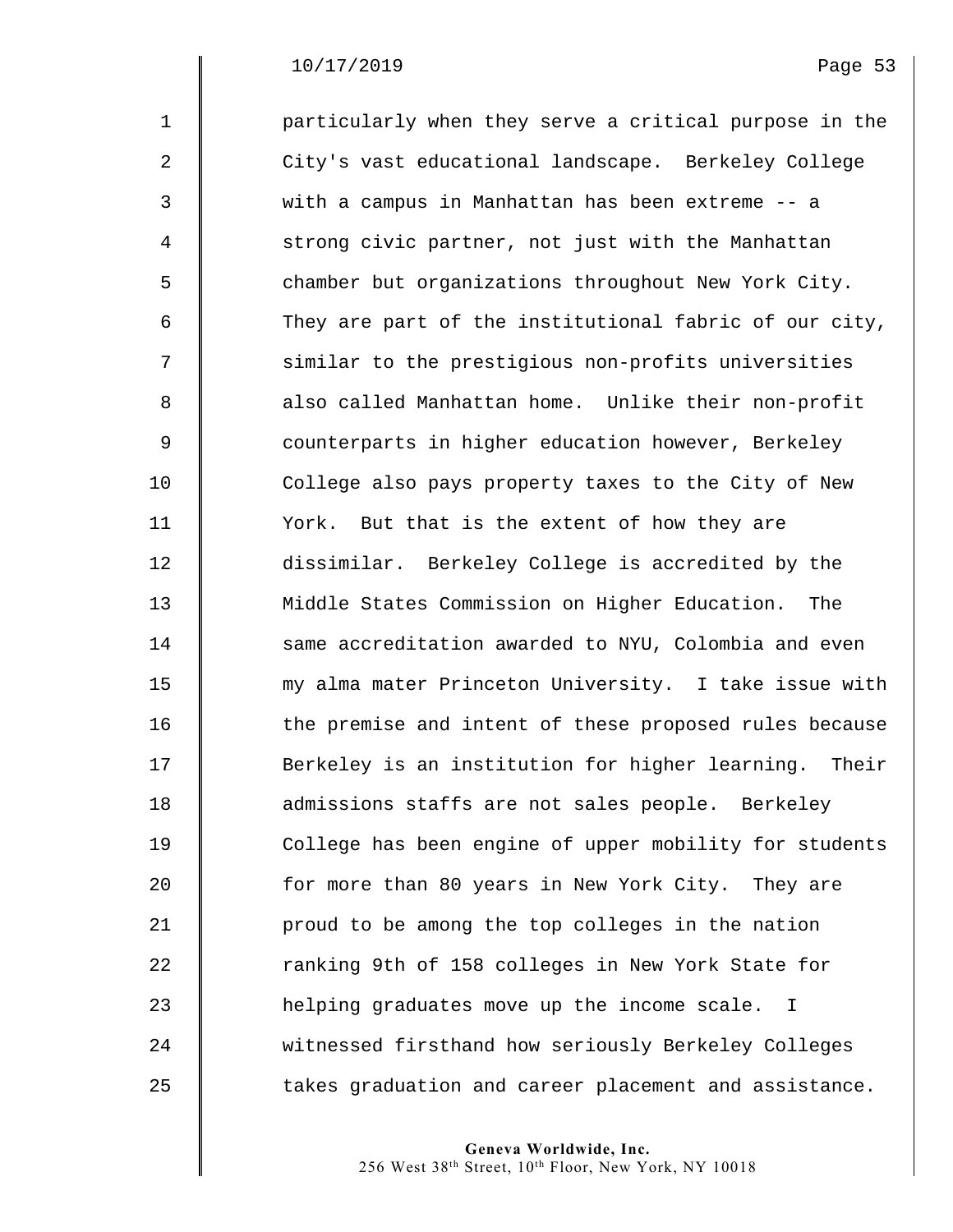particularly when they serve a critical purpose in the City's vast educational landscape. Berkeley College with a campus in Manhattan has been extreme -- a strong civic partner, not just with the Manhattan chamber but organizations throughout New York City. They are part of the institutional fabric of our city, similar to the prestigious non-profits universities also called Manhattan home. Unlike their non-profit counterparts in higher education however, Berkeley College also pays property taxes to the City of New York. But that is the extent of how they are dissimilar. Berkeley College is accredited by the Middle States Commission on Higher Education. The same accreditation awarded to NYU, Colombia and even my alma mater Princeton University. I take issue with the premise and intent of these proposed rules because Berkeley is an institution for higher learning. Their admissions staffs are not sales people. Berkeley College has been engine of upper mobility for students for more than 80 years in New York City. They are proud to be among the top colleges in the nation ranking 9th of 158 colleges in New York State for helping graduates move up the income scale. I witnessed firsthand how seriously Berkeley Colleges takes graduation and career placement and assistance.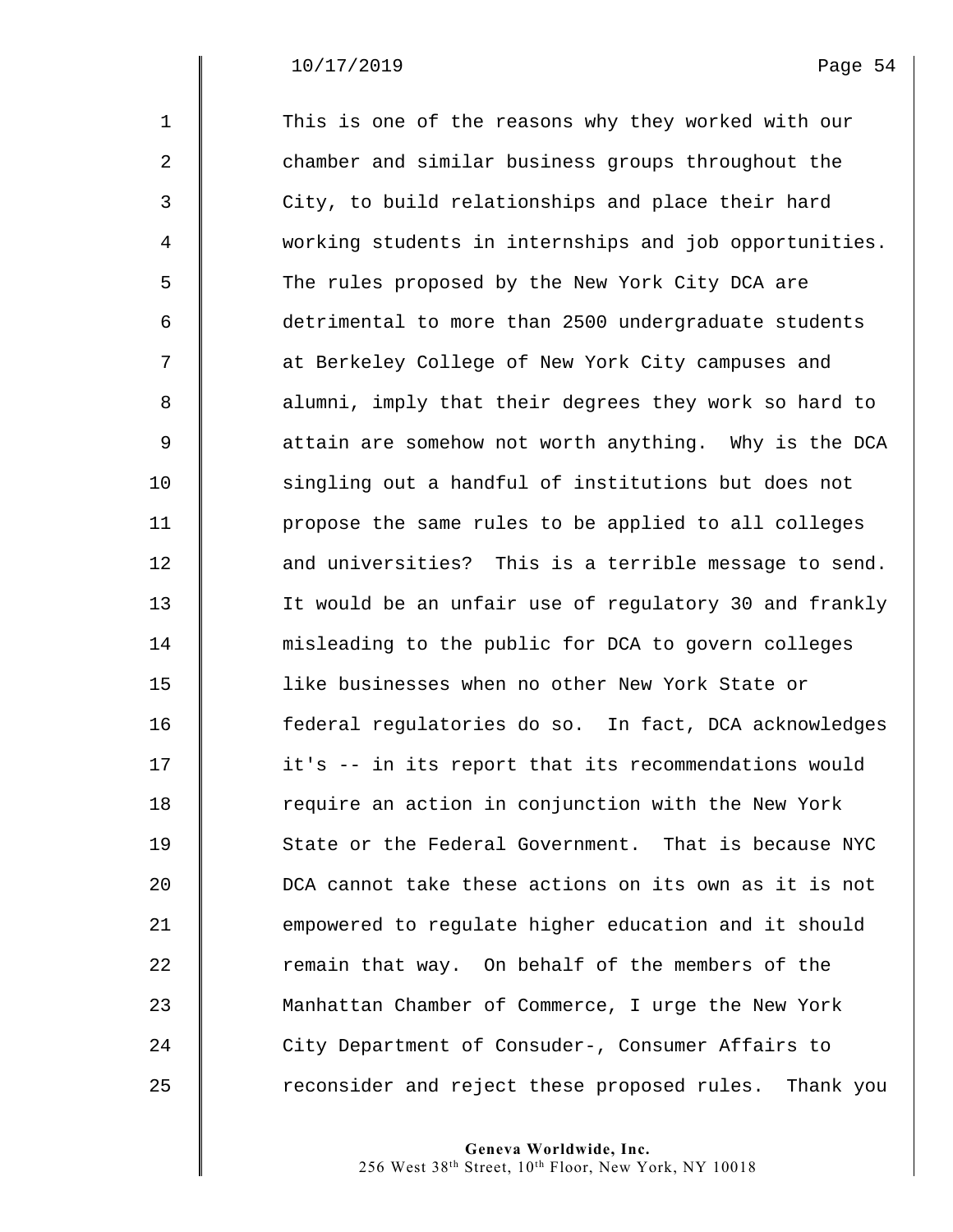This is one of the reasons why they worked with our chamber and similar business groups throughout the City, to build relationships and place their hard working students in internships and job opportunities. The rules proposed by the New York City DCA are detrimental to more than 2500 undergraduate students at Berkeley College of New York City campuses and alumni, imply that their degrees they work so hard to attain are somehow not worth anything. Why is the DCA singling out a handful of institutions but does not propose the same rules to be applied to all colleges and universities? This is a terrible message to send. It would be an unfair use of regulatory 30 and frankly misleading to the public for DCA to govern colleges like businesses when no other New York State or federal regulatories do so. In fact, DCA acknowledges it's -- in its report that its recommendations would require an action in conjunction with the New York State or the Federal Government. That is because NYC DCA cannot take these actions on its own as it is not empowered to regulate higher education and it should remain that way. On behalf of the members of the Manhattan Chamber of Commerce, I urge the New York City Department of Consuder-, Consumer Affairs to reconsider and reject these proposed rules. Thank you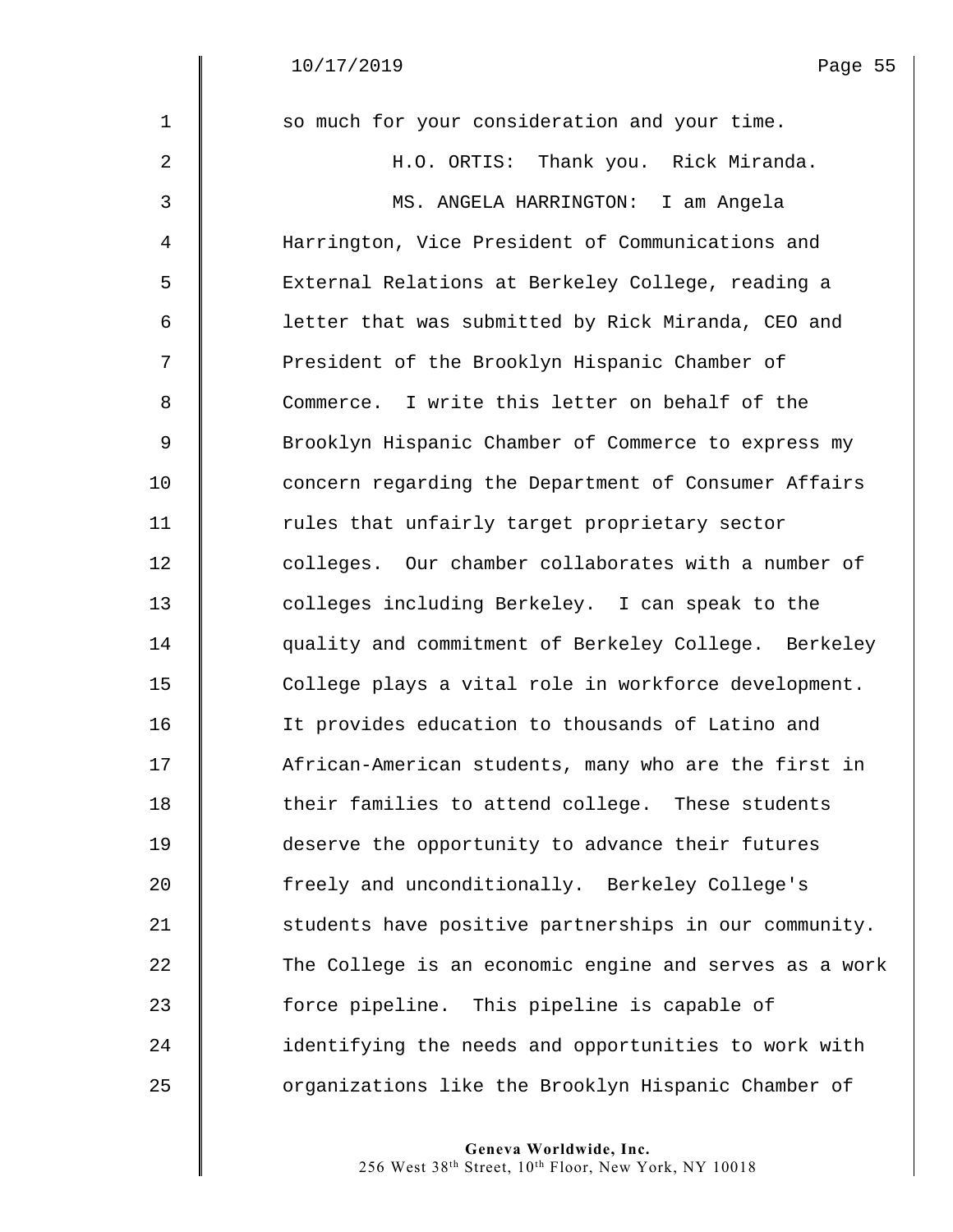so much for your consideration and your time.

H.O. ORTIS: Thank you. Rick Miranda.

MS. ANGELA HARRINGTON: I am Angela Harrington, Vice President of Communications and External Relations at Berkeley College, reading a letter that was submitted by Rick Miranda, CEO and President of the Brooklyn Hispanic Chamber of Commerce. I write this letter on behalf of the Brooklyn Hispanic Chamber of Commerce to express my concern regarding the Department of Consumer Affairs rules that unfairly target proprietary sector colleges. Our chamber collaborates with a number of colleges including Berkeley. I can speak to the quality and commitment of Berkeley College. Berkeley College plays a vital role in workforce development. It provides education to thousands of Latino and African-American students, many who are the first in their families to attend college. These students deserve the opportunity to advance their futures freely and unconditionally. Berkeley College's students have positive partnerships in our community. The College is an economic engine and serves as a work force pipeline. This pipeline is capable of identifying the needs and opportunities to work with organizations like the Brooklyn Hispanic Chamber of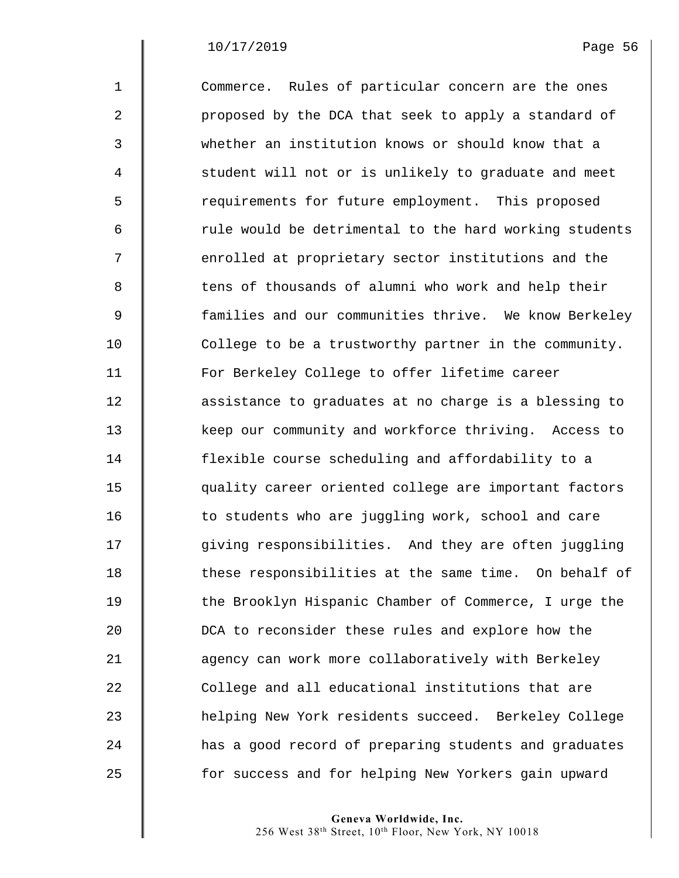Commerce. Rules of particular concern are the ones proposed by the DCA that seek to apply a standard of whether an institution knows or should know that a student will not or is unlikely to graduate and meet requirements for future employment. This proposed rule would be detrimental to the hard working students enrolled at proprietary sector institutions and the tens of thousands of alumni who work and help their families and our communities thrive. We know Berkeley College to be a trustworthy partner in the community. For Berkeley College to offer lifetime career assistance to graduates at no charge is a blessing to keep our community and workforce thriving. Access to flexible course scheduling and affordability to a quality career oriented college are important factors to students who are juggling work, school and care giving responsibilities. And they are often juggling these responsibilities at the same time. On behalf of the Brooklyn Hispanic Chamber of Commerce, I urge the DCA to reconsider these rules and explore how the agency can work more collaboratively with Berkeley College and all educational institutions that are helping New York residents succeed. Berkeley College has a good record of preparing students and graduates for success and for helping New Yorkers gain upward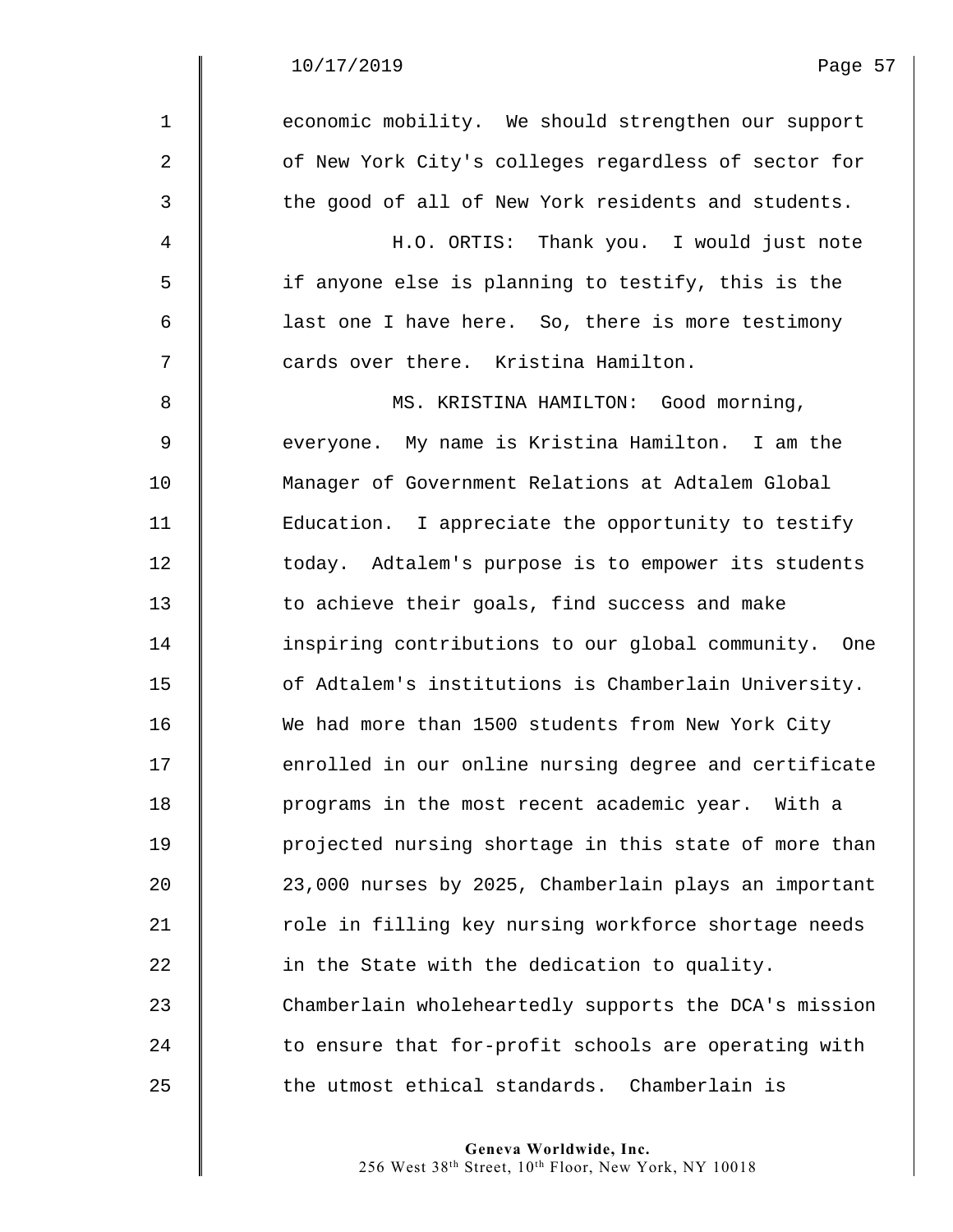economic mobility. We should strengthen our support of New York City's colleges regardless of sector for the good of all of New York residents and students.

H.O. ORTIS: Thank you. I would just note if anyone else is planning to testify, this is the last one I have here. So, there is more testimony cards over there. Kristina Hamilton.

MS. KRISTINA HAMILTON: Good morning, everyone. My name is Kristina Hamilton. I am the Manager of Government Relations at Adtalem Global Education. I appreciate the opportunity to testify today. Adtalem's purpose is to empower its students to achieve their goals, find success and make inspiring contributions to our global community. One of Adtalem's institutions is Chamberlain University. We had more than 1500 students from New York City enrolled in our online nursing degree and certificate programs in the most recent academic year. With a projected nursing shortage in this state of more than 23,000 nurses by 2025, Chamberlain plays an important role in filling key nursing workforce shortage needs in the State with the dedication to quality. Chamberlain wholeheartedly supports the DCA's mission to ensure that for-profit schools are operating with the utmost ethical standards. Chamberlain is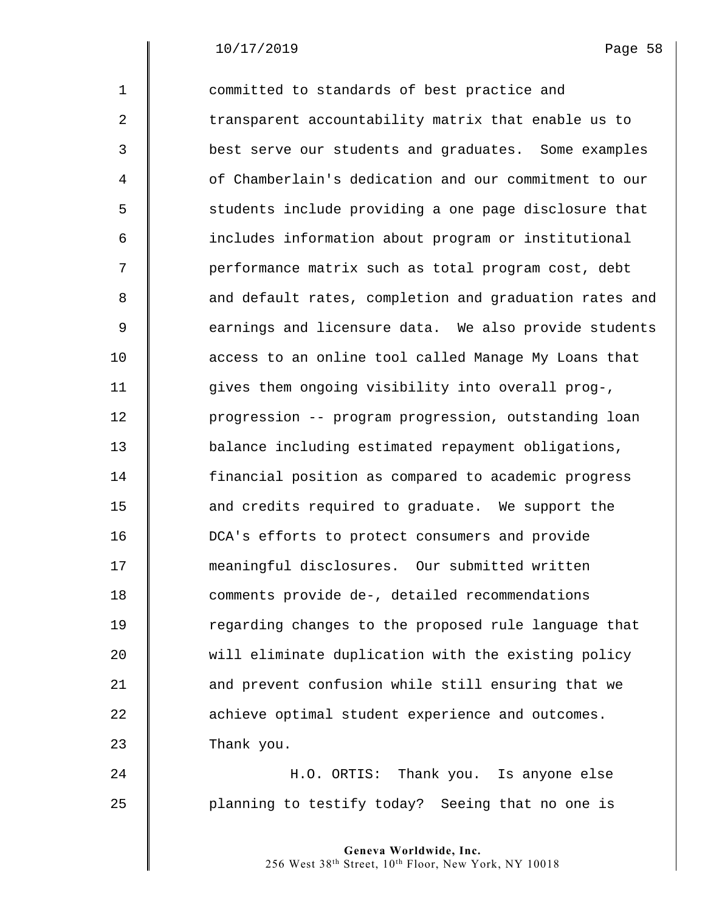committed to standards of best practice and transparent accountability matrix that enable us to best serve our students and graduates. Some examples of Chamberlain's dedication and our commitment to our students include providing a one page disclosure that includes information about program or institutional performance matrix such as total program cost, debt and default rates, completion and graduation rates and earnings and licensure data. We also provide students access to an online tool called Manage My Loans that gives them ongoing visibility into overall prog-, progression -- program progression, outstanding loan balance including estimated repayment obligations, financial position as compared to academic progress and credits required to graduate. We support the DCA's efforts to protect consumers and provide meaningful disclosures. Our submitted written comments provide de-, detailed recommendations regarding changes to the proposed rule language that will eliminate duplication with the existing policy and prevent confusion while still ensuring that we achieve optimal student experience and outcomes. Thank you.

H.O. ORTIS: Thank you. Is anyone else planning to testify today? Seeing that no one is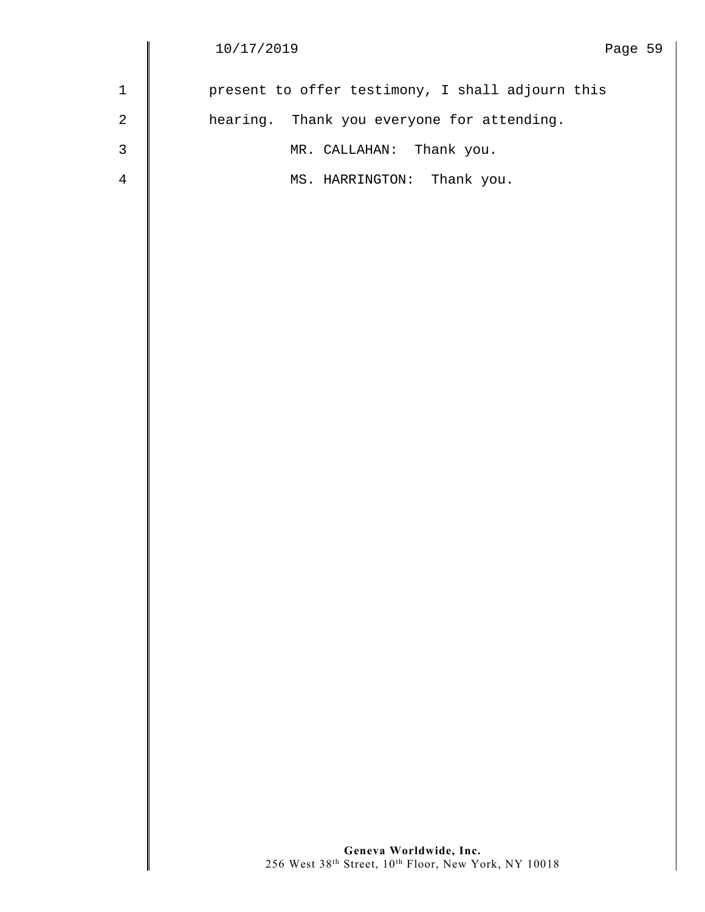present to offer testimony, I shall adjourn this hearing. Thank you everyone for attending.

MR. CALLAHAN: Thank you.

MS. HARRINGTON: Thank you.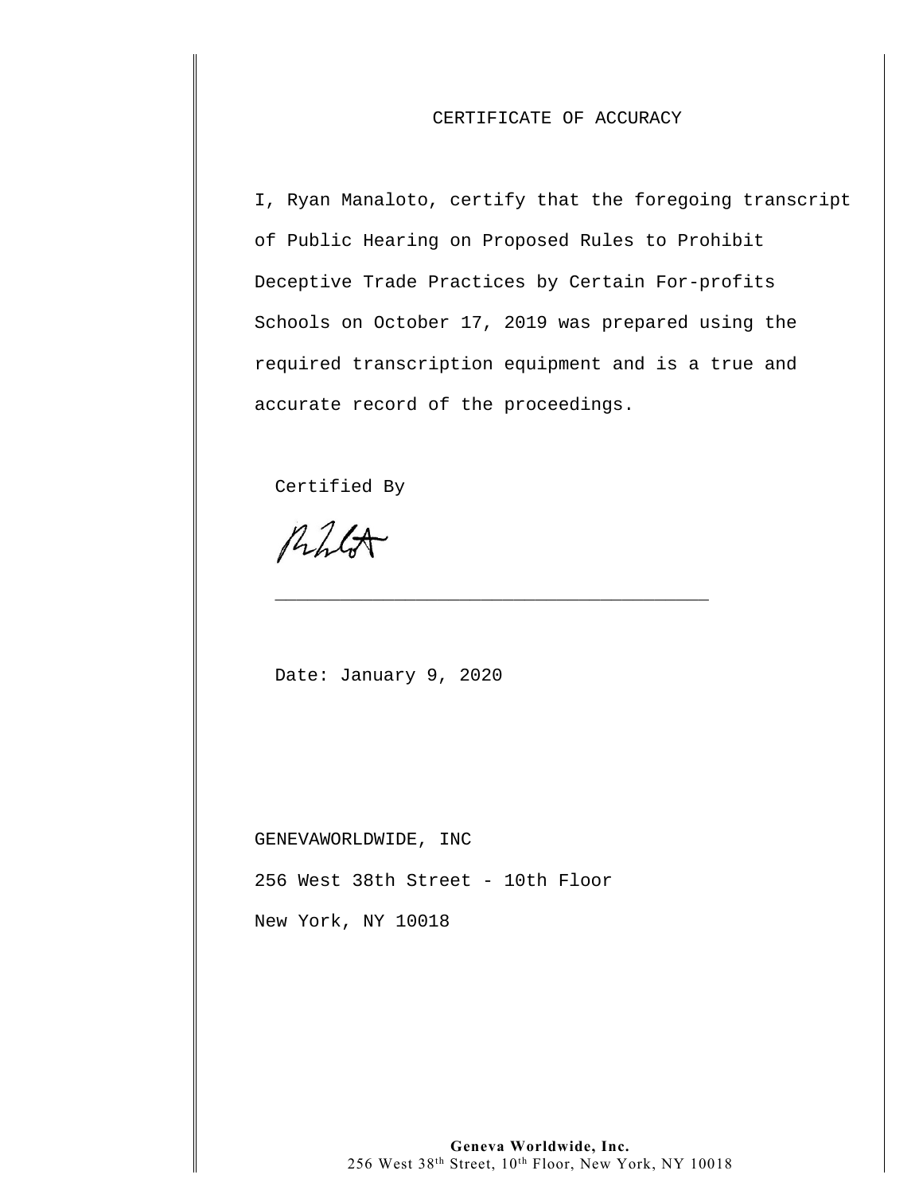CERTIFICATE OF ACCURACY

I, Ryan Manaloto, certify that the foregoing transcript of Public Hearing on Proposed Rules to Prohibit Deceptive Trade Practices by Certain For-profits Schools on October 17, 2019 was prepared using the required transcription equipment and is a true and accurate record of the proceedings.

Certified By

______________________________________

Date: January 9, 2020

GENEVAWORLDWIDE, INC

256 West 38th Street - 10th Floor

New York, NY 10018